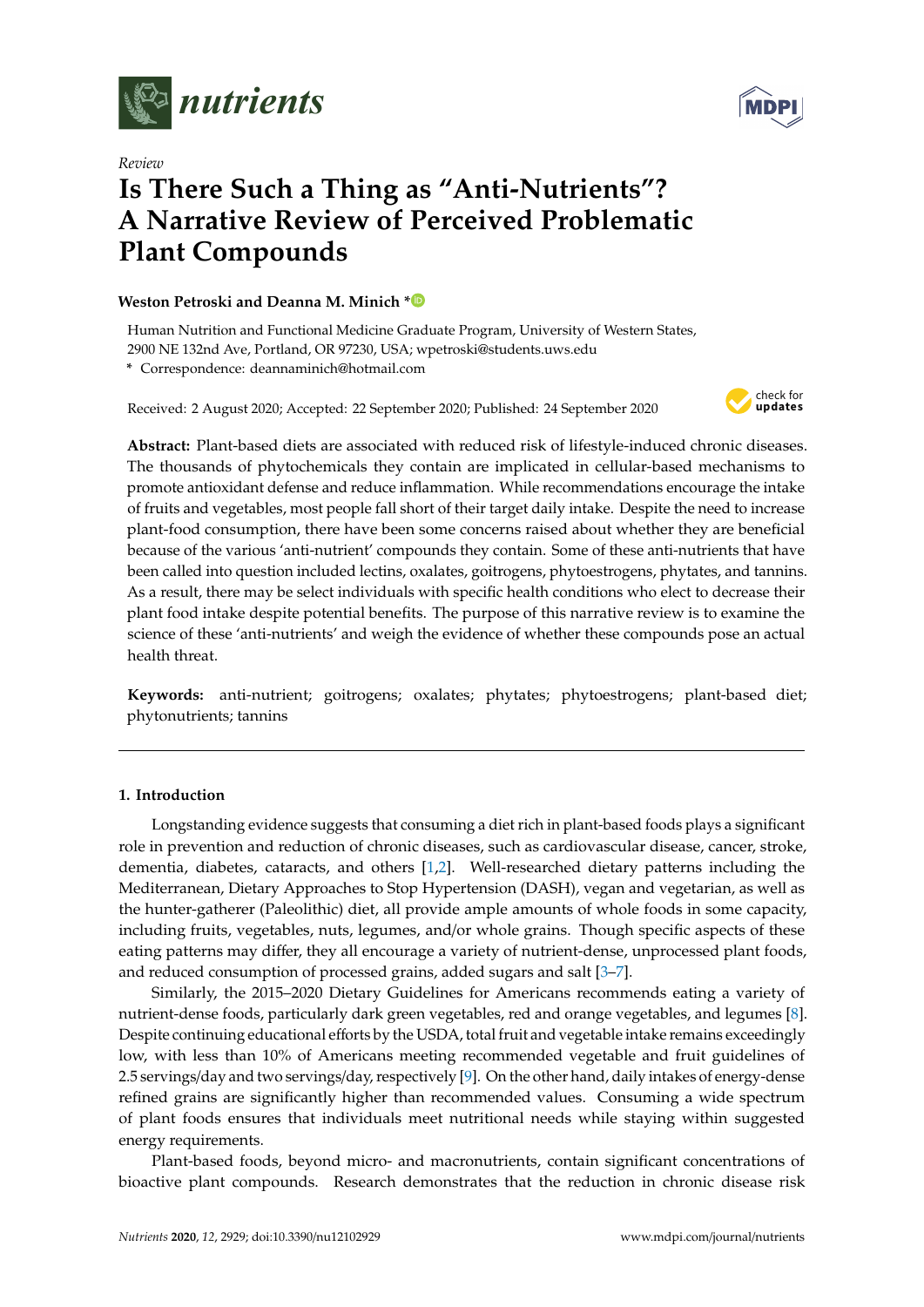*Review*

# Is There Such a Thing as "Anti-Nutrients"? A Narrative Review of Perceived Problematic Plant Compounds

**Weston Petroski and Deanna M. Minich ***

Human Nutrition and Functional Medicine Graduate Program, University of Western States, 2900 NE 132nd Ave, Portland, OR 97230, USA; wpetroski@students.uws.edu

* Correspondence: deannaminich@hotmail.com

Received: 2 August 2020; Accepted: 22 September 2020; Published: 24 September 2020

**Abstract:** Plant-based diets are associated with reduced risk of lifestyle-induced chronic diseases. The thousands of phytochemicals they contain are implicated in cellular-based mechanisms to promote antioxidant defense and reduce inflammation. While recommendations encourage the intake of fruits and vegetables, most people fall short of their target daily intake. Despite the need to increase plant-food consumption, there have been some concerns raised about whether they are beneficial because of the various 'anti-nutrient' compounds they contain. Some of these anti-nutrients that have been called into question included lectins, oxalates, goitrogens, phytoestrogens, phytates, and tannins. As a result, there may be select individuals with specific health conditions who elect to decrease their plant food intake despite potential benefits. The purpose of this narrative review is to examine the science of these 'anti-nutrients' and weigh the evidence of whether these compounds pose an actual health threat.

**Keywords:** anti-nutrient; goitrogens; oxalates; phytates; phytoestrogens; plant-based diet; phytonutrients; tannins

## 1. Introduction

Longstanding evidence suggests that consuming a diet rich in plant-based foods plays a significant role in prevention and reduction of chronic diseases, such as cardiovascular disease, cancer, stroke, dementia, diabetes, cataracts, and others [1,2]. Well-researched dietary patterns including the Mediterranean, Dietary Approaches to Stop Hypertension (DASH), vegan and vegetarian, as well as the hunter-gatherer (Paleolithic) diet, all provide ample amounts of whole foods in some capacity, including fruits, vegetables, nuts, legumes, and/or whole grains. Though specific aspects of these eating patterns may differ, they all encourage a variety of nutrient-dense, unprocessed plant foods, and reduced consumption of processed grains, added sugars and salt [3–7].

Similarly, the 2015–2020 Dietary Guidelines for Americans recommends eating a variety of nutrient-dense foods, particularly dark green vegetables, red and orange vegetables, and legumes [8]. Despite continuing educational efforts by the USDA, total fruit and vegetable intake remains exceedingly low, with less than 10% of Americans meeting recommended vegetable and fruit guidelines of 2.5 servings/day and two servings/day, respectively [9]. On the other hand, daily intakes of energy-dense refined grains are significantly higher than recommended values. Consuming a wide spectrum of plant foods ensures that individuals meet nutritional needs while staying within suggested energy requirements.

Plant-based foods, beyond micro- and macronutrients, contain significant concentrations of bioactive plant compounds. Research demonstrates that the reduction in chronic disease risk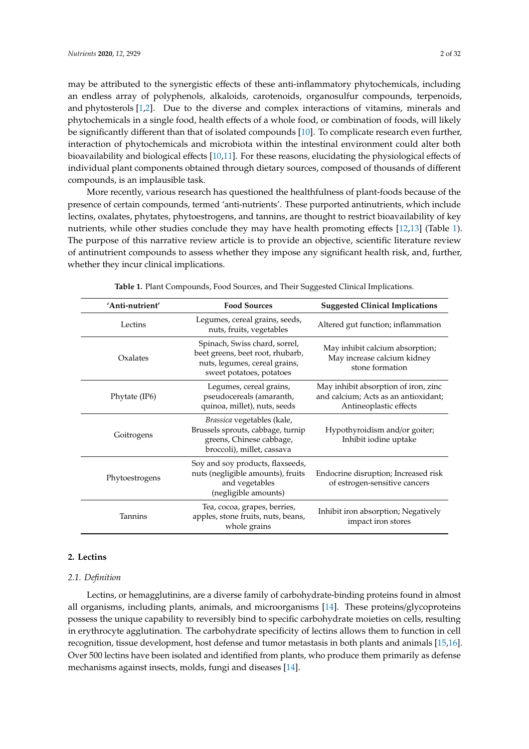may be attributed to the synergistic effects of these anti-inflammatory phytochemicals, including an endless array of polyphenols, alkaloids, carotenoids, organosulfur compounds, terpenoids, and phytosterols [1,2]. Due to the diverse and complex interactions of vitamins, minerals and phytochemicals in a single food, health effects of a whole food, or combination of foods, will likely be significantly different than that of isolated compounds [10]. To complicate research even further, interaction of phytochemicals and microbiota within the intestinal environment could alter both bioavailability and biological effects [10,11]. For these reasons, elucidating the physiological effects of individual plant components obtained through dietary sources, composed of thousands of different compounds, is an implausible task.

More recently, various research has questioned the healthfulness of plant-foods because of the presence of certain compounds, termed 'anti-nutrients'. These purported antinutrients, which include lectins, oxalates, phytates, phytoestrogens, and tannins, are thought to restrict bioavailability of key nutrients, while other studies conclude they may have health promoting effects [12,13] (Table 1). The purpose of this narrative review article is to provide an objective, scientific literature review of antinutrient compounds to assess whether they impose any significant health risk, and, further, whether they incur clinical implications.

**Table 1.** Plant Compounds, Food Sources, and Their Suggested Clinical Implications.

| 'Anti-nutrient' | Food Sources | Suggested Clinical Implications |
|---|---|---|
| Lectins | Legumes, cereal grains, seeds, nuts, fruits, vegetables | Altered gut function; inflammation |
| Oxalates | Spinach, Swiss chard, sorrel, beet greens, beet root, rhubarb, nuts, legumes, cereal grains, sweet potatoes, potatoes | May inhibit calcium absorption; May increase calcium kidney stone formation |
| Phytate (IP6) | Legumes, cereal grains, pseudocereals (amaranth, quinoa, millet), nuts, seeds | May inhibit absorption of iron, zinc and calcium; Acts as an antioxidant; Antineoplastic effects |
| Goitrogens | *Brassica* vegetables (kale, Brussels sprouts, cabbage, turnip greens, Chinese cabbage, broccoli), millet, cassava | Hypothyroidism and/or goiter; Inhibit iodine uptake |
| Phytoestrogens | Soy and soy products, flaxseeds, nuts (negligible amounts), fruits and vegetables (negligible amounts) | Endocrine disruption; Increased risk of estrogen-sensitive cancers |
| Tannins | Tea, cocoa, grapes, berries, apples, stone fruits, nuts, beans, whole grains | Inhibit iron absorption; Negatively impact iron stores |

## 2. Lectins

### 2.1. Definition

Lectins, or hemagglutinins, are a diverse family of carbohydrate-binding proteins found in almost all organisms, including plants, animals, and microorganisms [14]. These proteins/glycoproteins possess the unique capability to reversibly bind to specific carbohydrate moieties on cells, resulting in erythrocyte agglutination. The carbohydrate specificity of lectins allows them to function in cell recognition, tissue development, host defense and tumor metastasis in both plants and animals [15,16]. Over 500 lectins have been isolated and identified from plants, who produce them primarily as defense mechanisms against insects, molds, fungi and diseases [14].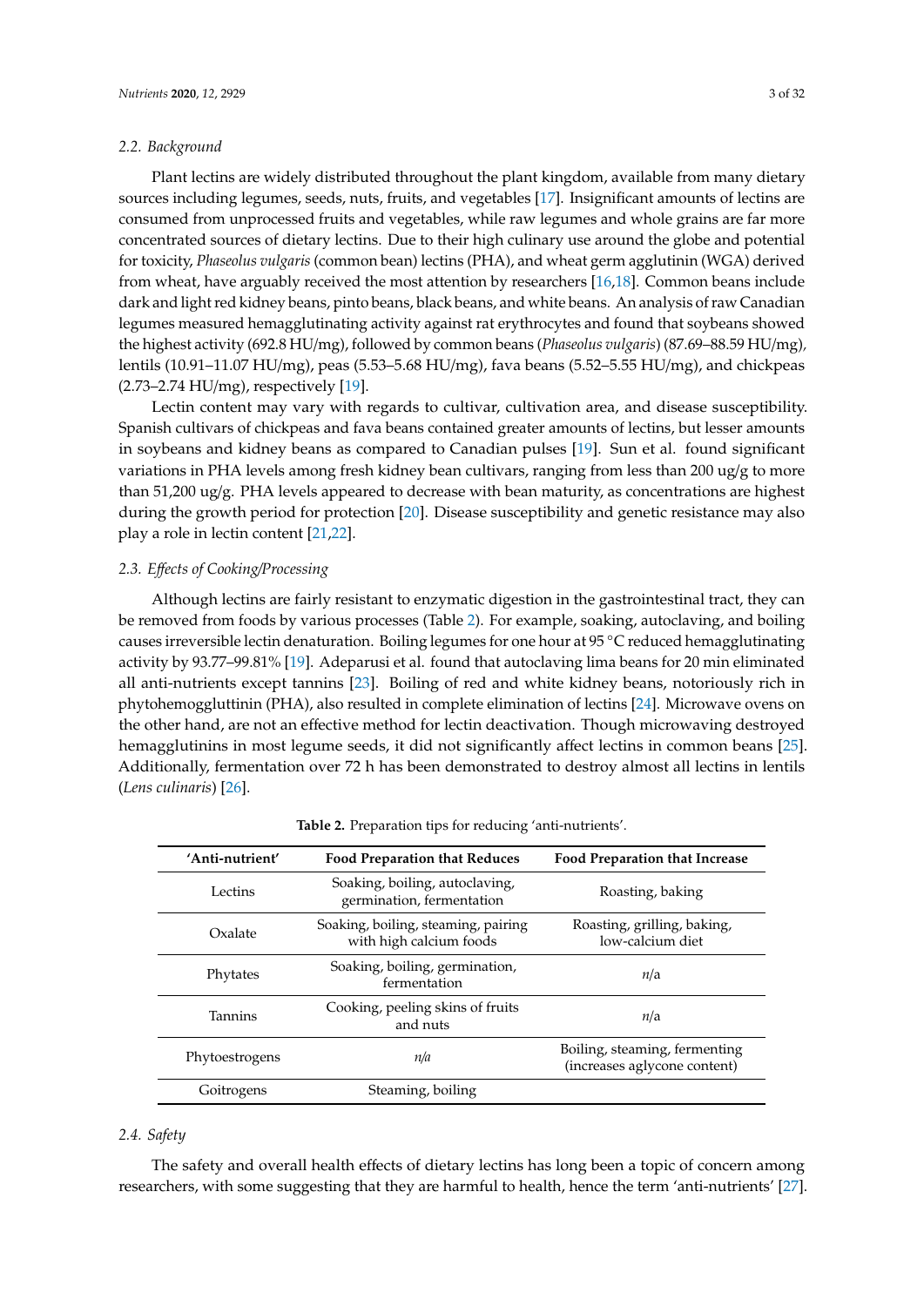### 2.2. Background

Plant lectins are widely distributed throughout the plant kingdom, available from many dietary sources including legumes, seeds, nuts, fruits, and vegetables [17]. Insignificant amounts of lectins are consumed from unprocessed fruits and vegetables, while raw legumes and whole grains are far more concentrated sources of dietary lectins. Due to their high culinary use around the globe and potential for toxicity, *Phaseolus vulgaris* (common bean) lectins (PHA), and wheat germ agglutinin (WGA) derived from wheat, have arguably received the most attention by researchers [16,18]. Common beans include dark and light red kidney beans, pinto beans, black beans, and white beans. An analysis of raw Canadian legumes measured hemagglutinating activity against rat erythrocytes and found that soybeans showed the highest activity (692.8 HU/mg), followed by common beans (*Phaseolus vulgaris*) (87.69–88.59 HU/mg), lentils (10.91–11.07 HU/mg), peas (5.53–5.68 HU/mg), fava beans (5.52–5.55 HU/mg), and chickpeas (2.73–2.74 HU/mg), respectively [19].

Lectin content may vary with regards to cultivar, cultivation area, and disease susceptibility. Spanish cultivars of chickpeas and fava beans contained greater amounts of lectins, but lesser amounts in soybeans and kidney beans as compared to Canadian pulses [19]. Sun et al. found significant variations in PHA levels among fresh kidney bean cultivars, ranging from less than 200 ug/g to more than 51,200 ug/g. PHA levels appeared to decrease with bean maturity, as concentrations are highest during the growth period for protection [20]. Disease susceptibility and genetic resistance may also play a role in lectin content [21,22].

### 2.3. Effects of Cooking/Processing

Although lectins are fairly resistant to enzymatic digestion in the gastrointestinal tract, they can be removed from foods by various processes (Table 2). For example, soaking, autoclaving, and boiling causes irreversible lectin denaturation. Boiling legumes for one hour at 95 °C reduced hemagglutinating activity by 93.77–99.81% [19]. Adeparusi et al. found that autoclaving lima beans for 20 min eliminated all anti-nutrients except tannins [23]. Boiling of red and white kidney beans, notoriously rich in phytohemoggluttinin (PHA), also resulted in complete elimination of lectins [24]. Microwave ovens on the other hand, are not an effective method for lectin deactivation. Though microwaving destroyed hemagglutinins in most legume seeds, it did not significantly affect lectins in common beans [25]. Additionally, fermentation over 72 h has been demonstrated to destroy almost all lectins in lentils (*Lens culinaris*) [26].

**Table 2.** Preparation tips for reducing 'anti-nutrients'.

| 'Anti-nutrient' | Food Preparation that Reduces | Food Preparation that Increase |
|---|---|---|
| Lectins | Soaking, boiling, autoclaving, germination, fermentation | Roasting, baking |
| Oxalate | Soaking, boiling, steaming, pairing with high calcium foods | Roasting, grilling, baking, low-calcium diet |
| Phytates | Soaking, boiling, germination, fermentation | *n*/a |
| Tannins | Cooking, peeling skins of fruits and nuts | *n*/a |
| Phytoestrogens | *n/a* | Boiling, steaming, fermenting (increases aglycone content) |
| Goitrogens | Steaming, boiling | |

### 2.4. Safety

The safety and overall health effects of dietary lectins has long been a topic of concern among researchers, with some suggesting that they are harmful to health, hence the term 'anti-nutrients' [27].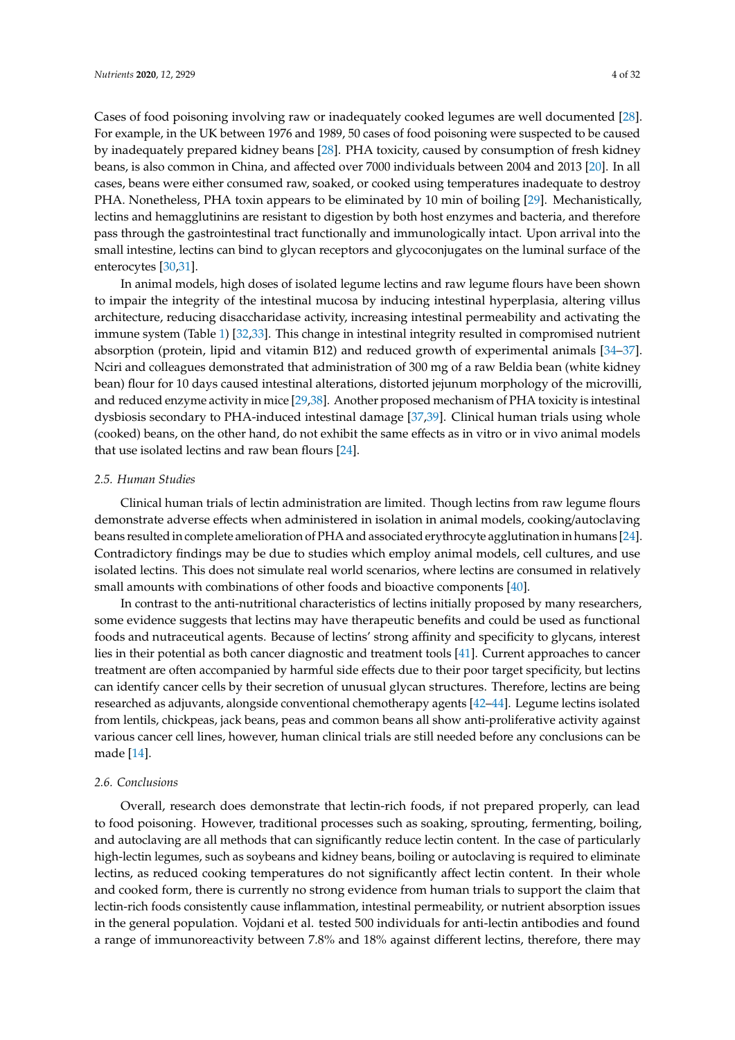Cases of food poisoning involving raw or inadequately cooked legumes are well documented [28]. For example, in the UK between 1976 and 1989, 50 cases of food poisoning were suspected to be caused by inadequately prepared kidney beans [28]. PHA toxicity, caused by consumption of fresh kidney beans, is also common in China, and affected over 7000 individuals between 2004 and 2013 [20]. In all cases, beans were either consumed raw, soaked, or cooked using temperatures inadequate to destroy PHA. Nonetheless, PHA toxin appears to be eliminated by 10 min of boiling [29]. Mechanistically, lectins and hemagglutinins are resistant to digestion by both host enzymes and bacteria, and therefore pass through the gastrointestinal tract functionally and immunologically intact. Upon arrival into the small intestine, lectins can bind to glycan receptors and glycoconjugates on the luminal surface of the enterocytes [30,31].

In animal models, high doses of isolated legume lectins and raw legume flours have been shown to impair the integrity of the intestinal mucosa by inducing intestinal hyperplasia, altering villus architecture, reducing disaccharidase activity, increasing intestinal permeability and activating the immune system (Table 1) [32,33]. This change in intestinal integrity resulted in compromised nutrient absorption (protein, lipid and vitamin B12) and reduced growth of experimental animals [34–37]. Nciri and colleagues demonstrated that administration of 300 mg of a raw Beldia bean (white kidney bean) flour for 10 days caused intestinal alterations, distorted jejunum morphology of the microvilli, and reduced enzyme activity in mice [29,38]. Another proposed mechanism of PHA toxicity is intestinal dysbiosis secondary to PHA-induced intestinal damage [37,39]. Clinical human trials using whole (cooked) beans, on the other hand, do not exhibit the same effects as in vitro or in vivo animal models that use isolated lectins and raw bean flours [24].

### *2.5. Human Studies*

Clinical human trials of lectin administration are limited. Though lectins from raw legume flours demonstrate adverse effects when administered in isolation in animal models, cooking/autoclaving beans resulted in complete amelioration of PHA and associated erythrocyte agglutination in humans [24]. Contradictory findings may be due to studies which employ animal models, cell cultures, and use isolated lectins. This does not simulate real world scenarios, where lectins are consumed in relatively small amounts with combinations of other foods and bioactive components [40].

In contrast to the anti-nutritional characteristics of lectins initially proposed by many researchers, some evidence suggests that lectins may have therapeutic benefits and could be used as functional foods and nutraceutical agents. Because of lectins' strong affinity and specificity to glycans, interest lies in their potential as both cancer diagnostic and treatment tools [41]. Current approaches to cancer treatment are often accompanied by harmful side effects due to their poor target specificity, but lectins can identify cancer cells by their secretion of unusual glycan structures. Therefore, lectins are being researched as adjuvants, alongside conventional chemotherapy agents [42–44]. Legume lectins isolated from lentils, chickpeas, jack beans, peas and common beans all show anti-proliferative activity against various cancer cell lines, however, human clinical trials are still needed before any conclusions can be made [14].

### *2.6. Conclusions*

Overall, research does demonstrate that lectin-rich foods, if not prepared properly, can lead to food poisoning. However, traditional processes such as soaking, sprouting, fermenting, boiling, and autoclaving are all methods that can significantly reduce lectin content. In the case of particularly high-lectin legumes, such as soybeans and kidney beans, boiling or autoclaving is required to eliminate lectins, as reduced cooking temperatures do not significantly affect lectin content. In their whole and cooked form, there is currently no strong evidence from human trials to support the claim that lectin-rich foods consistently cause inflammation, intestinal permeability, or nutrient absorption issues in the general population. Vojdani et al. tested 500 individuals for anti-lectin antibodies and found a range of immunoreactivity between 7.8% and 18% against different lectins, therefore, there may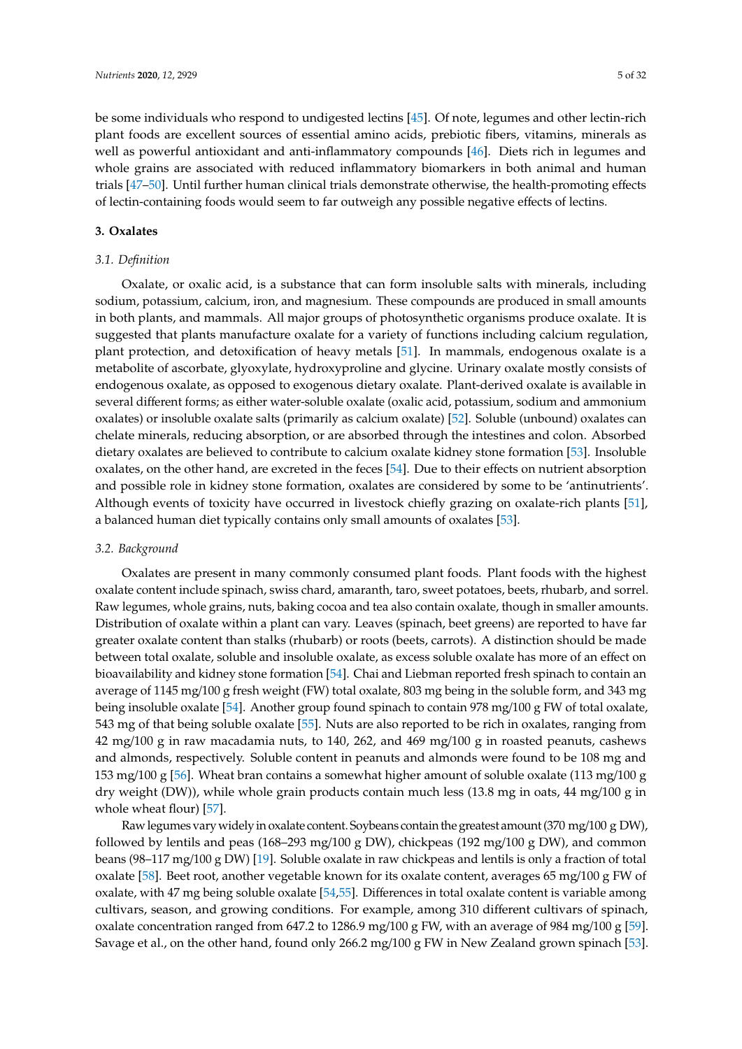be some individuals who respond to undigested lectins [45]. Of note, legumes and other lectin-rich plant foods are excellent sources of essential amino acids, prebiotic fibers, vitamins, minerals as well as powerful antioxidant and anti-inflammatory compounds [46]. Diets rich in legumes and whole grains are associated with reduced inflammatory biomarkers in both animal and human trials [47–50]. Until further human clinical trials demonstrate otherwise, the health-promoting effects of lectin-containing foods would seem to far outweigh any possible negative effects of lectins.

## 3. Oxalates

### *3.1. Definition*

Oxalate, or oxalic acid, is a substance that can form insoluble salts with minerals, including sodium, potassium, calcium, iron, and magnesium. These compounds are produced in small amounts in both plants, and mammals. All major groups of photosynthetic organisms produce oxalate. It is suggested that plants manufacture oxalate for a variety of functions including calcium regulation, plant protection, and detoxification of heavy metals [51]. In mammals, endogenous oxalate is a metabolite of ascorbate, glyoxylate, hydroxyproline and glycine. Urinary oxalate mostly consists of endogenous oxalate, as opposed to exogenous dietary oxalate. Plant-derived oxalate is available in several different forms; as either water-soluble oxalate (oxalic acid, potassium, sodium and ammonium oxalates) or insoluble oxalate salts (primarily as calcium oxalate) [52]. Soluble (unbound) oxalates can chelate minerals, reducing absorption, or are absorbed through the intestines and colon. Absorbed dietary oxalates are believed to contribute to calcium oxalate kidney stone formation [53]. Insoluble oxalates, on the other hand, are excreted in the feces [54]. Due to their effects on nutrient absorption and possible role in kidney stone formation, oxalates are considered by some to be 'antinutrients'. Although events of toxicity have occurred in livestock chiefly grazing on oxalate-rich plants [51], a balanced human diet typically contains only small amounts of oxalates [53].

### *3.2. Background*

Oxalates are present in many commonly consumed plant foods. Plant foods with the highest oxalate content include spinach, swiss chard, amaranth, taro, sweet potatoes, beets, rhubarb, and sorrel. Raw legumes, whole grains, nuts, baking cocoa and tea also contain oxalate, though in smaller amounts. Distribution of oxalate within a plant can vary. Leaves (spinach, beet greens) are reported to have far greater oxalate content than stalks (rhubarb) or roots (beets, carrots). A distinction should be made between total oxalate, soluble and insoluble oxalate, as excess soluble oxalate has more of an effect on bioavailability and kidney stone formation [54]. Chai and Liebman reported fresh spinach to contain an average of 1145 mg/100 g fresh weight (FW) total oxalate, 803 mg being in the soluble form, and 343 mg being insoluble oxalate [54]. Another group found spinach to contain 978 mg/100 g FW of total oxalate, 543 mg of that being soluble oxalate [55]. Nuts are also reported to be rich in oxalates, ranging from 42 mg/100 g in raw macadamia nuts, to 140, 262, and 469 mg/100 g in roasted peanuts, cashews and almonds, respectively. Soluble content in peanuts and almonds were found to be 108 mg and 153 mg/100 g [56]. Wheat bran contains a somewhat higher amount of soluble oxalate (113 mg/100 g dry weight (DW)), while whole grain products contain much less (13.8 mg in oats, 44 mg/100 g in whole wheat flour) [57].

Raw legumes vary widely in oxalate content. Soybeans contain the greatest amount (370 mg/100 g DW), followed by lentils and peas (168–293 mg/100 g DW), chickpeas (192 mg/100 g DW), and common beans (98–117 mg/100 g DW) [19]. Soluble oxalate in raw chickpeas and lentils is only a fraction of total oxalate [58]. Beet root, another vegetable known for its oxalate content, averages 65 mg/100 g FW of oxalate, with 47 mg being soluble oxalate [54,55]. Differences in total oxalate content is variable among cultivars, season, and growing conditions. For example, among 310 different cultivars of spinach, oxalate concentration ranged from 647.2 to 1286.9 mg/100 g FW, with an average of 984 mg/100 g [59]. Savage et al., on the other hand, found only 266.2 mg/100 g FW in New Zealand grown spinach [53].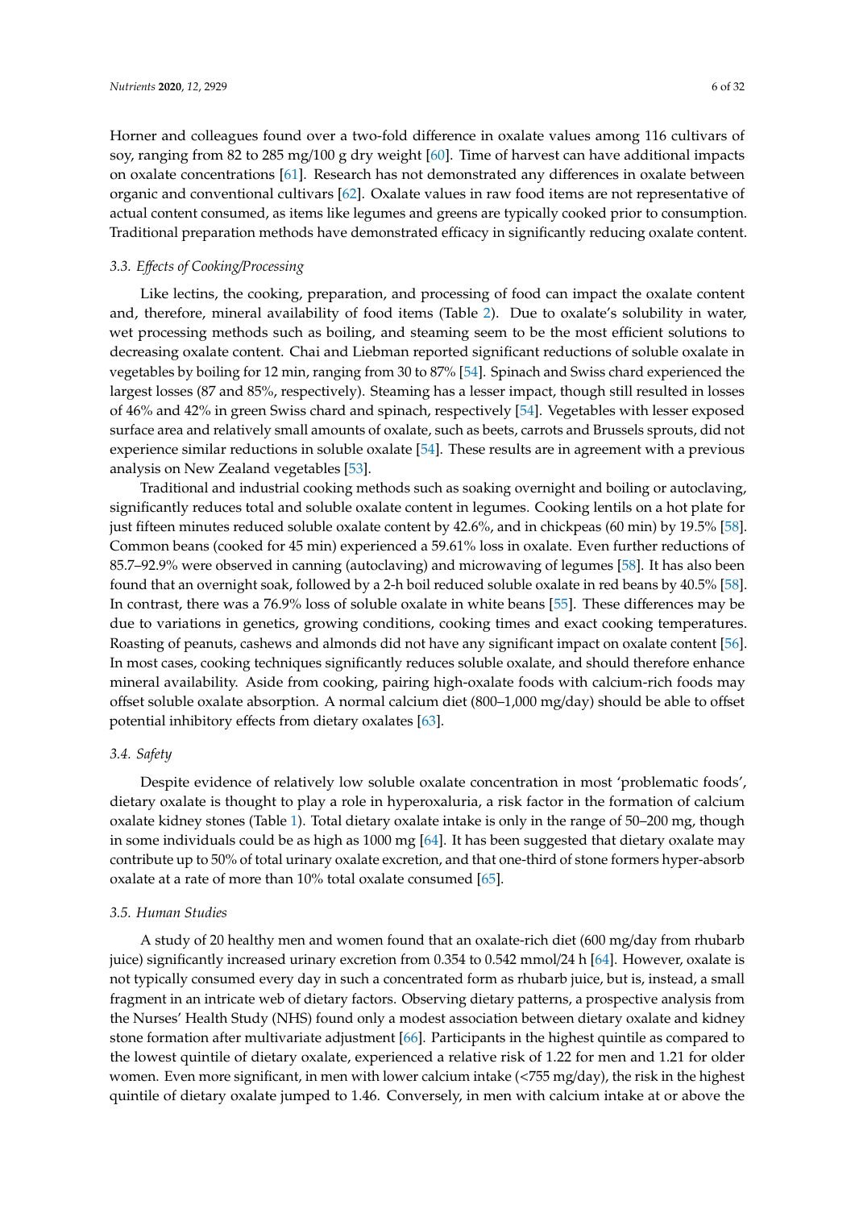Horner and colleagues found over a two-fold difference in oxalate values among 116 cultivars of soy, ranging from 82 to 285 mg/100 g dry weight [60]. Time of harvest can have additional impacts on oxalate concentrations [61]. Research has not demonstrated any differences in oxalate between organic and conventional cultivars [62]. Oxalate values in raw food items are not representative of actual content consumed, as items like legumes and greens are typically cooked prior to consumption. Traditional preparation methods have demonstrated efficacy in significantly reducing oxalate content.

### 3.3. Effects of Cooking/Processing

Like lectins, the cooking, preparation, and processing of food can impact the oxalate content and, therefore, mineral availability of food items (Table 2). Due to oxalate's solubility in water, wet processing methods such as boiling, and steaming seem to be the most efficient solutions to decreasing oxalate content. Chai and Liebman reported significant reductions of soluble oxalate in vegetables by boiling for 12 min, ranging from 30 to 87% [54]. Spinach and Swiss chard experienced the largest losses (87 and 85%, respectively). Steaming has a lesser impact, though still resulted in losses of 46% and 42% in green Swiss chard and spinach, respectively [54]. Vegetables with lesser exposed surface area and relatively small amounts of oxalate, such as beets, carrots and Brussels sprouts, did not experience similar reductions in soluble oxalate [54]. These results are in agreement with a previous analysis on New Zealand vegetables [53].

Traditional and industrial cooking methods such as soaking overnight and boiling or autoclaving, significantly reduces total and soluble oxalate content in legumes. Cooking lentils on a hot plate for just fifteen minutes reduced soluble oxalate content by 42.6%, and in chickpeas (60 min) by 19.5% [58]. Common beans (cooked for 45 min) experienced a 59.61% loss in oxalate. Even further reductions of 85.7–92.9% were observed in canning (autoclaving) and microwaving of legumes [58]. It has also been found that an overnight soak, followed by a 2-h boil reduced soluble oxalate in red beans by 40.5% [58]. In contrast, there was a 76.9% loss of soluble oxalate in white beans [55]. These differences may be due to variations in genetics, growing conditions, cooking times and exact cooking temperatures. Roasting of peanuts, cashews and almonds did not have any significant impact on oxalate content [56]. In most cases, cooking techniques significantly reduces soluble oxalate, and should therefore enhance mineral availability. Aside from cooking, pairing high-oxalate foods with calcium-rich foods may offset soluble oxalate absorption. A normal calcium diet (800–1,000 mg/day) should be able to offset potential inhibitory effects from dietary oxalates [63].

### 3.4. Safety

Despite evidence of relatively low soluble oxalate concentration in most 'problematic foods', dietary oxalate is thought to play a role in hyperoxaluria, a risk factor in the formation of calcium oxalate kidney stones (Table 1). Total dietary oxalate intake is only in the range of 50–200 mg, though in some individuals could be as high as 1000 mg [64]. It has been suggested that dietary oxalate may contribute up to 50% of total urinary oxalate excretion, and that one-third of stone formers hyper-absorb oxalate at a rate of more than 10% total oxalate consumed [65].

### 3.5. Human Studies

A study of 20 healthy men and women found that an oxalate-rich diet (600 mg/day from rhubarb juice) significantly increased urinary excretion from 0.354 to 0.542 mmol/24 h [64]. However, oxalate is not typically consumed every day in such a concentrated form as rhubarb juice, but is, instead, a small fragment in an intricate web of dietary factors. Observing dietary patterns, a prospective analysis from the Nurses' Health Study (NHS) found only a modest association between dietary oxalate and kidney stone formation after multivariate adjustment [66]. Participants in the highest quintile as compared to the lowest quintile of dietary oxalate, experienced a relative risk of 1.22 for men and 1.21 for older women. Even more significant, in men with lower calcium intake (<755 mg/day), the risk in the highest quintile of dietary oxalate jumped to 1.46. Conversely, in men with calcium intake at or above the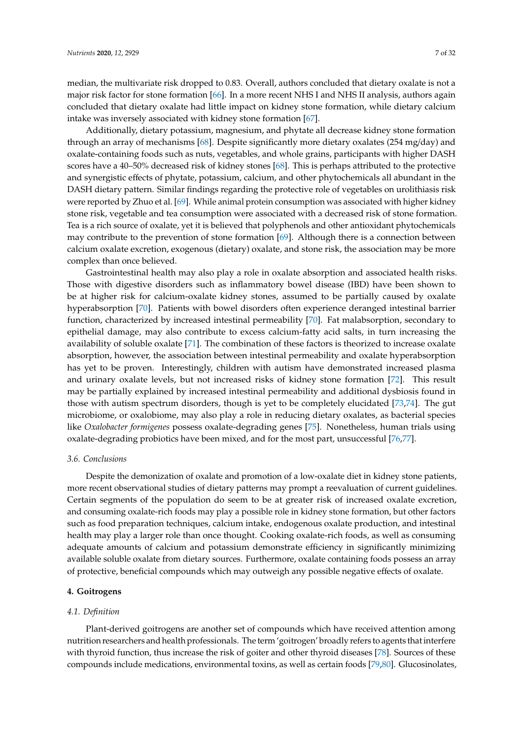median, the multivariate risk dropped to 0.83. Overall, authors concluded that dietary oxalate is not a major risk factor for stone formation [66]. In a more recent NHS I and NHS II analysis, authors again concluded that dietary oxalate had little impact on kidney stone formation, while dietary calcium intake was inversely associated with kidney stone formation [67].

Additionally, dietary potassium, magnesium, and phytate all decrease kidney stone formation through an array of mechanisms [68]. Despite significantly more dietary oxalates (254 mg/day) and oxalate-containing foods such as nuts, vegetables, and whole grains, participants with higher DASH scores have a 40–50% decreased risk of kidney stones [68]. This is perhaps attributed to the protective and synergistic effects of phytate, potassium, calcium, and other phytochemicals all abundant in the DASH dietary pattern. Similar findings regarding the protective role of vegetables on urolithiasis risk were reported by Zhuo et al. [69]. While animal protein consumption was associated with higher kidney stone risk, vegetable and tea consumption were associated with a decreased risk of stone formation. Tea is a rich source of oxalate, yet it is believed that polyphenols and other antioxidant phytochemicals may contribute to the prevention of stone formation [69]. Although there is a connection between calcium oxalate excretion, exogenous (dietary) oxalate, and stone risk, the association may be more complex than once believed.

Gastrointestinal health may also play a role in oxalate absorption and associated health risks. Those with digestive disorders such as inflammatory bowel disease (IBD) have been shown to be at higher risk for calcium-oxalate kidney stones, assumed to be partially caused by oxalate hyperabsorption [70]. Patients with bowel disorders often experience deranged intestinal barrier function, characterized by increased intestinal permeability [70]. Fat malabsorption, secondary to epithelial damage, may also contribute to excess calcium-fatty acid salts, in turn increasing the availability of soluble oxalate [71]. The combination of these factors is theorized to increase oxalate absorption, however, the association between intestinal permeability and oxalate hyperabsorption has yet to be proven. Interestingly, children with autism have demonstrated increased plasma and urinary oxalate levels, but not increased risks of kidney stone formation [72]. This result may be partially explained by increased intestinal permeability and additional dysbiosis found in those with autism spectrum disorders, though is yet to be completely elucidated [73,74]. The gut microbiome, or oxalobiome, may also play a role in reducing dietary oxalates, as bacterial species like *Oxalobacter formigenes* possess oxalate-degrading genes [75]. Nonetheless, human trials using oxalate-degrading probiotics have been mixed, and for the most part, unsuccessful [76,77].

### 3.6. Conclusions

Despite the demonization of oxalate and promotion of a low-oxalate diet in kidney stone patients, more recent observational studies of dietary patterns may prompt a reevaluation of current guidelines. Certain segments of the population do seem to be at greater risk of increased oxalate excretion, and consuming oxalate-rich foods may play a possible role in kidney stone formation, but other factors such as food preparation techniques, calcium intake, endogenous oxalate production, and intestinal health may play a larger role than once thought. Cooking oxalate-rich foods, as well as consuming adequate amounts of calcium and potassium demonstrate efficiency in significantly minimizing available soluble oxalate from dietary sources. Furthermore, oxalate containing foods possess an array of protective, beneficial compounds which may outweigh any possible negative effects of oxalate.

## 4. Goitrogens

### 4.1. Definition

Plant-derived goitrogens are another set of compounds which have received attention among nutrition researchers and health professionals. The term 'goitrogen' broadly refers to agents that interfere with thyroid function, thus increase the risk of goiter and other thyroid diseases [78]. Sources of these compounds include medications, environmental toxins, as well as certain foods [79,80]. Glucosinolates,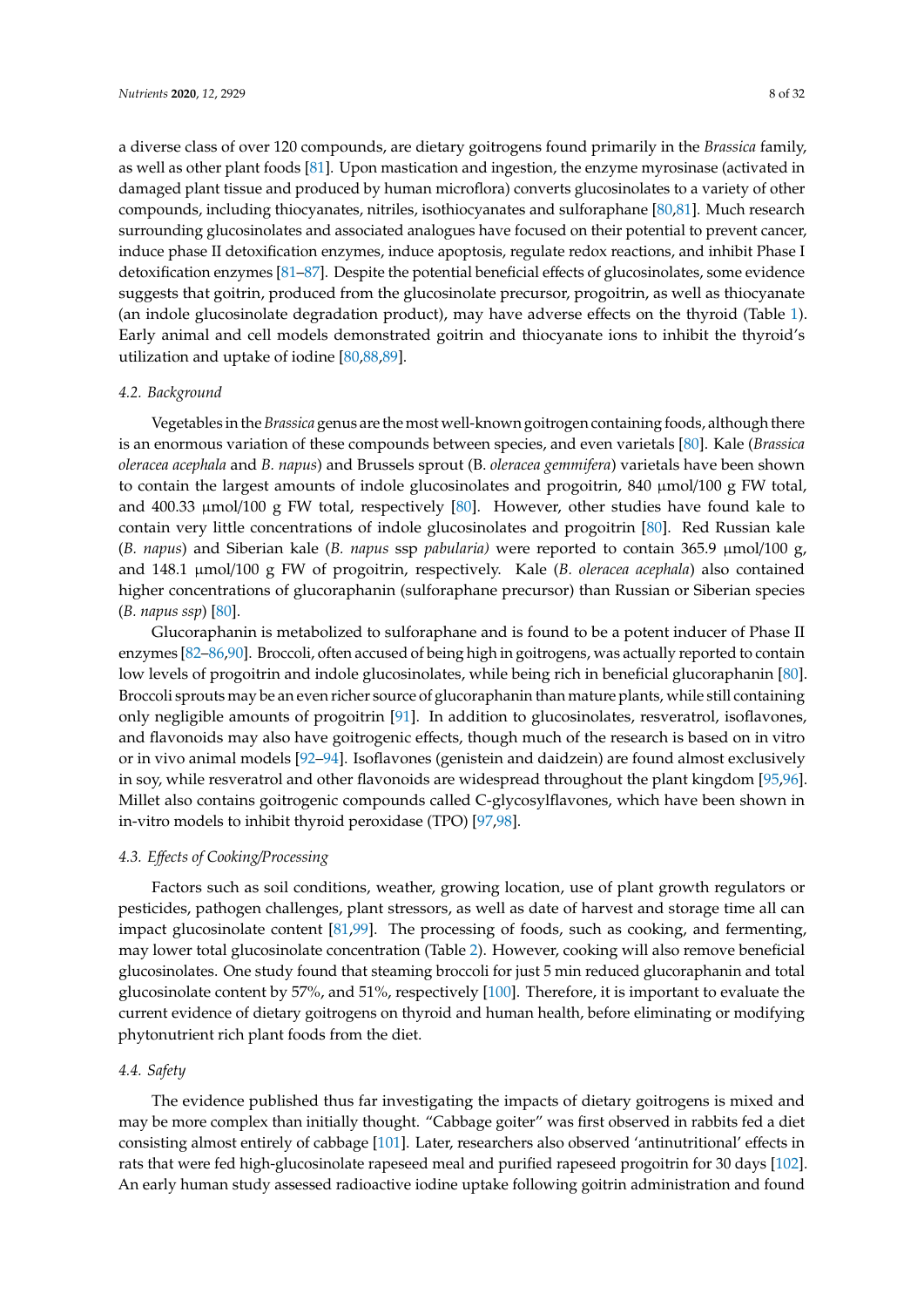a diverse class of over 120 compounds, are dietary goitrogens found primarily in the *Brassica* family, as well as other plant foods [81]. Upon mastication and ingestion, the enzyme myrosinase (activated in damaged plant tissue and produced by human microflora) converts glucosinolates to a variety of other compounds, including thiocyanates, nitriles, isothiocyanates and sulforaphane [80,81]. Much research surrounding glucosinolates and associated analogues have focused on their potential to prevent cancer, induce phase II detoxification enzymes, induce apoptosis, regulate redox reactions, and inhibit Phase I detoxification enzymes [81–87]. Despite the potential beneficial effects of glucosinolates, some evidence suggests that goitrin, produced from the glucosinolate precursor, progoitrin, as well as thiocyanate (an indole glucosinolate degradation product), may have adverse effects on the thyroid (Table 1). Early animal and cell models demonstrated goitrin and thiocyanate ions to inhibit the thyroid's utilization and uptake of iodine [80,88,89].

### 4.2. Background

Vegetables in the *Brassica* genus are the most well-known goitrogen containing foods, although there is an enormous variation of these compounds between species, and even varietals [80]. Kale (*Brassica oleracea acephala* and *B. napus*) and Brussels sprout (B. *oleracea gemmifera*) varietals have been shown to contain the largest amounts of indole glucosinolates and progoitrin, 840 μmol/100 g FW total, and 400.33 μmol/100 g FW total, respectively [80]. However, other studies have found kale to contain very little concentrations of indole glucosinolates and progoitrin [80]. Red Russian kale (*B. napus*) and Siberian kale (*B. napus* ssp *pabularia)* were reported to contain 365.9 μmol/100 g, and 148.1 μmol/100 g FW of progoitrin, respectively. Kale (*B. oleracea acephala*) also contained higher concentrations of glucoraphanin (sulforaphane precursor) than Russian or Siberian species (*B. napus ssp*) [80].

Glucoraphanin is metabolized to sulforaphane and is found to be a potent inducer of Phase II enzymes [82–86,90]. Broccoli, often accused of being high in goitrogens, was actually reported to contain low levels of progoitrin and indole glucosinolates, while being rich in beneficial glucoraphanin [80]. Broccoli sprouts may be an even richer source of glucoraphanin than mature plants, while still containing only negligible amounts of progoitrin [91]. In addition to glucosinolates, resveratrol, isoflavones, and flavonoids may also have goitrogenic effects, though much of the research is based on in vitro or in vivo animal models [92–94]. Isoflavones (genistein and daidzein) are found almost exclusively in soy, while resveratrol and other flavonoids are widespread throughout the plant kingdom [95,96]. Millet also contains goitrogenic compounds called C-glycosylflavones, which have been shown in in-vitro models to inhibit thyroid peroxidase (TPO) [97,98].

### 4.3. Effects of Cooking/Processing

Factors such as soil conditions, weather, growing location, use of plant growth regulators or pesticides, pathogen challenges, plant stressors, as well as date of harvest and storage time all can impact glucosinolate content [81,99]. The processing of foods, such as cooking, and fermenting, may lower total glucosinolate concentration (Table 2). However, cooking will also remove beneficial glucosinolates. One study found that steaming broccoli for just 5 min reduced glucoraphanin and total glucosinolate content by 57%, and 51%, respectively [100]. Therefore, it is important to evaluate the current evidence of dietary goitrogens on thyroid and human health, before eliminating or modifying phytonutrient rich plant foods from the diet.

### 4.4. Safety

The evidence published thus far investigating the impacts of dietary goitrogens is mixed and may be more complex than initially thought. "Cabbage goiter" was first observed in rabbits fed a diet consisting almost entirely of cabbage [101]. Later, researchers also observed 'antinutritional' effects in rats that were fed high-glucosinolate rapeseed meal and purified rapeseed progoitrin for 30 days [102]. An early human study assessed radioactive iodine uptake following goitrin administration and found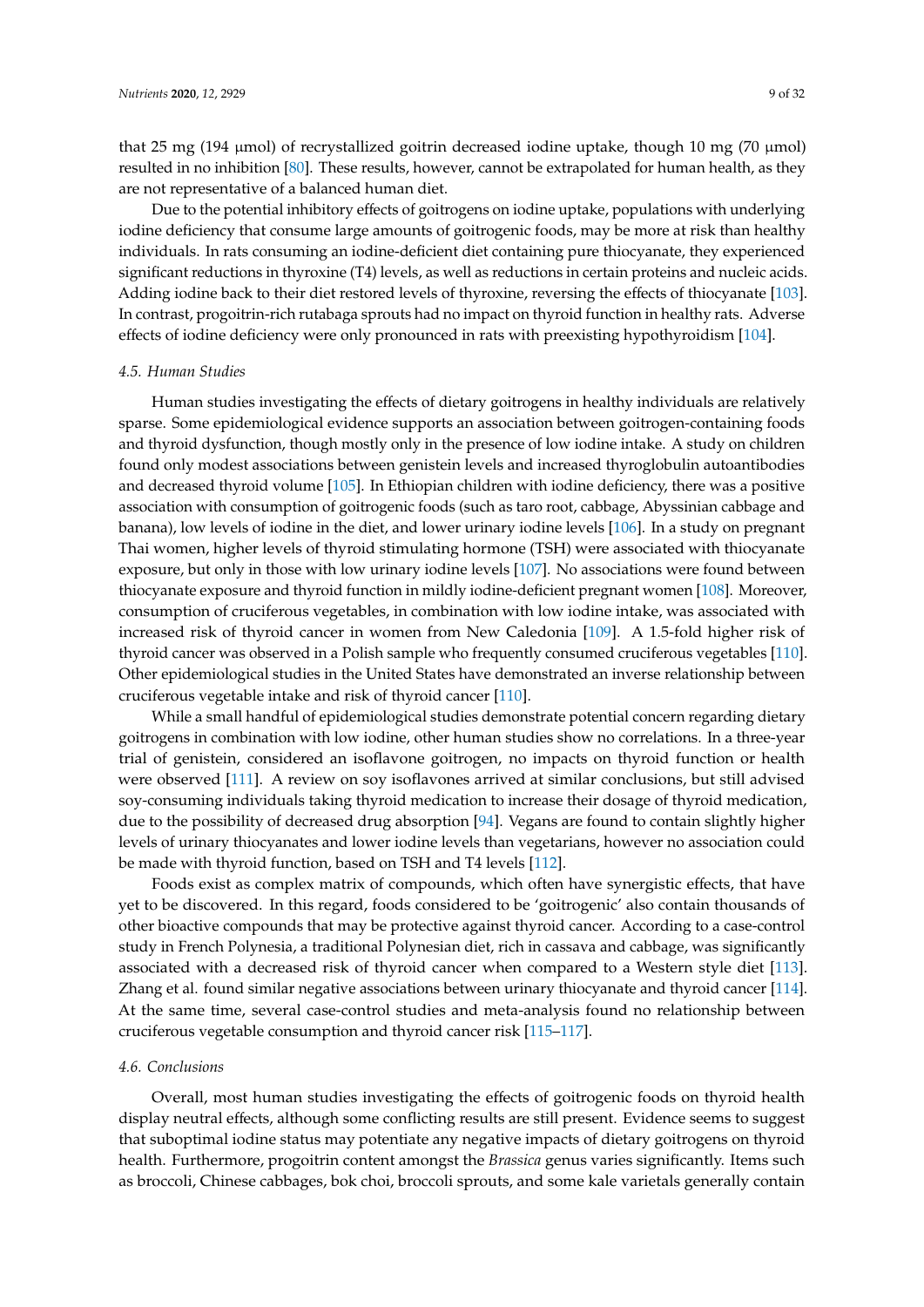that 25 mg (194 μmol) of recrystallized goitrin decreased iodine uptake, though 10 mg (70 μmol) resulted in no inhibition [80]. These results, however, cannot be extrapolated for human health, as they are not representative of a balanced human diet.

Due to the potential inhibitory effects of goitrogens on iodine uptake, populations with underlying iodine deficiency that consume large amounts of goitrogenic foods, may be more at risk than healthy individuals. In rats consuming an iodine-deficient diet containing pure thiocyanate, they experienced significant reductions in thyroxine (T4) levels, as well as reductions in certain proteins and nucleic acids. Adding iodine back to their diet restored levels of thyroxine, reversing the effects of thiocyanate [103]. In contrast, progoitrin-rich rutabaga sprouts had no impact on thyroid function in healthy rats. Adverse effects of iodine deficiency were only pronounced in rats with preexisting hypothyroidism [104].

### *4.5. Human Studies*

Human studies investigating the effects of dietary goitrogens in healthy individuals are relatively sparse. Some epidemiological evidence supports an association between goitrogen-containing foods and thyroid dysfunction, though mostly only in the presence of low iodine intake. A study on children found only modest associations between genistein levels and increased thyroglobulin autoantibodies and decreased thyroid volume [105]. In Ethiopian children with iodine deficiency, there was a positive association with consumption of goitrogenic foods (such as taro root, cabbage, Abyssinian cabbage and banana), low levels of iodine in the diet, and lower urinary iodine levels [106]. In a study on pregnant Thai women, higher levels of thyroid stimulating hormone (TSH) were associated with thiocyanate exposure, but only in those with low urinary iodine levels [107]. No associations were found between thiocyanate exposure and thyroid function in mildly iodine-deficient pregnant women [108]. Moreover, consumption of cruciferous vegetables, in combination with low iodine intake, was associated with increased risk of thyroid cancer in women from New Caledonia [109]. A 1.5-fold higher risk of thyroid cancer was observed in a Polish sample who frequently consumed cruciferous vegetables [110]. Other epidemiological studies in the United States have demonstrated an inverse relationship between cruciferous vegetable intake and risk of thyroid cancer [110].

While a small handful of epidemiological studies demonstrate potential concern regarding dietary goitrogens in combination with low iodine, other human studies show no correlations. In a three-year trial of genistein, considered an isoflavone goitrogen, no impacts on thyroid function or health were observed [111]. A review on soy isoflavones arrived at similar conclusions, but still advised soy-consuming individuals taking thyroid medication to increase their dosage of thyroid medication, due to the possibility of decreased drug absorption [94]. Vegans are found to contain slightly higher levels of urinary thiocyanates and lower iodine levels than vegetarians, however no association could be made with thyroid function, based on TSH and T4 levels [112].

Foods exist as complex matrix of compounds, which often have synergistic effects, that have yet to be discovered. In this regard, foods considered to be 'goitrogenic' also contain thousands of other bioactive compounds that may be protective against thyroid cancer. According to a case-control study in French Polynesia, a traditional Polynesian diet, rich in cassava and cabbage, was significantly associated with a decreased risk of thyroid cancer when compared to a Western style diet [113]. Zhang et al. found similar negative associations between urinary thiocyanate and thyroid cancer [114]. At the same time, several case-control studies and meta-analysis found no relationship between cruciferous vegetable consumption and thyroid cancer risk [115–117].

### *4.6. Conclusions*

Overall, most human studies investigating the effects of goitrogenic foods on thyroid health display neutral effects, although some conflicting results are still present. Evidence seems to suggest that suboptimal iodine status may potentiate any negative impacts of dietary goitrogens on thyroid health. Furthermore, progoitrin content amongst the *Brassica* genus varies significantly. Items such as broccoli, Chinese cabbages, bok choi, broccoli sprouts, and some kale varietals generally contain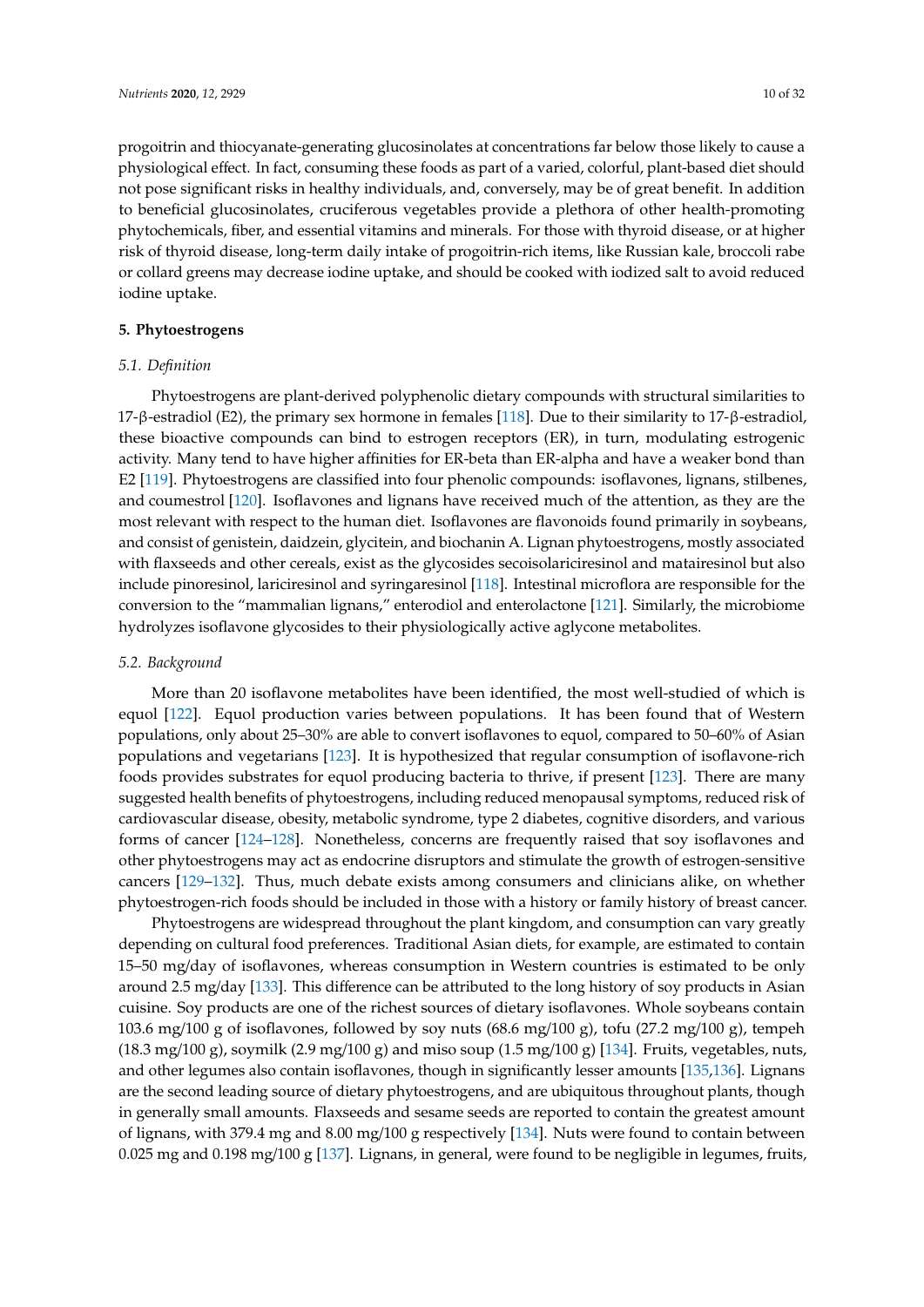progoitrin and thiocyanate-generating glucosinolates at concentrations far below those likely to cause a physiological effect. In fact, consuming these foods as part of a varied, colorful, plant-based diet should not pose significant risks in healthy individuals, and, conversely, may be of great benefit. In addition to beneficial glucosinolates, cruciferous vegetables provide a plethora of other health-promoting phytochemicals, fiber, and essential vitamins and minerals. For those with thyroid disease, or at higher risk of thyroid disease, long-term daily intake of progoitrin-rich items, like Russian kale, broccoli rabe or collard greens may decrease iodine uptake, and should be cooked with iodized salt to avoid reduced iodine uptake.

## 5. Phytoestrogens

### *5.1. Definition*

Phytoestrogens are plant-derived polyphenolic dietary compounds with structural similarities to 17-β-estradiol (E2), the primary sex hormone in females [118]. Due to their similarity to 17-β-estradiol, these bioactive compounds can bind to estrogen receptors (ER), in turn, modulating estrogenic activity. Many tend to have higher affinities for ER-beta than ER-alpha and have a weaker bond than E2 [119]. Phytoestrogens are classified into four phenolic compounds: isoflavones, lignans, stilbenes, and coumestrol [120]. Isoflavones and lignans have received much of the attention, as they are the most relevant with respect to the human diet. Isoflavones are flavonoids found primarily in soybeans, and consist of genistein, daidzein, glycitein, and biochanin A. Lignan phytoestrogens, mostly associated with flaxseeds and other cereals, exist as the glycosides secoisolariciresinol and matairesinol but also include pinoresinol, lariciresinol and syringaresinol [118]. Intestinal microflora are responsible for the conversion to the "mammalian lignans," enterodiol and enterolactone [121]. Similarly, the microbiome hydrolyzes isoflavone glycosides to their physiologically active aglycone metabolites.

### *5.2. Background*

More than 20 isoflavone metabolites have been identified, the most well-studied of which is equol [122]. Equol production varies between populations. It has been found that of Western populations, only about 25–30% are able to convert isoflavones to equol, compared to 50–60% of Asian populations and vegetarians [123]. It is hypothesized that regular consumption of isoflavone-rich foods provides substrates for equol producing bacteria to thrive, if present [123]. There are many suggested health benefits of phytoestrogens, including reduced menopausal symptoms, reduced risk of cardiovascular disease, obesity, metabolic syndrome, type 2 diabetes, cognitive disorders, and various forms of cancer [124–128]. Nonetheless, concerns are frequently raised that soy isoflavones and other phytoestrogens may act as endocrine disruptors and stimulate the growth of estrogen-sensitive cancers [129–132]. Thus, much debate exists among consumers and clinicians alike, on whether phytoestrogen-rich foods should be included in those with a history or family history of breast cancer.

Phytoestrogens are widespread throughout the plant kingdom, and consumption can vary greatly depending on cultural food preferences. Traditional Asian diets, for example, are estimated to contain 15–50 mg/day of isoflavones, whereas consumption in Western countries is estimated to be only around 2.5 mg/day [133]. This difference can be attributed to the long history of soy products in Asian cuisine. Soy products are one of the richest sources of dietary isoflavones. Whole soybeans contain 103.6 mg/100 g of isoflavones, followed by soy nuts (68.6 mg/100 g), tofu (27.2 mg/100 g), tempeh (18.3 mg/100 g), soymilk (2.9 mg/100 g) and miso soup (1.5 mg/100 g) [134]. Fruits, vegetables, nuts, and other legumes also contain isoflavones, though in significantly lesser amounts [135,136]. Lignans are the second leading source of dietary phytoestrogens, and are ubiquitous throughout plants, though in generally small amounts. Flaxseeds and sesame seeds are reported to contain the greatest amount of lignans, with 379.4 mg and 8.00 mg/100 g respectively [134]. Nuts were found to contain between 0.025 mg and 0.198 mg/100 g [137]. Lignans, in general, were found to be negligible in legumes, fruits,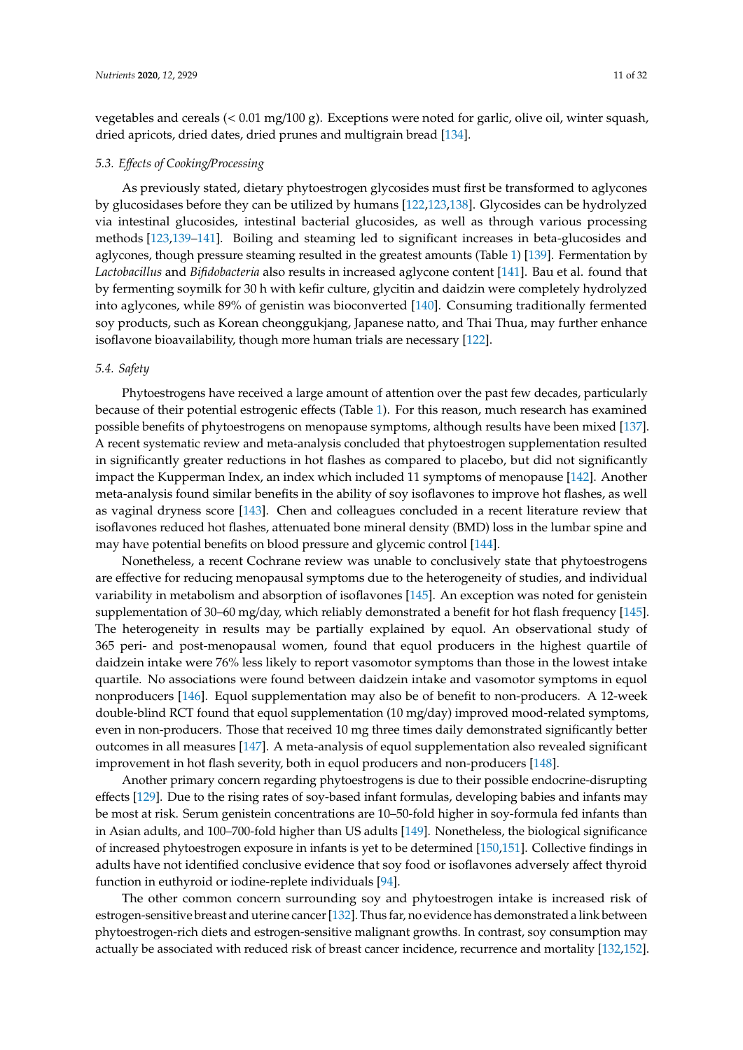vegetables and cereals (< 0.01 mg/100 g). Exceptions were noted for garlic, olive oil, winter squash, dried apricots, dried dates, dried prunes and multigrain bread [134].

### 5.3. Effects of Cooking/Processing

As previously stated, dietary phytoestrogen glycosides must first be transformed to aglycones by glucosidases before they can be utilized by humans [122,123,138]. Glycosides can be hydrolyzed via intestinal glucosides, intestinal bacterial glucosides, as well as through various processing methods [123,139–141]. Boiling and steaming led to significant increases in beta-glucosides and aglycones, though pressure steaming resulted in the greatest amounts (Table 1) [139]. Fermentation by *Lactobacillus* and *Bifidobacteria* also results in increased aglycone content [141]. Bau et al. found that by fermenting soymilk for 30 h with kefir culture, glycitin and daidzin were completely hydrolyzed into aglycones, while 89% of genistin was bioconverted [140]. Consuming traditionally fermented soy products, such as Korean cheonggukjang, Japanese natto, and Thai Thua, may further enhance isoflavone bioavailability, though more human trials are necessary [122].

### 5.4. Safety

Phytoestrogens have received a large amount of attention over the past few decades, particularly because of their potential estrogenic effects (Table 1). For this reason, much research has examined possible benefits of phytoestrogens on menopause symptoms, although results have been mixed [137]. A recent systematic review and meta-analysis concluded that phytoestrogen supplementation resulted in significantly greater reductions in hot flashes as compared to placebo, but did not significantly impact the Kupperman Index, an index which included 11 symptoms of menopause [142]. Another meta-analysis found similar benefits in the ability of soy isoflavones to improve hot flashes, as well as vaginal dryness score [143]. Chen and colleagues concluded in a recent literature review that isoflavones reduced hot flashes, attenuated bone mineral density (BMD) loss in the lumbar spine and may have potential benefits on blood pressure and glycemic control [144].

Nonetheless, a recent Cochrane review was unable to conclusively state that phytoestrogens are effective for reducing menopausal symptoms due to the heterogeneity of studies, and individual variability in metabolism and absorption of isoflavones [145]. An exception was noted for genistein supplementation of 30–60 mg/day, which reliably demonstrated a benefit for hot flash frequency [145]. The heterogeneity in results may be partially explained by equol. An observational study of 365 peri- and post-menopausal women, found that equol producers in the highest quartile of daidzein intake were 76% less likely to report vasomotor symptoms than those in the lowest intake quartile. No associations were found between daidzein intake and vasomotor symptoms in equol nonproducers [146]. Equol supplementation may also be of benefit to non-producers. A 12-week double-blind RCT found that equol supplementation (10 mg/day) improved mood-related symptoms, even in non-producers. Those that received 10 mg three times daily demonstrated significantly better outcomes in all measures [147]. A meta-analysis of equol supplementation also revealed significant improvement in hot flash severity, both in equol producers and non-producers [148].

Another primary concern regarding phytoestrogens is due to their possible endocrine-disrupting effects [129]. Due to the rising rates of soy-based infant formulas, developing babies and infants may be most at risk. Serum genistein concentrations are 10–50-fold higher in soy-formula fed infants than in Asian adults, and 100–700-fold higher than US adults [149]. Nonetheless, the biological significance of increased phytoestrogen exposure in infants is yet to be determined [150,151]. Collective findings in adults have not identified conclusive evidence that soy food or isoflavones adversely affect thyroid function in euthyroid or iodine-replete individuals [94].

The other common concern surrounding soy and phytoestrogen intake is increased risk of estrogen-sensitive breast and uterine cancer [132]. Thus far, no evidence has demonstrated a link between phytoestrogen-rich diets and estrogen-sensitive malignant growths. In contrast, soy consumption may actually be associated with reduced risk of breast cancer incidence, recurrence and mortality [132,152].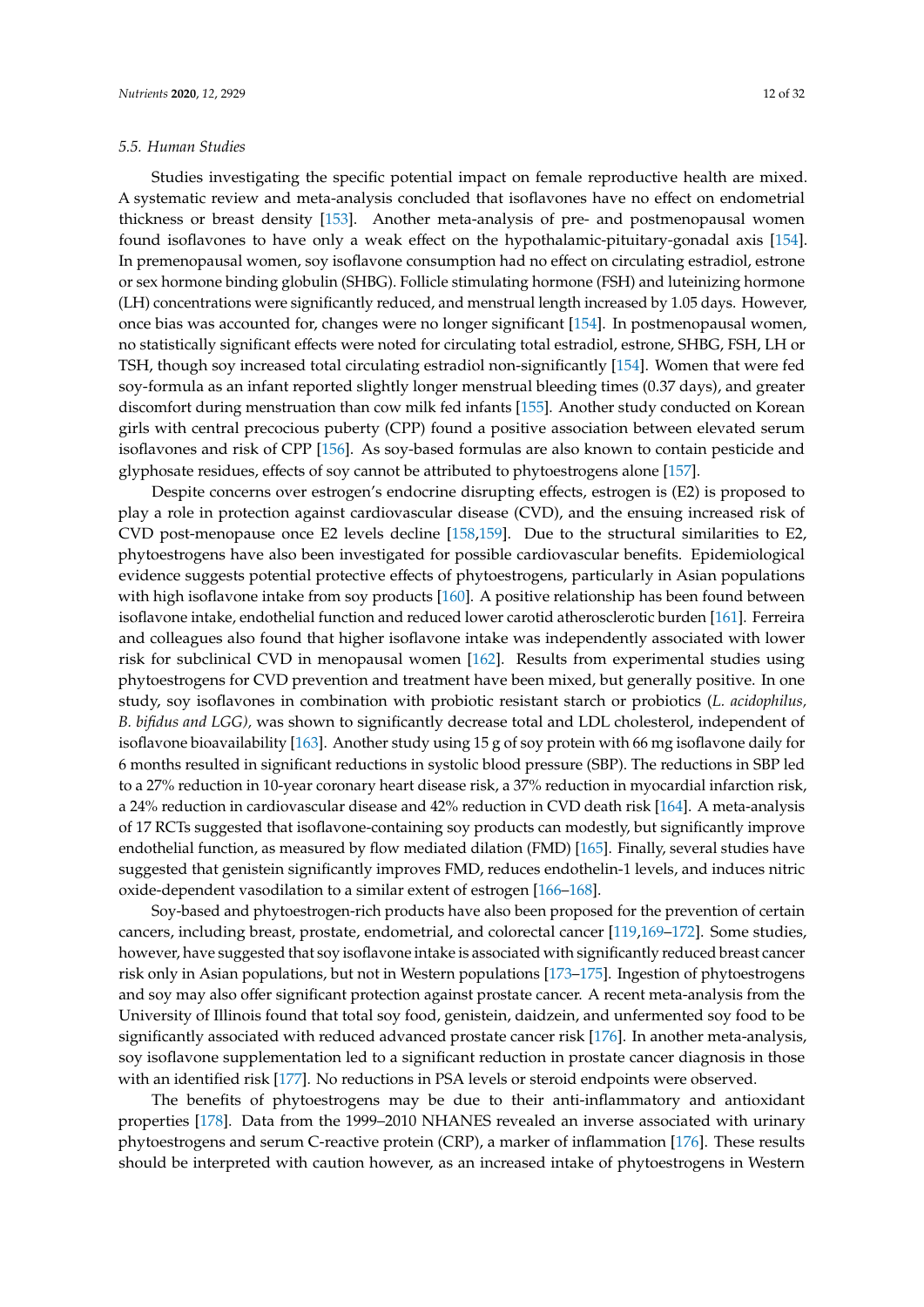### 5.5. Human Studies

Studies investigating the specific potential impact on female reproductive health are mixed. A systematic review and meta-analysis concluded that isoflavones have no effect on endometrial thickness or breast density [153]. Another meta-analysis of pre- and postmenopausal women found isoflavones to have only a weak effect on the hypothalamic-pituitary-gonadal axis [154]. In premenopausal women, soy isoflavone consumption had no effect on circulating estradiol, estrone or sex hormone binding globulin (SHBG). Follicle stimulating hormone (FSH) and luteinizing hormone (LH) concentrations were significantly reduced, and menstrual length increased by 1.05 days. However, once bias was accounted for, changes were no longer significant [154]. In postmenopausal women, no statistically significant effects were noted for circulating total estradiol, estrone, SHBG, FSH, LH or TSH, though soy increased total circulating estradiol non-significantly [154]. Women that were fed soy-formula as an infant reported slightly longer menstrual bleeding times (0.37 days), and greater discomfort during menstruation than cow milk fed infants [155]. Another study conducted on Korean girls with central precocious puberty (CPP) found a positive association between elevated serum isoflavones and risk of CPP [156]. As soy-based formulas are also known to contain pesticide and glyphosate residues, effects of soy cannot be attributed to phytoestrogens alone [157].

Despite concerns over estrogen's endocrine disrupting effects, estrogen is (E2) is proposed to play a role in protection against cardiovascular disease (CVD), and the ensuing increased risk of CVD post-menopause once E2 levels decline [158,159]. Due to the structural similarities to E2, phytoestrogens have also been investigated for possible cardiovascular benefits. Epidemiological evidence suggests potential protective effects of phytoestrogens, particularly in Asian populations with high isoflavone intake from soy products [160]. A positive relationship has been found between isoflavone intake, endothelial function and reduced lower carotid atherosclerotic burden [161]. Ferreira and colleagues also found that higher isoflavone intake was independently associated with lower risk for subclinical CVD in menopausal women [162]. Results from experimental studies using phytoestrogens for CVD prevention and treatment have been mixed, but generally positive. In one study, soy isoflavones in combination with probiotic resistant starch or probiotics (*L. acidophilus, B. bifidus and LGG),* was shown to significantly decrease total and LDL cholesterol, independent of isoflavone bioavailability [163]. Another study using 15 g of soy protein with 66 mg isoflavone daily for 6 months resulted in significant reductions in systolic blood pressure (SBP). The reductions in SBP led to a 27% reduction in 10-year coronary heart disease risk, a 37% reduction in myocardial infarction risk, a 24% reduction in cardiovascular disease and 42% reduction in CVD death risk [164]. A meta-analysis of 17 RCTs suggested that isoflavone-containing soy products can modestly, but significantly improve endothelial function, as measured by flow mediated dilation (FMD) [165]. Finally, several studies have suggested that genistein significantly improves FMD, reduces endothelin-1 levels, and induces nitric oxide-dependent vasodilation to a similar extent of estrogen [166–168].

Soy-based and phytoestrogen-rich products have also been proposed for the prevention of certain cancers, including breast, prostate, endometrial, and colorectal cancer [119,169–172]. Some studies, however, have suggested that soy isoflavone intake is associated with significantly reduced breast cancer risk only in Asian populations, but not in Western populations [173–175]. Ingestion of phytoestrogens and soy may also offer significant protection against prostate cancer. A recent meta-analysis from the University of Illinois found that total soy food, genistein, daidzein, and unfermented soy food to be significantly associated with reduced advanced prostate cancer risk [176]. In another meta-analysis, soy isoflavone supplementation led to a significant reduction in prostate cancer diagnosis in those with an identified risk [177]. No reductions in PSA levels or steroid endpoints were observed.

The benefits of phytoestrogens may be due to their anti-inflammatory and antioxidant properties [178]. Data from the 1999–2010 NHANES revealed an inverse associated with urinary phytoestrogens and serum C-reactive protein (CRP), a marker of inflammation [176]. These results should be interpreted with caution however, as an increased intake of phytoestrogens in Western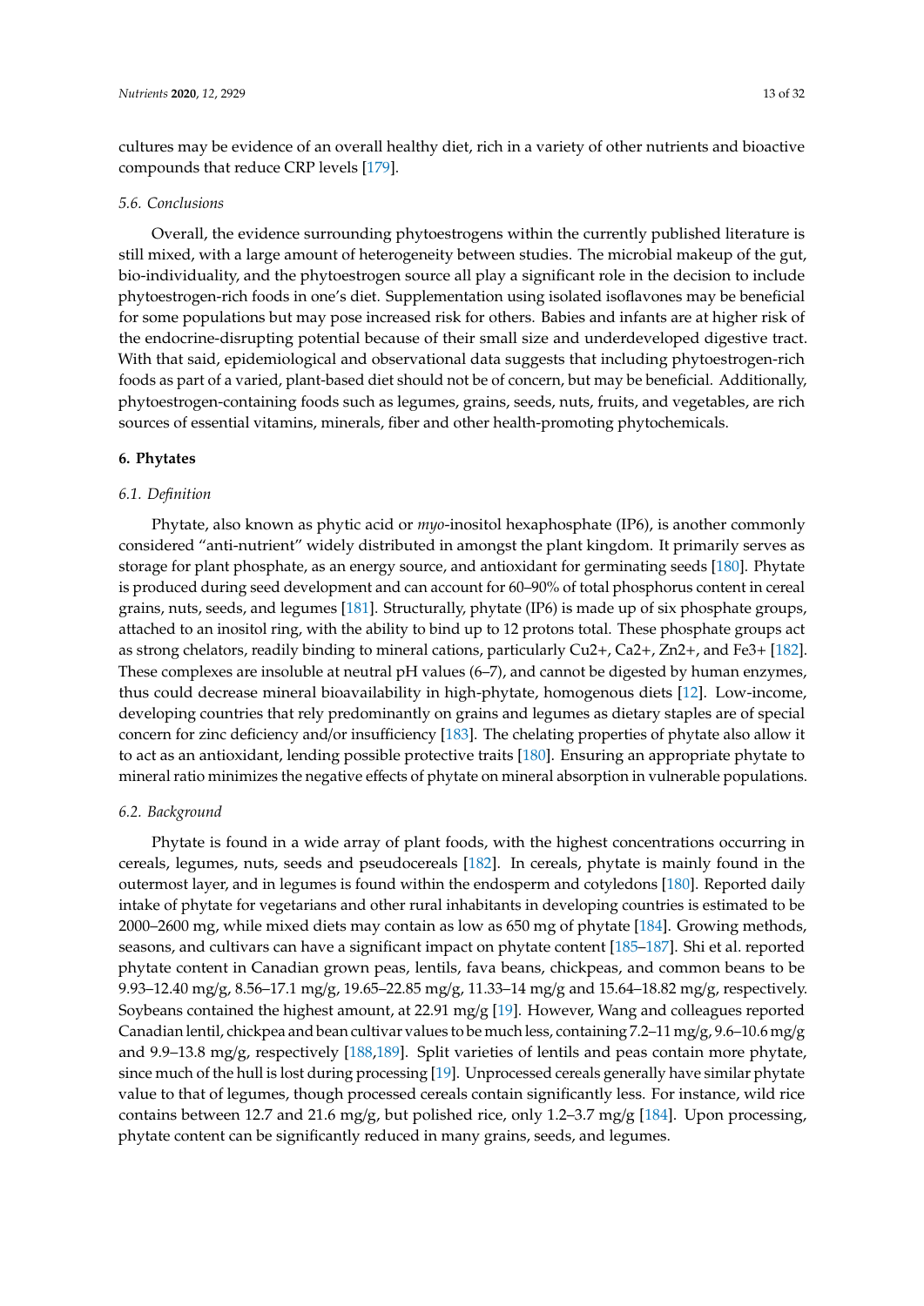cultures may be evidence of an overall healthy diet, rich in a variety of other nutrients and bioactive compounds that reduce CRP levels [179].

### 5.6. Conclusions

Overall, the evidence surrounding phytoestrogens within the currently published literature is still mixed, with a large amount of heterogeneity between studies. The microbial makeup of the gut, bio-individuality, and the phytoestrogen source all play a significant role in the decision to include phytoestrogen-rich foods in one's diet. Supplementation using isolated isoflavones may be beneficial for some populations but may pose increased risk for others. Babies and infants are at higher risk of the endocrine-disrupting potential because of their small size and underdeveloped digestive tract. With that said, epidemiological and observational data suggests that including phytoestrogen-rich foods as part of a varied, plant-based diet should not be of concern, but may be beneficial. Additionally, phytoestrogen-containing foods such as legumes, grains, seeds, nuts, fruits, and vegetables, are rich sources of essential vitamins, minerals, fiber and other health-promoting phytochemicals.

## 6. Phytates

### 6.1. Definition

Phytate, also known as phytic acid or *myo*-inositol hexaphosphate (IP6), is another commonly considered "anti-nutrient" widely distributed in amongst the plant kingdom. It primarily serves as storage for plant phosphate, as an energy source, and antioxidant for germinating seeds [180]. Phytate is produced during seed development and can account for 60–90% of total phosphorus content in cereal grains, nuts, seeds, and legumes [181]. Structurally, phytate (IP6) is made up of six phosphate groups, attached to an inositol ring, with the ability to bind up to 12 protons total. These phosphate groups act as strong chelators, readily binding to mineral cations, particularly $Cu^{2+}$, $Ca^{2+}$, $Zn^{2+}$, and $Fe^{3+}$ [182]. These complexes are insoluble at neutral pH values (6–7), and cannot be digested by human enzymes, thus could decrease mineral bioavailability in high-phytate, homogenous diets [12]. Low-income, developing countries that rely predominantly on grains and legumes as dietary staples are of special concern for zinc deficiency and/or insufficiency [183]. The chelating properties of phytate also allow it to act as an antioxidant, lending possible protective traits [180]. Ensuring an appropriate phytate to mineral ratio minimizes the negative effects of phytate on mineral absorption in vulnerable populations.

### 6.2. Background

Phytate is found in a wide array of plant foods, with the highest concentrations occurring in cereals, legumes, nuts, seeds and pseudocereals [182]. In cereals, phytate is mainly found in the outermost layer, and in legumes is found within the endosperm and cotyledons [180]. Reported daily intake of phytate for vegetarians and other rural inhabitants in developing countries is estimated to be 2000–2600 mg, while mixed diets may contain as low as 650 mg of phytate [184]. Growing methods, seasons, and cultivars can have a significant impact on phytate content [185–187]. Shi et al. reported phytate content in Canadian grown peas, lentils, fava beans, chickpeas, and common beans to be 9.93–12.40 mg/g, 8.56–17.1 mg/g, 19.65–22.85 mg/g, 11.33–14 mg/g and 15.64–18.82 mg/g, respectively. Soybeans contained the highest amount, at 22.91 mg/g [19]. However, Wang and colleagues reported Canadian lentil, chickpea and bean cultivar values to be much less, containing 7.2–11 mg/g, 9.6–10.6 mg/g and 9.9–13.8 mg/g, respectively [188,189]. Split varieties of lentils and peas contain more phytate, since much of the hull is lost during processing [19]. Unprocessed cereals generally have similar phytate value to that of legumes, though processed cereals contain significantly less. For instance, wild rice contains between 12.7 and 21.6 mg/g, but polished rice, only 1.2–3.7 mg/g [184]. Upon processing, phytate content can be significantly reduced in many grains, seeds, and legumes.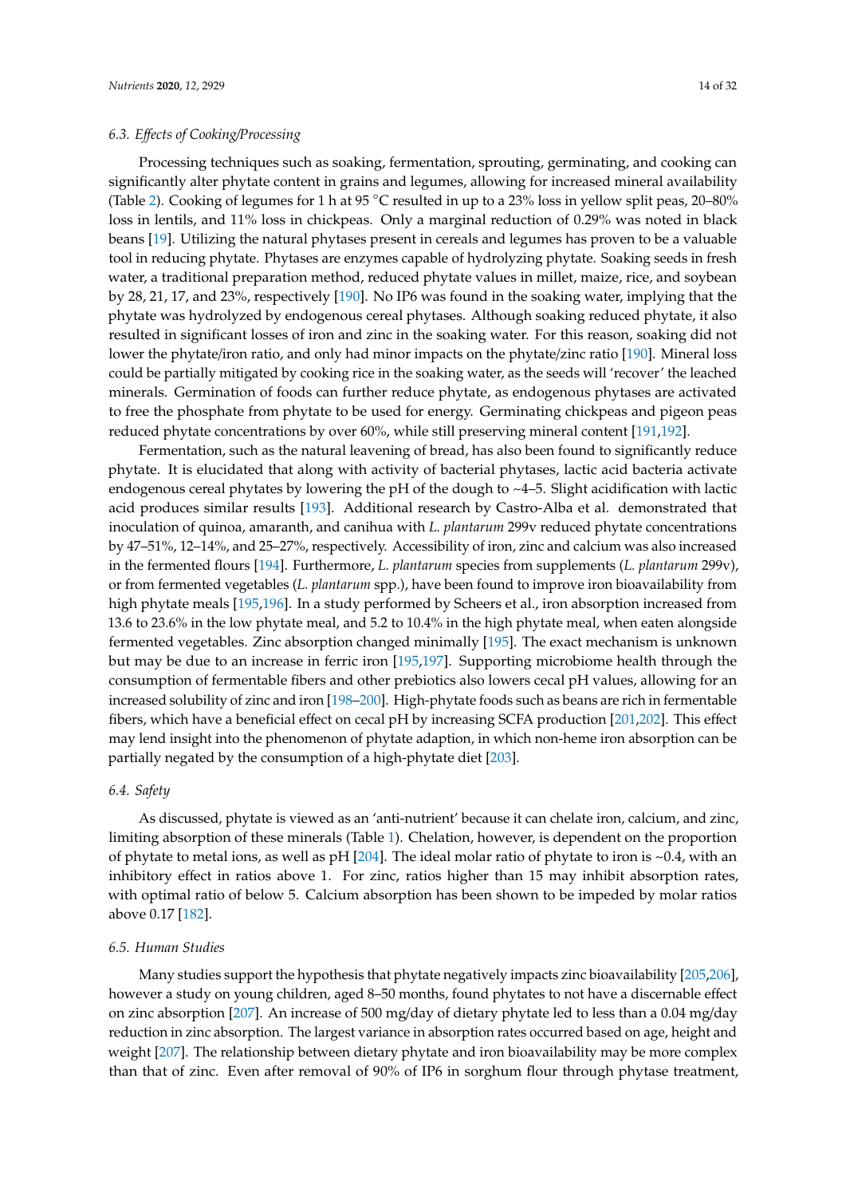### 6.3. Effects of Cooking/Processing

Processing techniques such as soaking, fermentation, sprouting, germinating, and cooking can significantly alter phytate content in grains and legumes, allowing for increased mineral availability (Table 2). Cooking of legumes for 1 h at 95 °C resulted in up to a 23% loss in yellow split peas, 20–80% loss in lentils, and 11% loss in chickpeas. Only a marginal reduction of 0.29% was noted in black beans [19]. Utilizing the natural phytases present in cereals and legumes has proven to be a valuable tool in reducing phytate. Phytases are enzymes capable of hydrolyzing phytate. Soaking seeds in fresh water, a traditional preparation method, reduced phytate values in millet, maize, rice, and soybean by 28, 21, 17, and 23%, respectively [190]. No IP6 was found in the soaking water, implying that the phytate was hydrolyzed by endogenous cereal phytases. Although soaking reduced phytate, it also resulted in significant losses of iron and zinc in the soaking water. For this reason, soaking did not lower the phytate/iron ratio, and only had minor impacts on the phytate/zinc ratio [190]. Mineral loss could be partially mitigated by cooking rice in the soaking water, as the seeds will 'recover' the leached minerals. Germination of foods can further reduce phytate, as endogenous phytases are activated to free the phosphate from phytate to be used for energy. Germinating chickpeas and pigeon peas reduced phytate concentrations by over 60%, while still preserving mineral content [191,192].

Fermentation, such as the natural leavening of bread, has also been found to significantly reduce phytate. It is elucidated that along with activity of bacterial phytases, lactic acid bacteria activate endogenous cereal phytates by lowering the pH of the dough to ~4–5. Slight acidification with lactic acid produces similar results [193]. Additional research by Castro-Alba et al. demonstrated that inoculation of quinoa, amaranth, and canihua with *L. plantarum* 299v reduced phytate concentrations by 47–51%, 12–14%, and 25–27%, respectively. Accessibility of iron, zinc and calcium was also increased in the fermented flours [194]. Furthermore, *L. plantarum* species from supplements (*L. plantarum* 299v), or from fermented vegetables (*L. plantarum* spp.), have been found to improve iron bioavailability from high phytate meals [195,196]. In a study performed by Scheers et al., iron absorption increased from 13.6 to 23.6% in the low phytate meal, and 5.2 to 10.4% in the high phytate meal, when eaten alongside fermented vegetables. Zinc absorption changed minimally [195]. The exact mechanism is unknown but may be due to an increase in ferric iron [195,197]. Supporting microbiome health through the consumption of fermentable fibers and other prebiotics also lowers cecal pH values, allowing for an increased solubility of zinc and iron [198–200]. High-phytate foods such as beans are rich in fermentable fibers, which have a beneficial effect on cecal pH by increasing SCFA production [201,202]. This effect may lend insight into the phenomenon of phytate adaption, in which non-heme iron absorption can be partially negated by the consumption of a high-phytate diet [203].

### 6.4. Safety

As discussed, phytate is viewed as an 'anti-nutrient' because it can chelate iron, calcium, and zinc, limiting absorption of these minerals (Table 1). Chelation, however, is dependent on the proportion of phytate to metal ions, as well as pH [204]. The ideal molar ratio of phytate to iron is ~0.4, with an inhibitory effect in ratios above 1. For zinc, ratios higher than 15 may inhibit absorption rates, with optimal ratio of below 5. Calcium absorption has been shown to be impeded by molar ratios above 0.17 [182].

### 6.5. Human Studies

Many studies support the hypothesis that phytate negatively impacts zinc bioavailability [205,206], however a study on young children, aged 8–50 months, found phytates to not have a discernable effect on zinc absorption [207]. An increase of 500 mg/day of dietary phytate led to less than a 0.04 mg/day reduction in zinc absorption. The largest variance in absorption rates occurred based on age, height and weight [207]. The relationship between dietary phytate and iron bioavailability may be more complex than that of zinc. Even after removal of 90% of IP6 in sorghum flour through phytase treatment,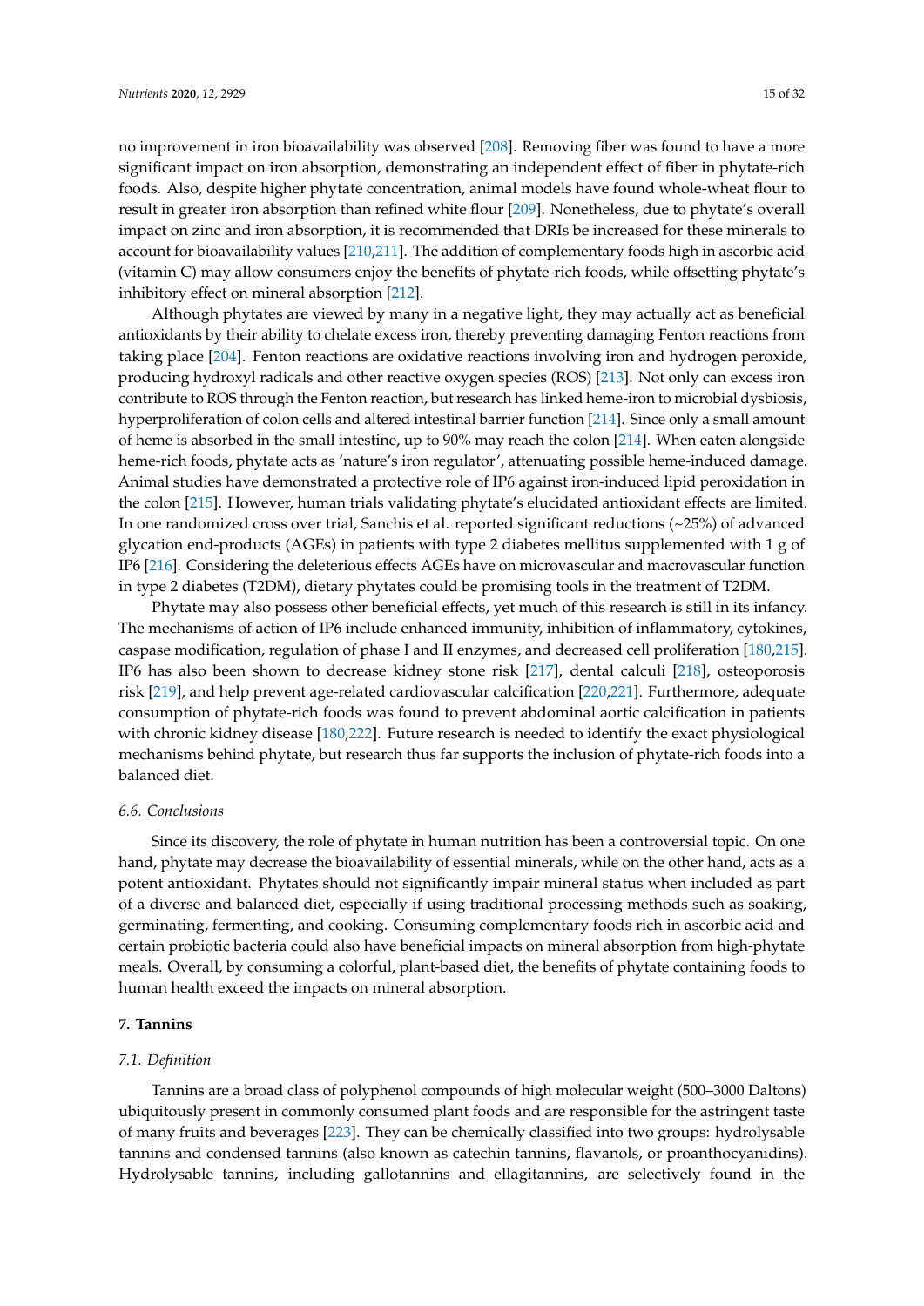no improvement in iron bioavailability was observed [208]. Removing fiber was found to have a more significant impact on iron absorption, demonstrating an independent effect of fiber in phytate-rich foods. Also, despite higher phytate concentration, animal models have found whole-wheat flour to result in greater iron absorption than refined white flour [209]. Nonetheless, due to phytate's overall impact on zinc and iron absorption, it is recommended that DRIs be increased for these minerals to account for bioavailability values [210,211]. The addition of complementary foods high in ascorbic acid (vitamin C) may allow consumers enjoy the benefits of phytate-rich foods, while offsetting phytate's inhibitory effect on mineral absorption [212].

Although phytates are viewed by many in a negative light, they may actually act as beneficial antioxidants by their ability to chelate excess iron, thereby preventing damaging Fenton reactions from taking place [204]. Fenton reactions are oxidative reactions involving iron and hydrogen peroxide, producing hydroxyl radicals and other reactive oxygen species (ROS) [213]. Not only can excess iron contribute to ROS through the Fenton reaction, but research has linked heme-iron to microbial dysbiosis, hyperproliferation of colon cells and altered intestinal barrier function [214]. Since only a small amount of heme is absorbed in the small intestine, up to 90% may reach the colon [214]. When eaten alongside heme-rich foods, phytate acts as 'nature's iron regulator', attenuating possible heme-induced damage. Animal studies have demonstrated a protective role of IP6 against iron-induced lipid peroxidation in the colon [215]. However, human trials validating phytate's elucidated antioxidant effects are limited. In one randomized cross over trial, Sanchis et al. reported significant reductions (~25%) of advanced glycation end-products (AGEs) in patients with type 2 diabetes mellitus supplemented with 1 g of IP6 [216]. Considering the deleterious effects AGEs have on microvascular and macrovascular function in type 2 diabetes (T2DM), dietary phytates could be promising tools in the treatment of T2DM.

Phytate may also possess other beneficial effects, yet much of this research is still in its infancy. The mechanisms of action of IP6 include enhanced immunity, inhibition of inflammatory, cytokines, caspase modification, regulation of phase I and II enzymes, and decreased cell proliferation [180,215]. IP6 has also been shown to decrease kidney stone risk [217], dental calculi [218], osteoporosis risk [219], and help prevent age-related cardiovascular calcification [220,221]. Furthermore, adequate consumption of phytate-rich foods was found to prevent abdominal aortic calcification in patients with chronic kidney disease [180,222]. Future research is needed to identify the exact physiological mechanisms behind phytate, but research thus far supports the inclusion of phytate-rich foods into a balanced diet.

### *6.6. Conclusions*

Since its discovery, the role of phytate in human nutrition has been a controversial topic. On one hand, phytate may decrease the bioavailability of essential minerals, while on the other hand, acts as a potent antioxidant. Phytates should not significantly impair mineral status when included as part of a diverse and balanced diet, especially if using traditional processing methods such as soaking, germinating, fermenting, and cooking. Consuming complementary foods rich in ascorbic acid and certain probiotic bacteria could also have beneficial impacts on mineral absorption from high-phytate meals. Overall, by consuming a colorful, plant-based diet, the benefits of phytate containing foods to human health exceed the impacts on mineral absorption.

## **7. Tannins**

### *7.1. Definition*

Tannins are a broad class of polyphenol compounds of high molecular weight (500–3000 Daltons) ubiquitously present in commonly consumed plant foods and are responsible for the astringent taste of many fruits and beverages [223]. They can be chemically classified into two groups: hydrolysable tannins and condensed tannins (also known as catechin tannins, flavanols, or proanthocyanidins). Hydrolysable tannins, including gallotannins and ellagitannins, are selectively found in the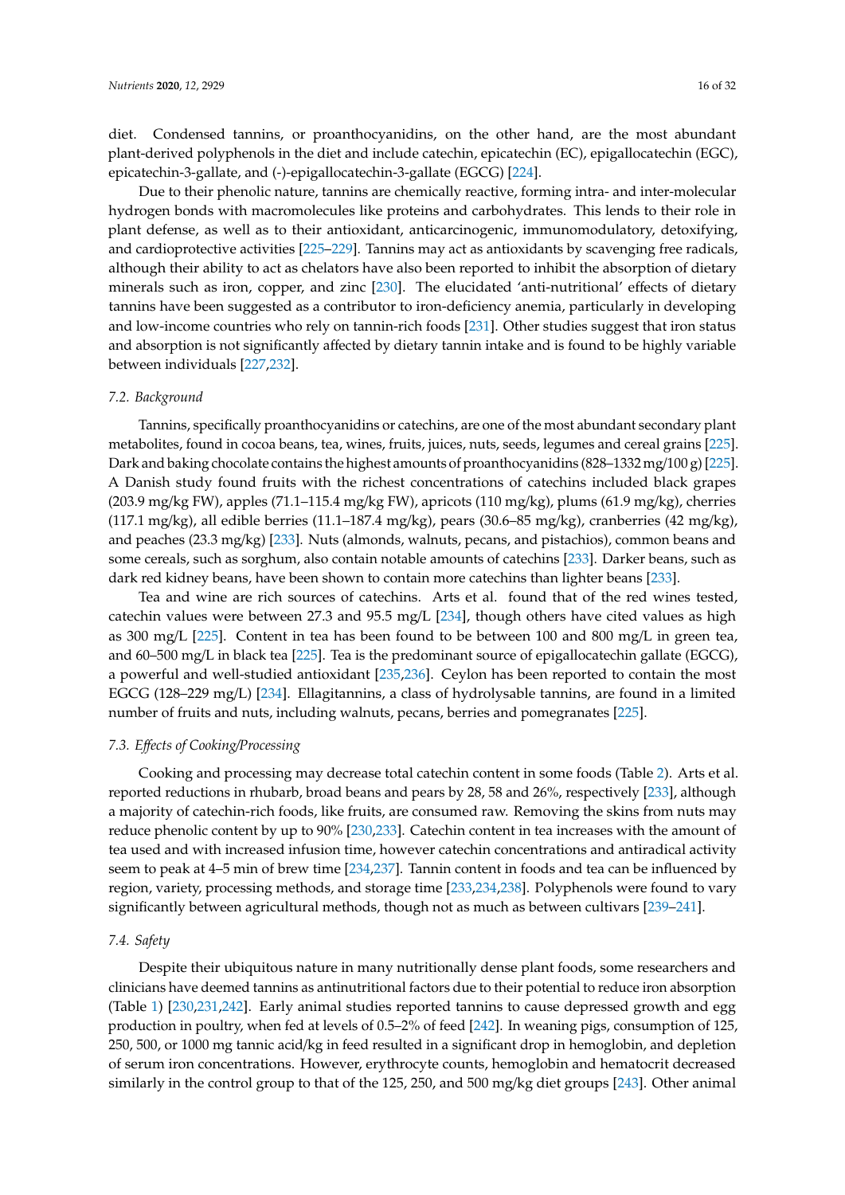diet. Condensed tannins, or proanthocyanidins, on the other hand, are the most abundant plant-derived polyphenols in the diet and include catechin, epicatechin (EC), epigallocatechin (EGC), epicatechin-3-gallate, and (-)-epigallocatechin-3-gallate (EGCG) [224].

Due to their phenolic nature, tannins are chemically reactive, forming intra- and inter-molecular hydrogen bonds with macromolecules like proteins and carbohydrates. This lends to their role in plant defense, as well as to their antioxidant, anticarcinogenic, immunomodulatory, detoxifying, and cardioprotective activities [225–229]. Tannins may act as antioxidants by scavenging free radicals, although their ability to act as chelators have also been reported to inhibit the absorption of dietary minerals such as iron, copper, and zinc [230]. The elucidated 'anti-nutritional' effects of dietary tannins have been suggested as a contributor to iron-deficiency anemia, particularly in developing and low-income countries who rely on tannin-rich foods [231]. Other studies suggest that iron status and absorption is not significantly affected by dietary tannin intake and is found to be highly variable between individuals [227,232].

### 7.2. Background

Tannins, specifically proanthocyanidins or catechins, are one of the most abundant secondary plant metabolites, found in cocoa beans, tea, wines, fruits, juices, nuts, seeds, legumes and cereal grains [225]. Dark and baking chocolate contains the highest amounts of proanthocyanidins (828–1332 mg/100 g) [225]. A Danish study found fruits with the richest concentrations of catechins included black grapes (203.9 mg/kg FW), apples (71.1–115.4 mg/kg FW), apricots (110 mg/kg), plums (61.9 mg/kg), cherries (117.1 mg/kg), all edible berries (11.1–187.4 mg/kg), pears (30.6–85 mg/kg), cranberries (42 mg/kg), and peaches (23.3 mg/kg) [233]. Nuts (almonds, walnuts, pecans, and pistachios), common beans and some cereals, such as sorghum, also contain notable amounts of catechins [233]. Darker beans, such as dark red kidney beans, have been shown to contain more catechins than lighter beans [233].

Tea and wine are rich sources of catechins. Arts et al. found that of the red wines tested, catechin values were between 27.3 and 95.5 mg/L [234], though others have cited values as high as 300 mg/L [225]. Content in tea has been found to be between 100 and 800 mg/L in green tea, and 60–500 mg/L in black tea [225]. Tea is the predominant source of epigallocatechin gallate (EGCG), a powerful and well-studied antioxidant [235,236]. Ceylon has been reported to contain the most EGCG (128–229 mg/L) [234]. Ellagitannins, a class of hydrolysable tannins, are found in a limited number of fruits and nuts, including walnuts, pecans, berries and pomegranates [225].

### 7.3. Effects of Cooking/Processing

Cooking and processing may decrease total catechin content in some foods (Table 2). Arts et al. reported reductions in rhubarb, broad beans and pears by 28, 58 and 26%, respectively [233], although a majority of catechin-rich foods, like fruits, are consumed raw. Removing the skins from nuts may reduce phenolic content by up to 90% [230,233]. Catechin content in tea increases with the amount of tea used and with increased infusion time, however catechin concentrations and antiradical activity seem to peak at 4–5 min of brew time [234,237]. Tannin content in foods and tea can be influenced by region, variety, processing methods, and storage time [233,234,238]. Polyphenols were found to vary significantly between agricultural methods, though not as much as between cultivars [239–241].

### 7.4. Safety

Despite their ubiquitous nature in many nutritionally dense plant foods, some researchers and clinicians have deemed tannins as antinutritional factors due to their potential to reduce iron absorption (Table 1) [230,231,242]. Early animal studies reported tannins to cause depressed growth and egg production in poultry, when fed at levels of 0.5–2% of feed [242]. In weaning pigs, consumption of 125, 250, 500, or 1000 mg tannic acid/kg in feed resulted in a significant drop in hemoglobin, and depletion of serum iron concentrations. However, erythrocyte counts, hemoglobin and hematocrit decreased similarly in the control group to that of the 125, 250, and 500 mg/kg diet groups [243]. Other animal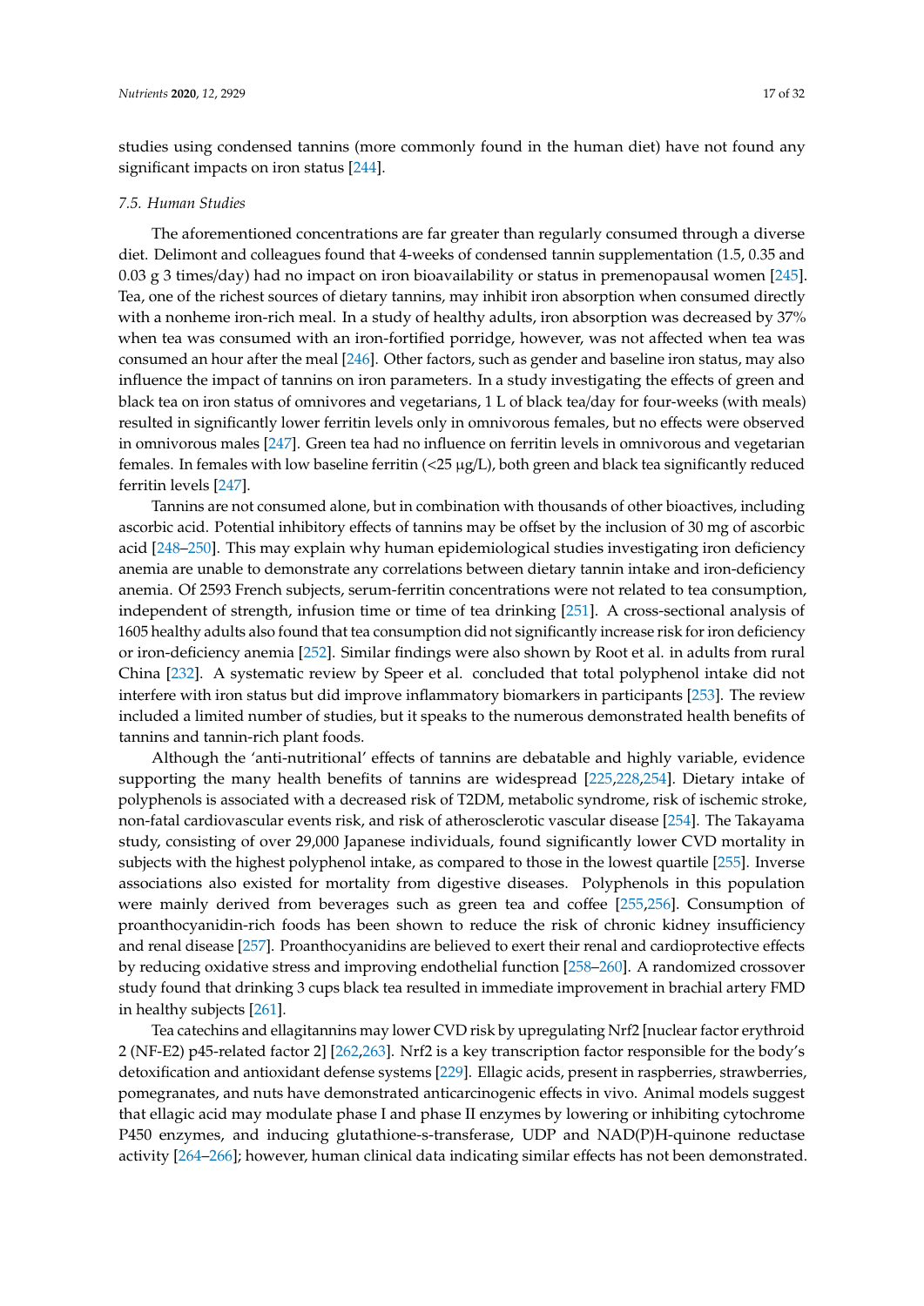studies using condensed tannins (more commonly found in the human diet) have not found any significant impacts on iron status [244].

### 7.5. Human Studies

The aforementioned concentrations are far greater than regularly consumed through a diverse diet. Delimont and colleagues found that 4-weeks of condensed tannin supplementation (1.5, 0.35 and 0.03 g 3 times/day) had no impact on iron bioavailability or status in premenopausal women [245]. Tea, one of the richest sources of dietary tannins, may inhibit iron absorption when consumed directly with a nonheme iron-rich meal. In a study of healthy adults, iron absorption was decreased by 37% when tea was consumed with an iron-fortified porridge, however, was not affected when tea was consumed an hour after the meal [246]. Other factors, such as gender and baseline iron status, may also influence the impact of tannins on iron parameters. In a study investigating the effects of green and black tea on iron status of omnivores and vegetarians, 1 L of black tea/day for four-weeks (with meals) resulted in significantly lower ferritin levels only in omnivorous females, but no effects were observed in omnivorous males [247]. Green tea had no influence on ferritin levels in omnivorous and vegetarian females. In females with low baseline ferritin (<25 μg/L), both green and black tea significantly reduced ferritin levels [247].

Tannins are not consumed alone, but in combination with thousands of other bioactives, including ascorbic acid. Potential inhibitory effects of tannins may be offset by the inclusion of 30 mg of ascorbic acid [248–250]. This may explain why human epidemiological studies investigating iron deficiency anemia are unable to demonstrate any correlations between dietary tannin intake and iron-deficiency anemia. Of 2593 French subjects, serum-ferritin concentrations were not related to tea consumption, independent of strength, infusion time or time of tea drinking [251]. A cross-sectional analysis of 1605 healthy adults also found that tea consumption did not significantly increase risk for iron deficiency or iron-deficiency anemia [252]. Similar findings were also shown by Root et al. in adults from rural China [232]. A systematic review by Speer et al. concluded that total polyphenol intake did not interfere with iron status but did improve inflammatory biomarkers in participants [253]. The review included a limited number of studies, but it speaks to the numerous demonstrated health benefits of tannins and tannin-rich plant foods.

Although the 'anti-nutritional' effects of tannins are debatable and highly variable, evidence supporting the many health benefits of tannins are widespread [225,228,254]. Dietary intake of polyphenols is associated with a decreased risk of T2DM, metabolic syndrome, risk of ischemic stroke, non-fatal cardiovascular events risk, and risk of atherosclerotic vascular disease [254]. The Takayama study, consisting of over 29,000 Japanese individuals, found significantly lower CVD mortality in subjects with the highest polyphenol intake, as compared to those in the lowest quartile [255]. Inverse associations also existed for mortality from digestive diseases. Polyphenols in this population were mainly derived from beverages such as green tea and coffee [255,256]. Consumption of proanthocyanidin-rich foods has been shown to reduce the risk of chronic kidney insufficiency and renal disease [257]. Proanthocyanidins are believed to exert their renal and cardioprotective effects by reducing oxidative stress and improving endothelial function [258–260]. A randomized crossover study found that drinking 3 cups black tea resulted in immediate improvement in brachial artery FMD in healthy subjects [261].

Tea catechins and ellagitannins may lower CVD risk by upregulating Nrf2 [nuclear factor erythroid 2 (NF-E2) p45-related factor 2] [262,263]. Nrf2 is a key transcription factor responsible for the body's detoxification and antioxidant defense systems [229]. Ellagic acids, present in raspberries, strawberries, pomegranates, and nuts have demonstrated anticarcinogenic effects in vivo. Animal models suggest that ellagic acid may modulate phase I and phase II enzymes by lowering or inhibiting cytochrome P450 enzymes, and inducing glutathione-s-transferase, UDP and NAD(P)H-quinone reductase activity [264–266]; however, human clinical data indicating similar effects has not been demonstrated.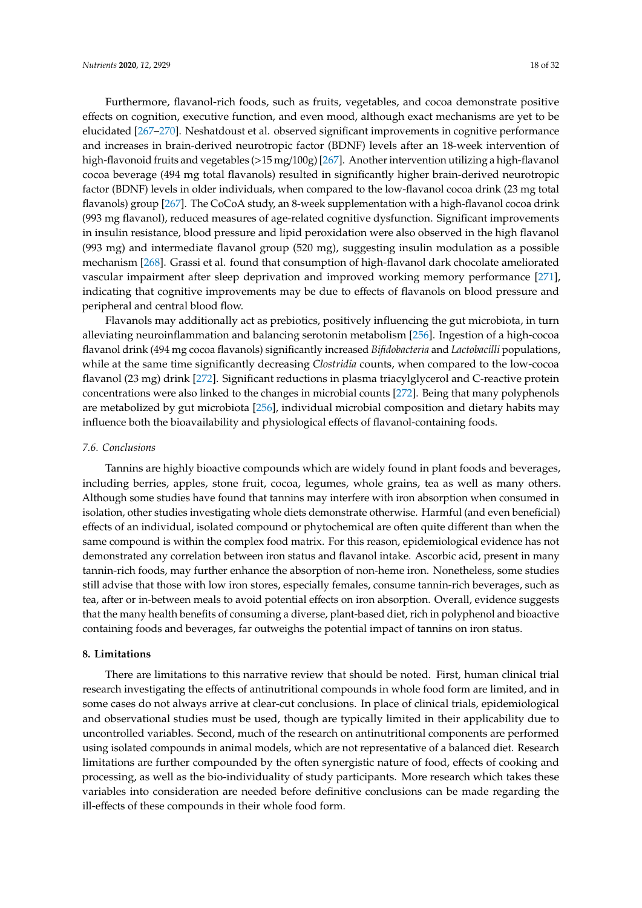Furthermore, flavanol-rich foods, such as fruits, vegetables, and cocoa demonstrate positive effects on cognition, executive function, and even mood, although exact mechanisms are yet to be elucidated [267–270]. Neshatdoust et al. observed significant improvements in cognitive performance and increases in brain-derived neurotropic factor (BDNF) levels after an 18-week intervention of high-flavonoid fruits and vegetables (>15 mg/100g) [267]. Another intervention utilizing a high-flavanol cocoa beverage (494 mg total flavanols) resulted in significantly higher brain-derived neurotropic factor (BDNF) levels in older individuals, when compared to the low-flavanol cocoa drink (23 mg total flavanols) group [267]. The CoCoA study, an 8-week supplementation with a high-flavanol cocoa drink (993 mg flavanol), reduced measures of age-related cognitive dysfunction. Significant improvements in insulin resistance, blood pressure and lipid peroxidation were also observed in the high flavanol (993 mg) and intermediate flavanol group (520 mg), suggesting insulin modulation as a possible mechanism [268]. Grassi et al. found that consumption of high-flavanol dark chocolate ameliorated vascular impairment after sleep deprivation and improved working memory performance [271], indicating that cognitive improvements may be due to effects of flavanols on blood pressure and peripheral and central blood flow.

Flavanols may additionally act as prebiotics, positively influencing the gut microbiota, in turn alleviating neuroinflammation and balancing serotonin metabolism [256]. Ingestion of a high-cocoa flavanol drink (494 mg cocoa flavanols) significantly increased *Bifidobacteria* and *Lactobacilli* populations, while at the same time significantly decreasing *Clostridia* counts, when compared to the low-cocoa flavanol (23 mg) drink [272]. Significant reductions in plasma triacylglycerol and C-reactive protein concentrations were also linked to the changes in microbial counts [272]. Being that many polyphenols are metabolized by gut microbiota [256], individual microbial composition and dietary habits may influence both the bioavailability and physiological effects of flavanol-containing foods.

### 7.6. Conclusions

Tannins are highly bioactive compounds which are widely found in plant foods and beverages, including berries, apples, stone fruit, cocoa, legumes, whole grains, tea as well as many others. Although some studies have found that tannins may interfere with iron absorption when consumed in isolation, other studies investigating whole diets demonstrate otherwise. Harmful (and even beneficial) effects of an individual, isolated compound or phytochemical are often quite different than when the same compound is within the complex food matrix. For this reason, epidemiological evidence has not demonstrated any correlation between iron status and flavanol intake. Ascorbic acid, present in many tannin-rich foods, may further enhance the absorption of non-heme iron. Nonetheless, some studies still advise that those with low iron stores, especially females, consume tannin-rich beverages, such as tea, after or in-between meals to avoid potential effects on iron absorption. Overall, evidence suggests that the many health benefits of consuming a diverse, plant-based diet, rich in polyphenol and bioactive containing foods and beverages, far outweighs the potential impact of tannins on iron status.

## 8. Limitations

There are limitations to this narrative review that should be noted. First, human clinical trial research investigating the effects of antinutritional compounds in whole food form are limited, and in some cases do not always arrive at clear-cut conclusions. In place of clinical trials, epidemiological and observational studies must be used, though are typically limited in their applicability due to uncontrolled variables. Second, much of the research on antinutritional components are performed using isolated compounds in animal models, which are not representative of a balanced diet. Research limitations are further compounded by the often synergistic nature of food, effects of cooking and processing, as well as the bio-individuality of study participants. More research which takes these variables into consideration are needed before definitive conclusions can be made regarding the ill-effects of these compounds in their whole food form.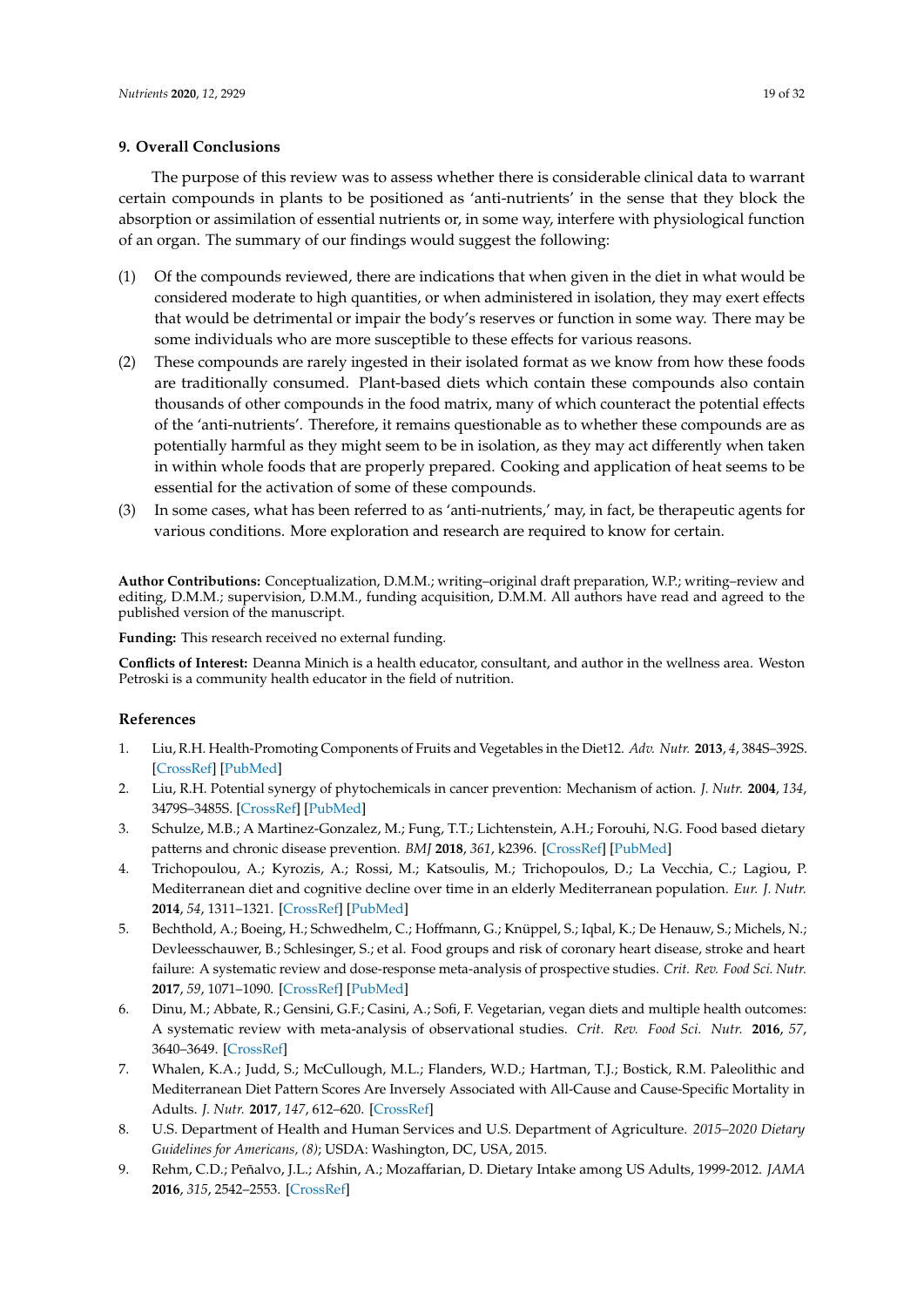## 9. Overall Conclusions

The purpose of this review was to assess whether there is considerable clinical data to warrant certain compounds in plants to be positioned as 'anti-nutrients' in the sense that they block the absorption or assimilation of essential nutrients or, in some way, interfere with physiological function of an organ. The summary of our findings would suggest the following:

(1) Of the compounds reviewed, there are indications that when given in the diet in what would be considered moderate to high quantities, or when administered in isolation, they may exert effects that would be detrimental or impair the body's reserves or function in some way. There may be some individuals who are more susceptible to these effects for various reasons.

(2) These compounds are rarely ingested in their isolated format as we know from how these foods are traditionally consumed. Plant-based diets which contain these compounds also contain thousands of other compounds in the food matrix, many of which counteract the potential effects of the 'anti-nutrients'. Therefore, it remains questionable as to whether these compounds are as potentially harmful as they might seem to be in isolation, as they may act differently when taken in within whole foods that are properly prepared. Cooking and application of heat seems to be essential for the activation of some of these compounds.

(3) In some cases, what has been referred to as 'anti-nutrients,' may, in fact, be therapeutic agents for various conditions. More exploration and research are required to know for certain.

**Author Contributions:** Conceptualization, D.M.M.; writing–original draft preparation, W.P.; writing–review and editing, D.M.M.; supervision, D.M.M., funding acquisition, D.M.M. All authors have read and agreed to the published version of the manuscript.

**Funding:** This research received no external funding.

**Conflicts of Interest:** Deanna Minich is a health educator, consultant, and author in the wellness area. Weston Petroski is a community health educator in the field of nutrition.

## References

1. Liu, R.H. Health-Promoting Components of Fruits and Vegetables in the Diet12. *Adv. Nutr.* **2013**, *4*, 384S–392S. [CrossRef] [PubMed]
2. Liu, R.H. Potential synergy of phytochemicals in cancer prevention: Mechanism of action. *J. Nutr.* **2004**, *134*, 3479S–3485S. [CrossRef] [PubMed]
3. Schulze, M.B.; A Martinez-Gonzalez, M.; Fung, T.T.; Lichtenstein, A.H.; Forouhi, N.G. Food based dietary patterns and chronic disease prevention. *BMJ* **2018**, *361*, k2396. [CrossRef] [PubMed]
4. Trichopoulou, A.; Kyrozis, A.; Rossi, M.; Katsoulis, M.; Trichopoulos, D.; La Vecchia, C.; Lagiou, P. Mediterranean diet and cognitive decline over time in an elderly Mediterranean population. *Eur. J. Nutr.* **2014**, *54*, 1311–1321. [CrossRef] [PubMed]
5. Bechthold, A.; Boeing, H.; Schwedhelm, C.; Hoffmann, G.; Knüppel, S.; Iqbal, K.; De Henauw, S.; Michels, N.; Devleesschauwer, B.; Schlesinger, S.; et al. Food groups and risk of coronary heart disease, stroke and heart failure: A systematic review and dose-response meta-analysis of prospective studies. *Crit. Rev. Food Sci. Nutr.* **2017**, *59*, 1071–1090. [CrossRef] [PubMed]
6. Dinu, M.; Abbate, R.; Gensini, G.F.; Casini, A.; Sofi, F. Vegetarian, vegan diets and multiple health outcomes: A systematic review with meta-analysis of observational studies. *Crit. Rev. Food Sci. Nutr.* **2016**, *57*, 3640–3649. [CrossRef]
7. Whalen, K.A.; Judd, S.; McCullough, M.L.; Flanders, W.D.; Hartman, T.J.; Bostick, R.M. Paleolithic and Mediterranean Diet Pattern Scores Are Inversely Associated with All-Cause and Cause-Specific Mortality in Adults. *J. Nutr.* **2017**, *147*, 612–620. [CrossRef]
8. U.S. Department of Health and Human Services and U.S. Department of Agriculture. *2015–2020 Dietary Guidelines for Americans, (8)*; USDA: Washington, DC, USA, 2015.
9. Rehm, C.D.; Peñalvo, J.L.; Afshin, A.; Mozaffarian, D. Dietary Intake among US Adults, 1999-2012. *JAMA* **2016**, *315*, 2542–2553. [CrossRef]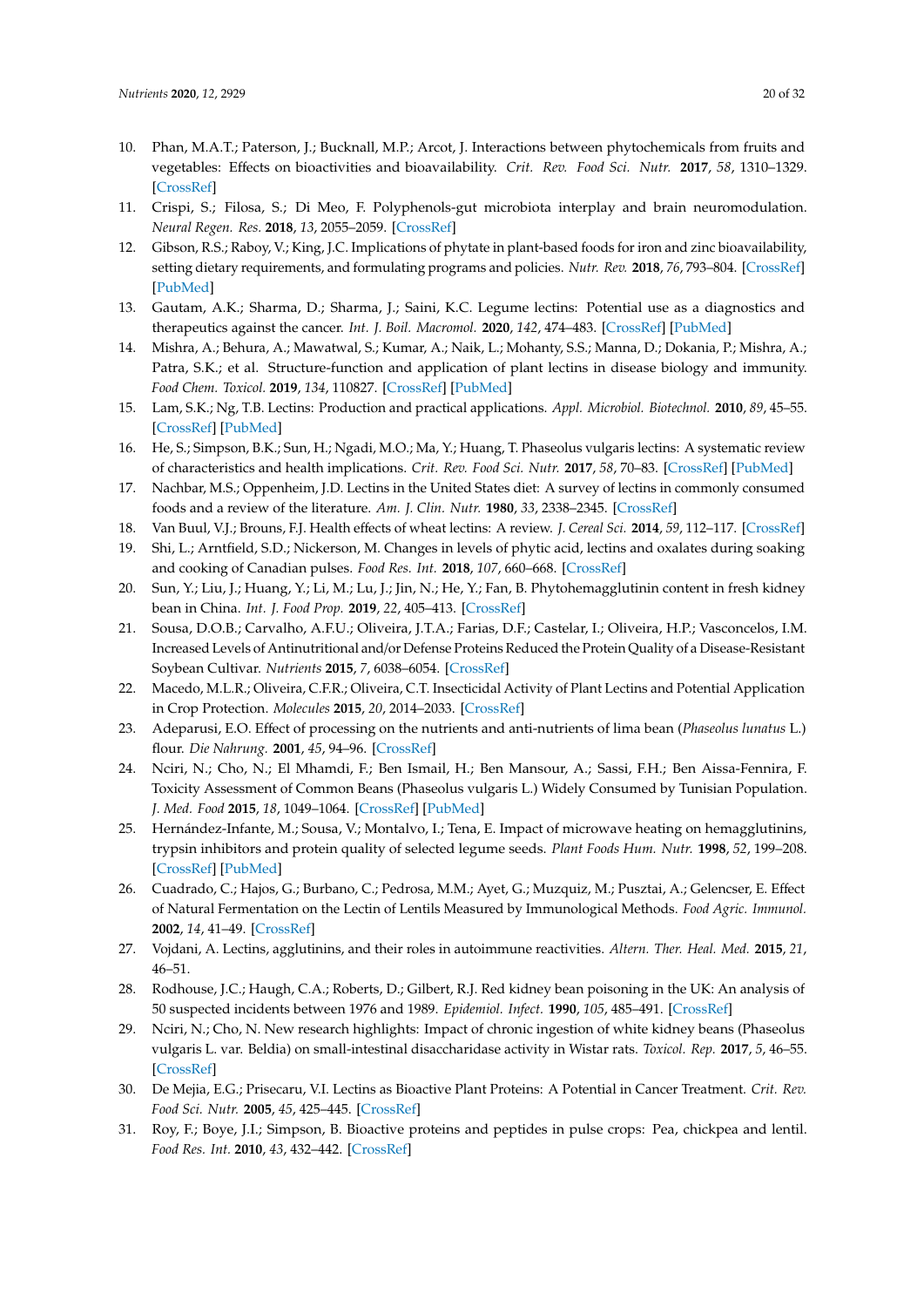10. Phan, M.A.T.; Paterson, J.; Bucknall, M.P.; Arcot, J. Interactions between phytochemicals from fruits and vegetables: Effects on bioactivities and bioavailability. *Crit. Rev. Food Sci. Nutr.* **2017**, *58*, 1310–1329. [CrossRef]
11. Crispi, S.; Filosa, S.; Di Meo, F. Polyphenols-gut microbiota interplay and brain neuromodulation. *Neural Regen. Res.* **2018**, *13*, 2055–2059. [CrossRef]
12. Gibson, R.S.; Raboy, V.; King, J.C. Implications of phytate in plant-based foods for iron and zinc bioavailability, setting dietary requirements, and formulating programs and policies. *Nutr. Rev.* **2018**, *76*, 793–804. [CrossRef] [PubMed]
13. Gautam, A.K.; Sharma, D.; Sharma, J.; Saini, K.C. Legume lectins: Potential use as a diagnostics and therapeutics against the cancer. *Int. J. Boil. Macromol.* **2020**, *142*, 474–483. [CrossRef] [PubMed]
14. Mishra, A.; Behura, A.; Mawatwal, S.; Kumar, A.; Naik, L.; Mohanty, S.S.; Manna, D.; Dokania, P.; Mishra, A.; Patra, S.K.; et al. Structure-function and application of plant lectins in disease biology and immunity. *Food Chem. Toxicol.* **2019**, *134*, 110827. [CrossRef] [PubMed]
15. Lam, S.K.; Ng, T.B. Lectins: Production and practical applications. *Appl. Microbiol. Biotechnol.* **2010**, *89*, 45–55. [CrossRef] [PubMed]
16. He, S.; Simpson, B.K.; Sun, H.; Ngadi, M.O.; Ma, Y.; Huang, T. Phaseolus vulgaris lectins: A systematic review of characteristics and health implications. *Crit. Rev. Food Sci. Nutr.* **2017**, *58*, 70–83. [CrossRef] [PubMed]
17. Nachbar, M.S.; Oppenheim, J.D. Lectins in the United States diet: A survey of lectins in commonly consumed foods and a review of the literature. *Am. J. Clin. Nutr.* **1980**, *33*, 2338–2345. [CrossRef]
18. Van Buul, V.J.; Brouns, F.J. Health effects of wheat lectins: A review. *J. Cereal Sci.* **2014**, *59*, 112–117. [CrossRef]
19. Shi, L.; Arntfield, S.D.; Nickerson, M. Changes in levels of phytic acid, lectins and oxalates during soaking and cooking of Canadian pulses. *Food Res. Int.* **2018**, *107*, 660–668. [CrossRef]
20. Sun, Y.; Liu, J.; Huang, Y.; Li, M.; Lu, J.; Jin, N.; He, Y.; Fan, B. Phytohemagglutinin content in fresh kidney bean in China. *Int. J. Food Prop.* **2019**, *22*, 405–413. [CrossRef]
21. Sousa, D.O.B.; Carvalho, A.F.U.; Oliveira, J.T.A.; Farias, D.F.; Castelar, I.; Oliveira, H.P.; Vasconcelos, I.M. Increased Levels of Antinutritional and/or Defense Proteins Reduced the Protein Quality of a Disease-Resistant Soybean Cultivar. *Nutrients* **2015**, *7*, 6038–6054. [CrossRef]
22. Macedo, M.L.R.; Oliveira, C.F.R.; Oliveira, C.T. Insecticidal Activity of Plant Lectins and Potential Application in Crop Protection. *Molecules* **2015**, *20*, 2014–2033. [CrossRef]
23. Adeparusi, E.O. Effect of processing on the nutrients and anti-nutrients of lima bean (*Phaseolus lunatus* L.) flour. *Die Nahrung.* **2001**, *45*, 94–96. [CrossRef]
24. Nciri, N.; Cho, N.; El Mhamdi, F.; Ben Ismail, H.; Ben Mansour, A.; Sassi, F.H.; Ben Aissa-Fennira, F. Toxicity Assessment of Common Beans (Phaseolus vulgaris L.) Widely Consumed by Tunisian Population. *J. Med. Food* **2015**, *18*, 1049–1064. [CrossRef] [PubMed]
25. Hernández-Infante, M.; Sousa, V.; Montalvo, I.; Tena, E. Impact of microwave heating on hemagglutinins, trypsin inhibitors and protein quality of selected legume seeds. *Plant Foods Hum. Nutr.* **1998**, *52*, 199–208. [CrossRef] [PubMed]
26. Cuadrado, C.; Hajos, G.; Burbano, C.; Pedrosa, M.M.; Ayet, G.; Muzquiz, M.; Pusztai, A.; Gelencser, E. Effect of Natural Fermentation on the Lectin of Lentils Measured by Immunological Methods. *Food Agric. Immunol.* **2002**, *14*, 41–49. [CrossRef]
27. Vojdani, A. Lectins, agglutinins, and their roles in autoimmune reactivities. *Altern. Ther. Heal. Med.* **2015**, *21*, 46–51.
28. Rodhouse, J.C.; Haugh, C.A.; Roberts, D.; Gilbert, R.J. Red kidney bean poisoning in the UK: An analysis of 50 suspected incidents between 1976 and 1989. *Epidemiol. Infect.* **1990**, *105*, 485–491. [CrossRef]
29. Nciri, N.; Cho, N. New research highlights: Impact of chronic ingestion of white kidney beans (Phaseolus vulgaris L. var. Beldia) on small-intestinal disaccharidase activity in Wistar rats. *Toxicol. Rep.* **2017**, *5*, 46–55. [CrossRef]
30. De Mejia, E.G.; Prisecaru, V.I. Lectins as Bioactive Plant Proteins: A Potential in Cancer Treatment. *Crit. Rev. Food Sci. Nutr.* **2005**, *45*, 425–445. [CrossRef]
31. Roy, F.; Boye, J.I.; Simpson, B. Bioactive proteins and peptides in pulse crops: Pea, chickpea and lentil. *Food Res. Int.* **2010**, *43*, 432–442. [CrossRef]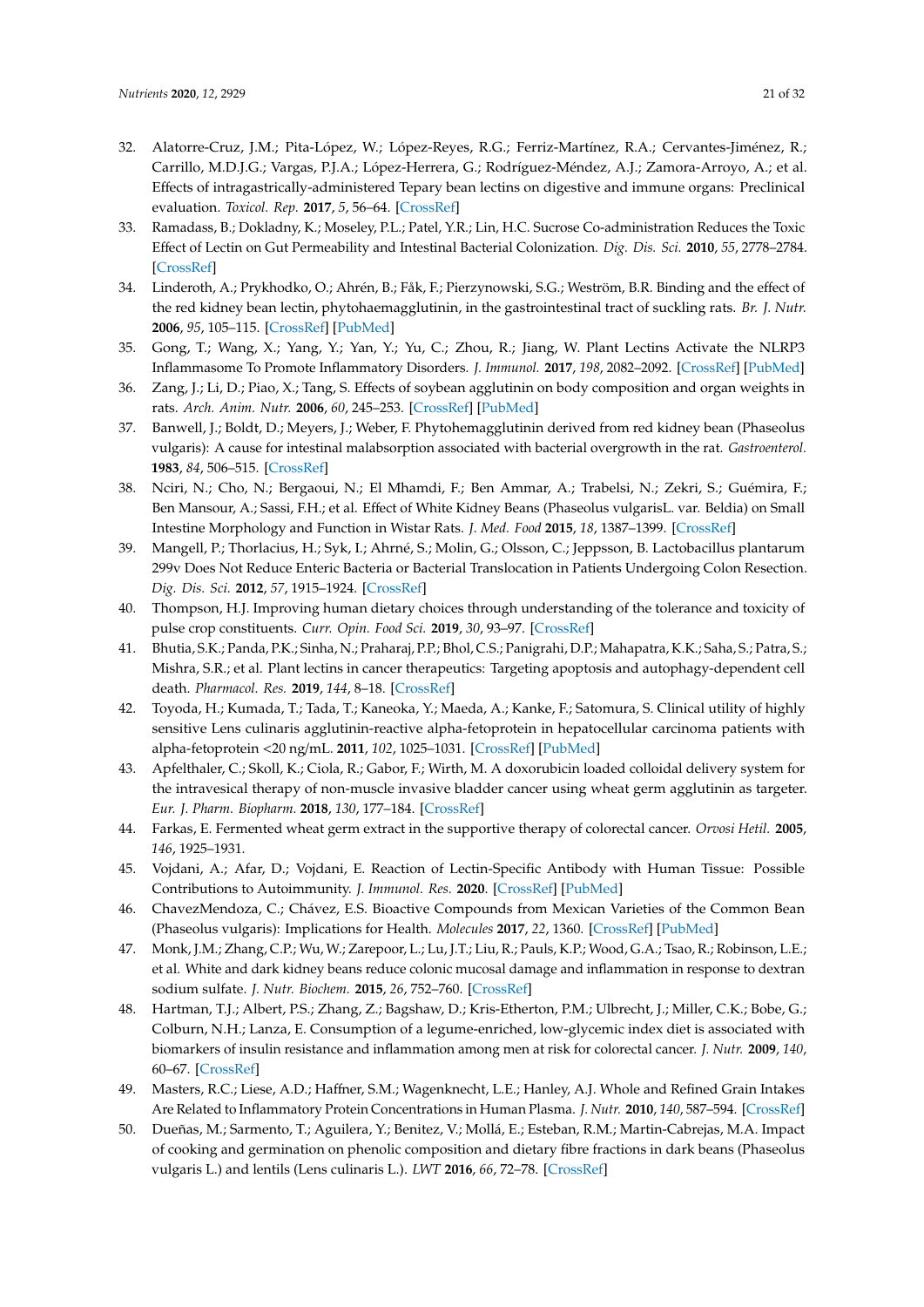32. Alatorre-Cruz, J.M.; Pita-López, W.; López-Reyes, R.G.; Ferriz-Martínez, R.A.; Cervantes-Jiménez, R.; Carrillo, M.D.J.G.; Vargas, P.J.A.; López-Herrera, G.; Rodríguez-Méndez, A.J.; Zamora-Arroyo, A.; et al. Effects of intragastrically-administered Tepary bean lectins on digestive and immune organs: Preclinical evaluation. *Toxicol. Rep.* **2017**, *5*, 56–64. [CrossRef]
33. Ramadass, B.; Dokladny, K.; Moseley, P.L.; Patel, Y.R.; Lin, H.C. Sucrose Co-administration Reduces the Toxic Effect of Lectin on Gut Permeability and Intestinal Bacterial Colonization. *Dig. Dis. Sci.* **2010**, *55*, 2778–2784. [CrossRef]
34. Linderoth, A.; Prykhodko, O.; Ahrén, B.; Fåk, F.; Pierzynowski, S.G.; Weström, B.R. Binding and the effect of the red kidney bean lectin, phytohaemagglutinin, in the gastrointestinal tract of suckling rats. *Br. J. Nutr.* **2006**, *95*, 105–115. [CrossRef] [PubMed]
35. Gong, T.; Wang, X.; Yang, Y.; Yan, Y.; Yu, C.; Zhou, R.; Jiang, W. Plant Lectins Activate the NLRP3 Inflammasome To Promote Inflammatory Disorders. *J. Immunol.* **2017**, *198*, 2082–2092. [CrossRef] [PubMed]
36. Zang, J.; Li, D.; Piao, X.; Tang, S. Effects of soybean agglutinin on body composition and organ weights in rats. *Arch. Anim. Nutr.* **2006**, *60*, 245–253. [CrossRef] [PubMed]
37. Banwell, J.; Boldt, D.; Meyers, J.; Weber, F. Phytohemagglutinin derived from red kidney bean (Phaseolus vulgaris): A cause for intestinal malabsorption associated with bacterial overgrowth in the rat. *Gastroenterol.* **1983**, *84*, 506–515. [CrossRef]
38. Nciri, N.; Cho, N.; Bergaoui, N.; El Mhamdi, F.; Ben Ammar, A.; Trabelsi, N.; Zekri, S.; Guémira, F.; Ben Mansour, A.; Sassi, F.H.; et al. Effect of White Kidney Beans (Phaseolus vulgarisL. var. Beldia) on Small Intestine Morphology and Function in Wistar Rats. *J. Med. Food* **2015**, *18*, 1387–1399. [CrossRef]
39. Mangell, P.; Thorlacius, H.; Syk, I.; Ahrné, S.; Molin, G.; Olsson, C.; Jeppsson, B. Lactobacillus plantarum 299v Does Not Reduce Enteric Bacteria or Bacterial Translocation in Patients Undergoing Colon Resection. *Dig. Dis. Sci.* **2012**, *57*, 1915–1924. [CrossRef]
40. Thompson, H.J. Improving human dietary choices through understanding of the tolerance and toxicity of pulse crop constituents. *Curr. Opin. Food Sci.* **2019**, *30*, 93–97. [CrossRef]
41. Bhutia, S.K.; Panda, P.K.; Sinha, N.; Praharaj, P.P.; Bhol, C.S.; Panigrahi, D.P.; Mahapatra, K.K.; Saha, S.; Patra, S.; Mishra, S.R.; et al. Plant lectins in cancer therapeutics: Targeting apoptosis and autophagy-dependent cell death. *Pharmacol. Res.* **2019**, *144*, 8–18. [CrossRef]
42. Toyoda, H.; Kumada, T.; Tada, T.; Kaneoka, Y.; Maeda, A.; Kanke, F.; Satomura, S. Clinical utility of highly sensitive Lens culinaris agglutinin-reactive alpha-fetoprotein in hepatocellular carcinoma patients with alpha-fetoprotein <20 ng/mL. **2011**, *102*, 1025–1031. [CrossRef] [PubMed]
43. Apfelthaler, C.; Skoll, K.; Ciola, R.; Gabor, F.; Wirth, M. A doxorubicin loaded colloidal delivery system for the intravesical therapy of non-muscle invasive bladder cancer using wheat germ agglutinin as targeter. *Eur. J. Pharm. Biopharm.* **2018**, *130*, 177–184. [CrossRef]
44. Farkas, E. Fermented wheat germ extract in the supportive therapy of colorectal cancer. *Orvosi Hetil.* **2005**, *146*, 1925–1931.
45. Vojdani, A.; Afar, D.; Vojdani, E. Reaction of Lectin-Specific Antibody with Human Tissue: Possible Contributions to Autoimmunity. *J. Immunol. Res.* **2020**. [CrossRef] [PubMed]
46. ChavezMendoza, C.; Chávez, E.S. Bioactive Compounds from Mexican Varieties of the Common Bean (Phaseolus vulgaris): Implications for Health. *Molecules* **2017**, *22*, 1360. [CrossRef] [PubMed]
47. Monk, J.M.; Zhang, C.P.; Wu, W.; Zarepoor, L.; Lu, J.T.; Liu, R.; Pauls, K.P.; Wood, G.A.; Tsao, R.; Robinson, L.E.; et al. White and dark kidney beans reduce colonic mucosal damage and inflammation in response to dextran sodium sulfate. *J. Nutr. Biochem.* **2015**, *26*, 752–760. [CrossRef]
48. Hartman, T.J.; Albert, P.S.; Zhang, Z.; Bagshaw, D.; Kris-Etherton, P.M.; Ulbrecht, J.; Miller, C.K.; Bobe, G.; Colburn, N.H.; Lanza, E. Consumption of a legume-enriched, low-glycemic index diet is associated with biomarkers of insulin resistance and inflammation among men at risk for colorectal cancer. *J. Nutr.* **2009**, *140*, 60–67. [CrossRef]
49. Masters, R.C.; Liese, A.D.; Haffner, S.M.; Wagenknecht, L.E.; Hanley, A.J. Whole and Refined Grain Intakes Are Related to Inflammatory Protein Concentrations in Human Plasma. *J. Nutr.* **2010**, *140*, 587–594. [CrossRef]
50. Dueñas, M.; Sarmento, T.; Aguilera, Y.; Benitez, V.; Mollá, E.; Esteban, R.M.; Martin-Cabrejas, M.A. Impact of cooking and germination on phenolic composition and dietary fibre fractions in dark beans (Phaseolus vulgaris L.) and lentils (Lens culinaris L.). *LWT* **2016**, *66*, 72–78. [CrossRef]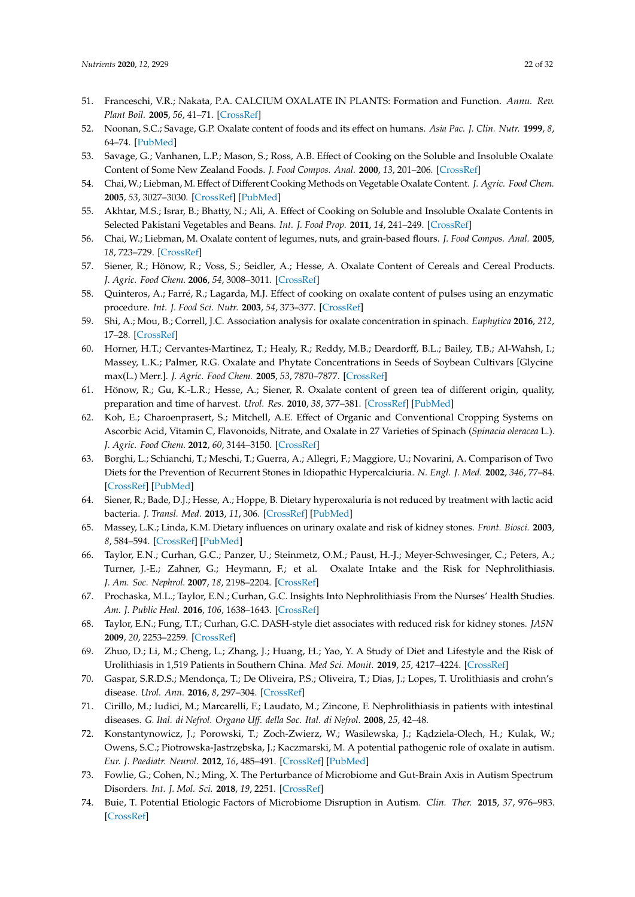51. Franceschi, V.R.; Nakata, P.A. CALCIUM OXALATE IN PLANTS: Formation and Function. *Annu. Rev. Plant Boil.* **2005**, *56*, 41–71. [CrossRef]
52. Noonan, S.C.; Savage, G.P. Oxalate content of foods and its effect on humans. *Asia Pac. J. Clin. Nutr.* **1999**, *8*, 64–74. [PubMed]
53. Savage, G.; Vanhanen, L.P.; Mason, S.; Ross, A.B. Effect of Cooking on the Soluble and Insoluble Oxalate Content of Some New Zealand Foods. *J. Food Compos. Anal.* **2000**, *13*, 201–206. [CrossRef]
54. Chai, W.; Liebman, M. Effect of Different Cooking Methods on Vegetable Oxalate Content. *J. Agric. Food Chem.* **2005**, *53*, 3027–3030. [CrossRef] [PubMed]
55. Akhtar, M.S.; Israr, B.; Bhatty, N.; Ali, A. Effect of Cooking on Soluble and Insoluble Oxalate Contents in Selected Pakistani Vegetables and Beans. *Int. J. Food Prop.* **2011**, *14*, 241–249. [CrossRef]
56. Chai, W.; Liebman, M. Oxalate content of legumes, nuts, and grain-based flours. *J. Food Compos. Anal.* **2005**, *18*, 723–729. [CrossRef]
57. Siener, R.; Hönow, R.; Voss, S.; Seidler, A.; Hesse, A. Oxalate Content of Cereals and Cereal Products. *J. Agric. Food Chem.* **2006**, *54*, 3008–3011. [CrossRef]
58. Quinteros, A.; Farré, R.; Lagarda, M.J. Effect of cooking on oxalate content of pulses using an enzymatic procedure. *Int. J. Food Sci. Nutr.* **2003**, *54*, 373–377. [CrossRef]
59. Shi, A.; Mou, B.; Correll, J.C. Association analysis for oxalate concentration in spinach. *Euphytica* **2016**, *212*, 17–28. [CrossRef]
60. Horner, H.T.; Cervantes-Martinez, T.; Healy, R.; Reddy, M.B.; Deardorff, B.L.; Bailey, T.B.; Al-Wahsh, I.; Massey, L.K.; Palmer, R.G. Oxalate and Phytate Concentrations in Seeds of Soybean Cultivars [Glycine max(L.) Merr.]. *J. Agric. Food Chem.* **2005**, *53*, 7870–7877. [CrossRef]
61. Hönow, R.; Gu, K.-L.R.; Hesse, A.; Siener, R. Oxalate content of green tea of different origin, quality, preparation and time of harvest. *Urol. Res.* **2010**, *38*, 377–381. [CrossRef] [PubMed]
62. Koh, E.; Charoenprasert, S.; Mitchell, A.E. Effect of Organic and Conventional Cropping Systems on Ascorbic Acid, Vitamin C, Flavonoids, Nitrate, and Oxalate in 27 Varieties of Spinach (*Spinacia oleracea* L.). *J. Agric. Food Chem.* **2012**, *60*, 3144–3150. [CrossRef]
63. Borghi, L.; Schianchi, T.; Meschi, T.; Guerra, A.; Allegri, F.; Maggiore, U.; Novarini, A. Comparison of Two Diets for the Prevention of Recurrent Stones in Idiopathic Hypercalciuria. *N. Engl. J. Med.* **2002**, *346*, 77–84. [CrossRef] [PubMed]
64. Siener, R.; Bade, D.J.; Hesse, A.; Hoppe, B. Dietary hyperoxaluria is not reduced by treatment with lactic acid bacteria. *J. Transl. Med.* **2013**, *11*, 306. [CrossRef] [PubMed]
65. Massey, L.K.; Linda, K.M. Dietary influences on urinary oxalate and risk of kidney stones. *Front. Biosci.* **2003**, *8*, 584–594. [CrossRef] [PubMed]
66. Taylor, E.N.; Curhan, G.C.; Panzer, U.; Steinmetz, O.M.; Paust, H.-J.; Meyer-Schwesinger, C.; Peters, A.; Turner, J.-E.; Zahner, G.; Heymann, F.; et al. Oxalate Intake and the Risk for Nephrolithiasis. *J. Am. Soc. Nephrol.* **2007**, *18*, 2198–2204. [CrossRef]
67. Prochaska, M.L.; Taylor, E.N.; Curhan, G.C. Insights Into Nephrolithiasis From the Nurses' Health Studies. *Am. J. Public Heal.* **2016**, *106*, 1638–1643. [CrossRef]
68. Taylor, E.N.; Fung, T.T.; Curhan, G.C. DASH-style diet associates with reduced risk for kidney stones. *JASN* **2009**, *20*, 2253–2259. [CrossRef]
69. Zhuo, D.; Li, M.; Cheng, L.; Zhang, J.; Huang, H.; Yao, Y. A Study of Diet and Lifestyle and the Risk of Urolithiasis in 1,519 Patients in Southern China. *Med Sci. Monit.* **2019**, *25*, 4217–4224. [CrossRef]
70. Gaspar, S.R.D.S.; Mendonça, T.; De Oliveira, P.S.; Oliveira, T.; Dias, J.; Lopes, T. Urolithiasis and crohn's disease. *Urol. Ann.* **2016**, *8*, 297–304. [CrossRef]
71. Cirillo, M.; Iudici, M.; Marcarelli, F.; Laudato, M.; Zincone, F. Nephrolithiasis in patients with intestinal diseases. *G. Ital. di Nefrol. Organo Uff. della Soc. Ital. di Nefrol.* **2008**, *25*, 42–48.
72. Konstantynowicz, J.; Porowski, T.; Zoch-Zwierz, W.; Wasilewska, J.; Kądziela-Olech, H.; Kulak, W.; Owens, S.C.; Piotrowska-Jastrzębska, J.; Kaczmarski, M. A potential pathogenic role of oxalate in autism. *Eur. J. Paediatr. Neurol.* **2012**, *16*, 485–491. [CrossRef] [PubMed]
73. Fowlie, G.; Cohen, N.; Ming, X. The Perturbance of Microbiome and Gut-Brain Axis in Autism Spectrum Disorders. *Int. J. Mol. Sci.* **2018**, *19*, 2251. [CrossRef]
74. Buie, T. Potential Etiologic Factors of Microbiome Disruption in Autism. *Clin. Ther.* **2015**, *37*, 976–983. [CrossRef]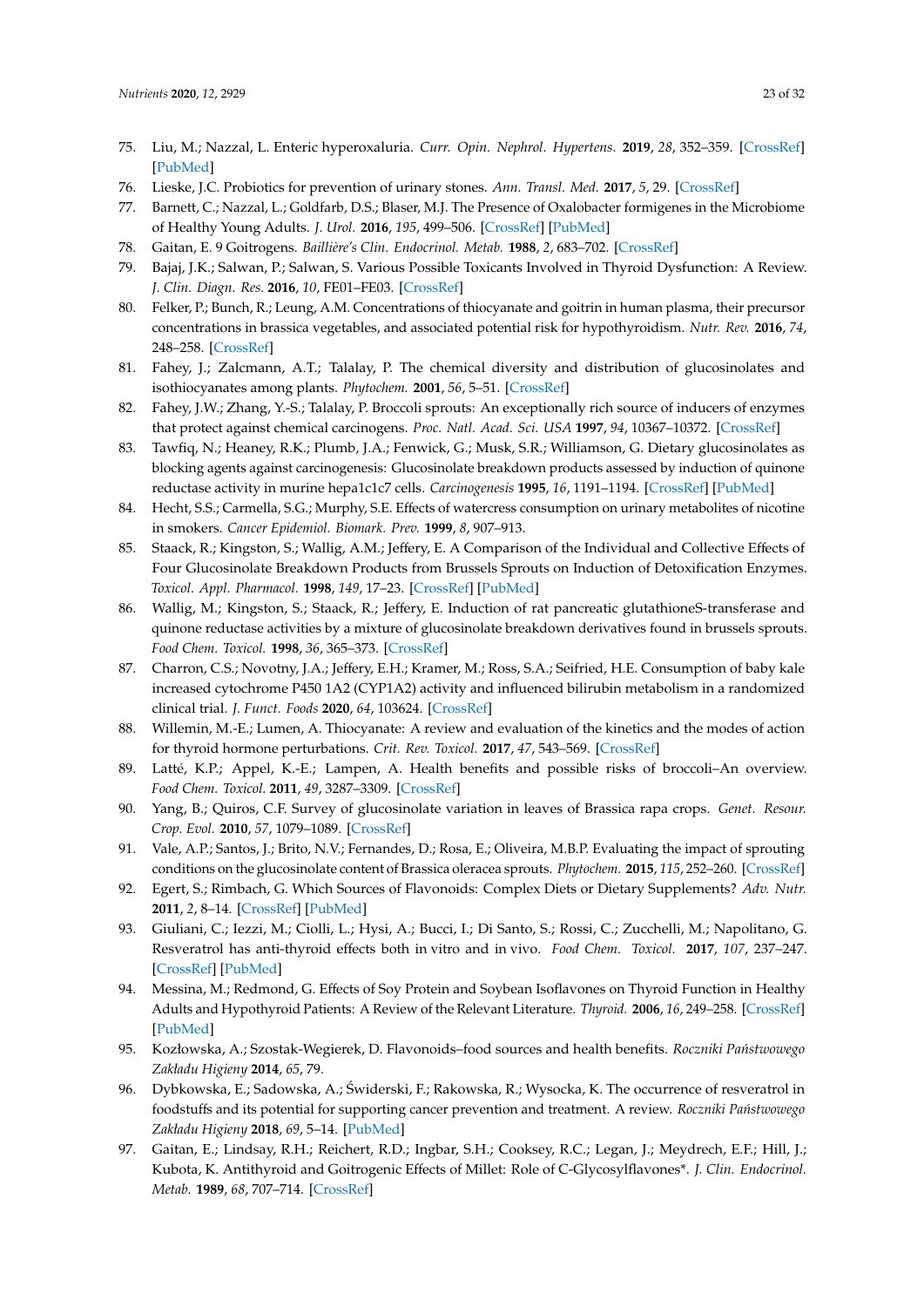75. Liu, M.; Nazzal, L. Enteric hyperoxaluria. *Curr. Opin. Nephrol. Hypertens.* **2019**, *28*, 352–359. [CrossRef] [PubMed]
76. Lieske, J.C. Probiotics for prevention of urinary stones. *Ann. Transl. Med.* **2017**, *5*, 29. [CrossRef]
77. Barnett, C.; Nazzal, L.; Goldfarb, D.S.; Blaser, M.J. The Presence of Oxalobacter formigenes in the Microbiome of Healthy Young Adults. *J. Urol.* **2016**, *195*, 499–506. [CrossRef] [PubMed]
78. Gaitan, E. 9 Goitrogens. *Baillière's Clin. Endocrinol. Metab.* **1988**, *2*, 683–702. [CrossRef]
79. Bajaj, J.K.; Salwan, P.; Salwan, S. Various Possible Toxicants Involved in Thyroid Dysfunction: A Review. *J. Clin. Diagn. Res.* **2016**, *10*, FE01–FE03. [CrossRef]
80. Felker, P.; Bunch, R.; Leung, A.M. Concentrations of thiocyanate and goitrin in human plasma, their precursor concentrations in brassica vegetables, and associated potential risk for hypothyroidism. *Nutr. Rev.* **2016**, *74*, 248–258. [CrossRef]
81. Fahey, J.; Zalcmann, A.T.; Talalay, P. The chemical diversity and distribution of glucosinolates and isothiocyanates among plants. *Phytochem.* **2001**, *56*, 5–51. [CrossRef]
82. Fahey, J.W.; Zhang, Y.-S.; Talalay, P. Broccoli sprouts: An exceptionally rich source of inducers of enzymes that protect against chemical carcinogens. *Proc. Natl. Acad. Sci. USA* **1997**, *94*, 10367–10372. [CrossRef]
83. Tawfiq, N.; Heaney, R.K.; Plumb, J.A.; Fenwick, G.; Musk, S.R.; Williamson, G. Dietary glucosinolates as blocking agents against carcinogenesis: Glucosinolate breakdown products assessed by induction of quinone reductase activity in murine hepa1c1c7 cells. *Carcinogenesis* **1995**, *16*, 1191–1194. [CrossRef] [PubMed]
84. Hecht, S.S.; Carmella, S.G.; Murphy, S.E. Effects of watercress consumption on urinary metabolites of nicotine in smokers. *Cancer Epidemiol. Biomark. Prev.* **1999**, *8*, 907–913.
85. Staack, R.; Kingston, S.; Wallig, A.M.; Jeffery, E. A Comparison of the Individual and Collective Effects of Four Glucosinolate Breakdown Products from Brussels Sprouts on Induction of Detoxification Enzymes. *Toxicol. Appl. Pharmacol.* **1998**, *149*, 17–23. [CrossRef] [PubMed]
86. Wallig, M.; Kingston, S.; Staack, R.; Jeffery, E. Induction of rat pancreatic glutathioneS-transferase and quinone reductase activities by a mixture of glucosinolate breakdown derivatives found in brussels sprouts. *Food Chem. Toxicol.* **1998**, *36*, 365–373. [CrossRef]
87. Charron, C.S.; Novotny, J.A.; Jeffery, E.H.; Kramer, M.; Ross, S.A.; Seifried, H.E. Consumption of baby kale increased cytochrome P450 1A2 (CYP1A2) activity and influenced bilirubin metabolism in a randomized clinical trial. *J. Funct. Foods* **2020**, *64*, 103624. [CrossRef]
88. Willemin, M.-E.; Lumen, A. Thiocyanate: A review and evaluation of the kinetics and the modes of action for thyroid hormone perturbations. *Crit. Rev. Toxicol.* **2017**, *47*, 543–569. [CrossRef]
89. Latté, K.P.; Appel, K.-E.; Lampen, A. Health benefits and possible risks of broccoli–An overview. *Food Chem. Toxicol.* **2011**, *49*, 3287–3309. [CrossRef]
90. Yang, B.; Quiros, C.F. Survey of glucosinolate variation in leaves of Brassica rapa crops. *Genet. Resour. Crop. Evol.* **2010**, *57*, 1079–1089. [CrossRef]
91. Vale, A.P.; Santos, J.; Brito, N.V.; Fernandes, D.; Rosa, E.; Oliveira, M.B.P. Evaluating the impact of sprouting conditions on the glucosinolate content of Brassica oleracea sprouts. *Phytochem.* **2015**, *115*, 252–260. [CrossRef]
92. Egert, S.; Rimbach, G. Which Sources of Flavonoids: Complex Diets or Dietary Supplements? *Adv. Nutr.* **2011**, *2*, 8–14. [CrossRef] [PubMed]
93. Giuliani, C.; Iezzi, M.; Ciolli, L.; Hysi, A.; Bucci, I.; Di Santo, S.; Rossi, C.; Zucchelli, M.; Napolitano, G. Resveratrol has anti-thyroid effects both in vitro and in vivo. *Food Chem. Toxicol.* **2017**, *107*, 237–247. [CrossRef] [PubMed]
94. Messina, M.; Redmond, G. Effects of Soy Protein and Soybean Isoflavones on Thyroid Function in Healthy Adults and Hypothyroid Patients: A Review of the Relevant Literature. *Thyroid.* **2006**, *16*, 249–258. [CrossRef] [PubMed]
95. Kozłowska, A.; Szostak-Wegierek, D. Flavonoids–food sources and health benefits. *Roczniki Państwowego Zakładu Higieny* **2014**, *65*, 79.
96. Dybkowska, E.; Sadowska, A.; Świderski, F.; Rakowska, R.; Wysocka, K. The occurrence of resveratrol in foodstuffs and its potential for supporting cancer prevention and treatment. A review. *Roczniki Państwowego Zakładu Higieny* **2018**, *69*, 5–14. [PubMed]
97. Gaitan, E.; Lindsay, R.H.; Reichert, R.D.; Ingbar, S.H.; Cooksey, R.C.; Legan, J.; Meydrech, E.F.; Hill, J.; Kubota, K. Antithyroid and Goitrogenic Effects of Millet: Role of C-Glycosylflavones*. *J. Clin. Endocrinol. Metab.* **1989**, *68*, 707–714. [CrossRef]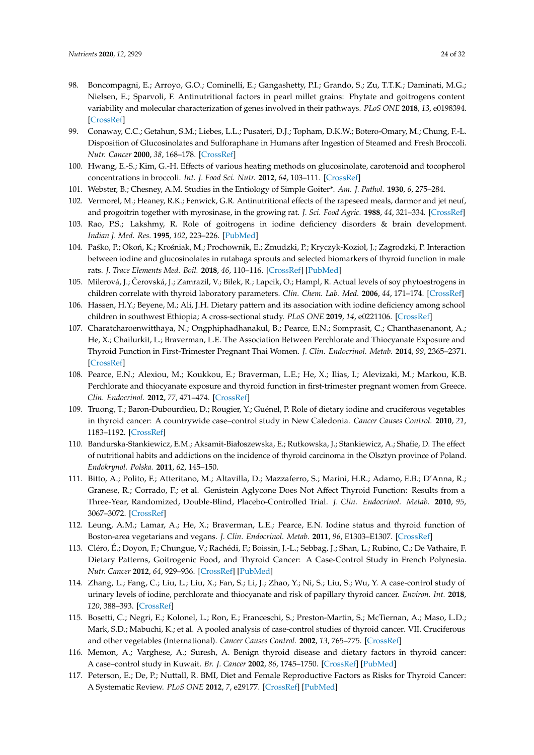98. Boncompagni, E.; Arroyo, G.O.; Cominelli, E.; Gangashetty, P.I.; Grando, S.; Zu, T.T.K.; Daminati, M.G.; Nielsen, E.; Sparvoli, F. Antinutritional factors in pearl millet grains: Phytate and goitrogens content variability and molecular characterization of genes involved in their pathways. *PLoS ONE* **2018**, *13*, e0198394. [CrossRef]
99. Conaway, C.C.; Getahun, S.M.; Liebes, L.L.; Pusateri, D.J.; Topham, D.K.W.; Botero-Omary, M.; Chung, F.-L. Disposition of Glucosinolates and Sulforaphane in Humans after Ingestion of Steamed and Fresh Broccoli. *Nutr. Cancer* **2000**, *38*, 168–178. [CrossRef]
100. Hwang, E.-S.; Kim, G.-H. Effects of various heating methods on glucosinolate, carotenoid and tocopherol concentrations in broccoli. *Int. J. Food Sci. Nutr.* **2012**, *64*, 103–111. [CrossRef]
101. Webster, B.; Chesney, A.M. Studies in the Entiology of Simple Goiter*. *Am. J. Pathol.* **1930**, *6*, 275–284.
102. Vermorel, M.; Heaney, R.K.; Fenwick, G.R. Antinutritional effects of the rapeseed meals, darmor and jet neuf, and progoitrin together with myrosinase, in the growing rat. *J. Sci. Food Agric.* **1988**, *44*, 321–334. [CrossRef]
103. Rao, P.S.; Lakshmy, R. Role of goitrogens in iodine deficiency disorders & brain development. *Indian J. Med. Res.* **1995**, *102*, 223–226. [PubMed]
104. Paśko, P.; Okoń, K.; Krośniak, M.; Prochownik, E.; Żmudzki, P.; Kryczyk-Kozioł, J.; Zagrodzki, P. Interaction between iodine and glucosinolates in rutabaga sprouts and selected biomarkers of thyroid function in male rats. *J. Trace Elements Med. Boil.* **2018**, *46*, 110–116. [CrossRef] [PubMed]
105. Milerová, J.; Čerovská, J.; Zamrazil, V.; Bilek, R.; Lapcik, O.; Hampl, R. Actual levels of soy phytoestrogens in children correlate with thyroid laboratory parameters. *Clin. Chem. Lab. Med.* **2006**, *44*, 171–174. [CrossRef]
106. Hassen, H.Y.; Beyene, M.; Ali, J.H. Dietary pattern and its association with iodine deficiency among school children in southwest Ethiopia; A cross-sectional study. *PLoS ONE* **2019**, *14*, e0221106. [CrossRef]
107. Charatcharoenwitthaya, N.; Ongphiphadhanakul, B.; Pearce, E.N.; Somprasit, C.; Chanthasenanont, A.; He, X.; Chailurkit, L.; Braverman, L.E. The Association Between Perchlorate and Thiocyanate Exposure and Thyroid Function in First-Trimester Pregnant Thai Women. *J. Clin. Endocrinol. Metab.* **2014**, *99*, 2365–2371. [CrossRef]
108. Pearce, E.N.; Alexiou, M.; Koukkou, E.; Braverman, L.E.; He, X.; Ilias, I.; Alevizaki, M.; Markou, K.B. Perchlorate and thiocyanate exposure and thyroid function in first-trimester pregnant women from Greece. *Clin. Endocrinol.* **2012**, *77*, 471–474. [CrossRef]
109. Truong, T.; Baron-Dubourdieu, D.; Rougier, Y.; Guénel, P. Role of dietary iodine and cruciferous vegetables in thyroid cancer: A countrywide case–control study in New Caledonia. *Cancer Causes Control.* **2010**, *21*, 1183–1192. [CrossRef]
110. Bandurska-Stankiewicz, E.M.; Aksamit-Białoszewska, E.; Rutkowska, J.; Stankiewicz, A.; Shafie, D. The effect of nutritional habits and addictions on the incidence of thyroid carcinoma in the Olsztyn province of Poland. *Endokrynol. Polska.* **2011**, *62*, 145–150.
111. Bitto, A.; Polito, F.; Atteritano, M.; Altavilla, D.; Mazzaferro, S.; Marini, H.R.; Adamo, E.B.; D'Anna, R.; Granese, R.; Corrado, F.; et al. Genistein Aglycone Does Not Affect Thyroid Function: Results from a Three-Year, Randomized, Double-Blind, Placebo-Controlled Trial. *J. Clin. Endocrinol. Metab.* **2010**, *95*, 3067–3072. [CrossRef]
112. Leung, A.M.; Lamar, A.; He, X.; Braverman, L.E.; Pearce, E.N. Iodine status and thyroid function of Boston-area vegetarians and vegans. *J. Clin. Endocrinol. Metab.* **2011**, *96*, E1303–E1307. [CrossRef]
113. Cléro, É.; Doyon, F.; Chungue, V.; Rachédi, F.; Boissin, J.-L.; Sebbag, J.; Shan, L.; Rubino, C.; De Vathaire, F. Dietary Patterns, Goitrogenic Food, and Thyroid Cancer: A Case-Control Study in French Polynesia. *Nutr. Cancer* **2012**, *64*, 929–936. [CrossRef] [PubMed]
114. Zhang, L.; Fang, C.; Liu, L.; Liu, X.; Fan, S.; Li, J.; Zhao, Y.; Ni, S.; Liu, S.; Wu, Y. A case-control study of urinary levels of iodine, perchlorate and thiocyanate and risk of papillary thyroid cancer. *Environ. Int.* **2018**, *120*, 388–393. [CrossRef]
115. Bosetti, C.; Negri, E.; Kolonel, L.; Ron, E.; Franceschi, S.; Preston-Martin, S.; McTiernan, A.; Maso, L.D.; Mark, S.D.; Mabuchi, K.; et al. A pooled analysis of case-control studies of thyroid cancer. VII. Cruciferous and other vegetables (International). *Cancer Causes Control.* **2002**, *13*, 765–775. [CrossRef]
116. Memon, A.; Varghese, A.; Suresh, A. Benign thyroid disease and dietary factors in thyroid cancer: A case–control study in Kuwait. *Br. J. Cancer* **2002**, *86*, 1745–1750. [CrossRef] [PubMed]
117. Peterson, E.; De, P.; Nuttall, R. BMI, Diet and Female Reproductive Factors as Risks for Thyroid Cancer: A Systematic Review. *PLoS ONE* **2012**, *7*, e29177. [CrossRef] [PubMed]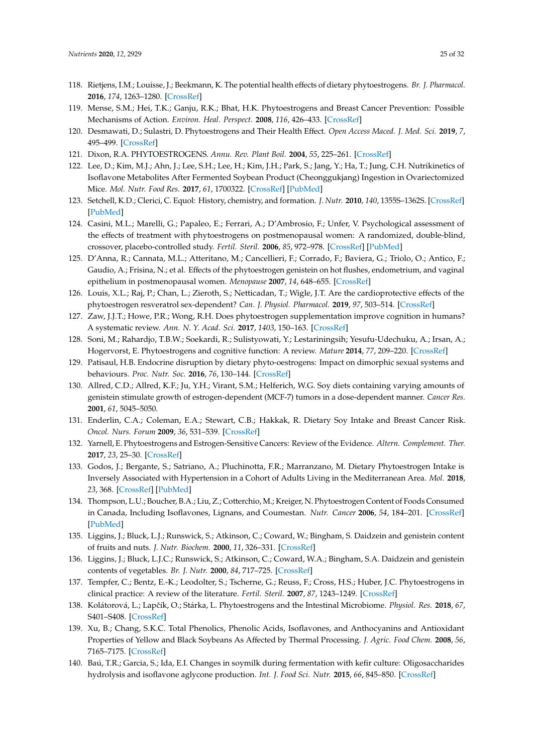118. Rietjens, I.M.; Louisse, J.; Beekmann, K. The potential health effects of dietary phytoestrogens. *Br. J. Pharmacol.* **2016**, *174*, 1263–1280. [CrossRef]
119. Mense, S.M.; Hei, T.K.; Ganju, R.K.; Bhat, H.K. Phytoestrogens and Breast Cancer Prevention: Possible Mechanisms of Action. *Environ. Heal. Perspect.* **2008**, *116*, 426–433. [CrossRef]
120. Desmawati, D.; Sulastri, D. Phytoestrogens and Their Health Effect. *Open Access Maced. J. Med. Sci.* **2019**, *7*, 495–499. [CrossRef]
121. Dixon, R.A. PHYTOESTROGENS. *Annu. Rev. Plant Boil.* **2004**, *55*, 225–261. [CrossRef]
122. Lee, D.; Kim, M.J.; Ahn, J.; Lee, S.H.; Lee, H.; Kim, J.H.; Park, S.; Jang, Y.; Ha, T.; Jung, C.H. Nutrikinetics of Isoflavone Metabolites After Fermented Soybean Product (Cheonggukjang) Ingestion in Ovariectomized Mice. *Mol. Nutr. Food Res.* **2017**, *61*, 1700322. [CrossRef] [PubMed]
123. Setchell, K.D.; Clerici, C. Equol: History, chemistry, and formation. *J. Nutr.* **2010**, *140*, 1355S–1362S. [CrossRef] [PubMed]
124. Casini, M.L.; Marelli, G.; Papaleo, E.; Ferrari, A.; D'Ambrosio, F.; Unfer, V. Psychological assessment of the effects of treatment with phytoestrogens on postmenopausal women: A randomized, double-blind, crossover, placebo-controlled study. *Fertil. Steril.* **2006**, *85*, 972–978. [CrossRef] [PubMed]
125. D'Anna, R.; Cannata, M.L.; Atteritano, M.; Cancellieri, F.; Corrado, F.; Baviera, G.; Triolo, O.; Antico, F.; Gaudio, A.; Frisina, N.; et al. Effects of the phytoestrogen genistein on hot flushes, endometrium, and vaginal epithelium in postmenopausal women. *Menopause* **2007**, *14*, 648–655. [CrossRef]
126. Louis, X.L.; Raj, P.; Chan, L.; Zieroth, S.; Netticadan, T.; Wigle, J.T. Are the cardioprotective effects of the phytoestrogen resveratrol sex-dependent? *Can. J. Physiol. Pharmacol.* **2019**, *97*, 503–514. [CrossRef]
127. Zaw, J.J.T.; Howe, P.R.; Wong, R.H. Does phytoestrogen supplementation improve cognition in humans? A systematic review. *Ann. N. Y. Acad. Sci.* **2017**, *1403*, 150–163. [CrossRef]
128. Soni, M.; Rahardjo, T.B.W.; Soekardi, R.; Sulistyowati, Y.; Lestariningsih; Yesufu-Udechuku, A.; Irsan, A.; Hogervorst, E. Phytoestrogens and cognitive function: A review. *Mature* **2014**, *77*, 209–220. [CrossRef]
129. Patisaul, H.B. Endocrine disruption by dietary phyto-oestrogens: Impact on dimorphic sexual systems and behaviours. *Proc. Nutr. Soc.* **2016**, *76*, 130–144. [CrossRef]
130. Allred, C.D.; Allred, K.F.; Ju, Y.H.; Virant, S.M.; Helferich, W.G. Soy diets containing varying amounts of genistein stimulate growth of estrogen-dependent (MCF-7) tumors in a dose-dependent manner. *Cancer Res.* **2001**, *61*, 5045–5050.
131. Enderlin, C.A.; Coleman, E.A.; Stewart, C.B.; Hakkak, R. Dietary Soy Intake and Breast Cancer Risk. *Oncol. Nurs. Forum* **2009**, *36*, 531–539. [CrossRef]
132. Yarnell, E. Phytoestrogens and Estrogen-Sensitive Cancers: Review of the Evidence. *Altern. Complement. Ther.* **2017**, *23*, 25–30. [CrossRef]
133. Godos, J.; Bergante, S.; Satriano, A.; Pluchinotta, F.R.; Marranzano, M. Dietary Phytoestrogen Intake is Inversely Associated with Hypertension in a Cohort of Adults Living in the Mediterranean Area. *Mol.* **2018**, *23*, 368. [CrossRef] [PubMed]
134. Thompson, L.U.; Boucher, B.A.; Liu, Z.; Cotterchio, M.; Kreiger, N. Phytoestrogen Content of Foods Consumed in Canada, Including Isoflavones, Lignans, and Coumestan. *Nutr. Cancer* **2006**, *54*, 184–201. [CrossRef] [PubMed]
135. Liggins, J.; Bluck, L.J.; Runswick, S.; Atkinson, C.; Coward, W.; Bingham, S. Daidzein and genistein content of fruits and nuts. *J. Nutr. Biochem.* **2000**, *11*, 326–331. [CrossRef]
136. Liggins, J.; Bluck, L.J.C.; Runswick, S.; Atkinson, C.; Coward, W.A.; Bingham, S.A. Daidzein and genistein contents of vegetables. *Br. J. Nutr.* **2000**, *84*, 717–725. [CrossRef]
137. Tempfer, C.; Bentz, E.-K.; Leodolter, S.; Tscherne, G.; Reuss, F.; Cross, H.S.; Huber, J.C. Phytoestrogens in clinical practice: A review of the literature. *Fertil. Steril.* **2007**, *87*, 1243–1249. [CrossRef]
138. Kolátorová, L.; Lapčík, O.; Stárka, L. Phytoestrogens and the Intestinal Microbiome. *Physiol. Res.* **2018**, *67*, S401–S408. [CrossRef]
139. Xu, B.; Chang, S.K.C. Total Phenolics, Phenolic Acids, Isoflavones, and Anthocyanins and Antioxidant Properties of Yellow and Black Soybeans As Affected by Thermal Processing. *J. Agric. Food Chem.* **2008**, *56*, 7165–7175. [CrossRef]
140. Baú, T.R.; Garcia, S.; Ida, E.I. Changes in soymilk during fermentation with kefir culture: Oligosaccharides hydrolysis and isoflavone aglycone production. *Int. J. Food Sci. Nutr.* **2015**, *66*, 845–850. [CrossRef]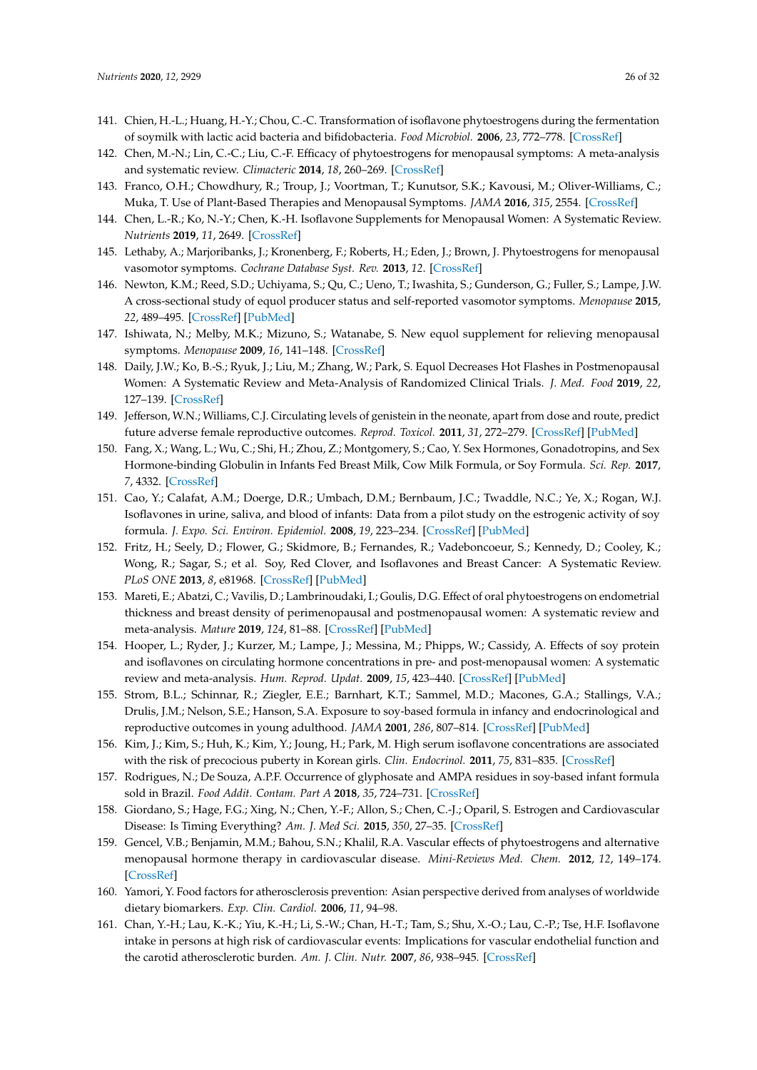141. Chien, H.-L.; Huang, H.-Y.; Chou, C.-C. Transformation of isoflavone phytoestrogens during the fermentation of soymilk with lactic acid bacteria and bifidobacteria. *Food Microbiol.* **2006**, *23*, 772–778. [CrossRef]
142. Chen, M.-N.; Lin, C.-C.; Liu, C.-F. Efficacy of phytoestrogens for menopausal symptoms: A meta-analysis and systematic review. *Climacteric* **2014**, *18*, 260–269. [CrossRef]
143. Franco, O.H.; Chowdhury, R.; Troup, J.; Voortman, T.; Kunutsor, S.K.; Kavousi, M.; Oliver-Williams, C.; Muka, T. Use of Plant-Based Therapies and Menopausal Symptoms. *JAMA* **2016**, *315*, 2554. [CrossRef]
144. Chen, L.-R.; Ko, N.-Y.; Chen, K.-H. Isoflavone Supplements for Menopausal Women: A Systematic Review. *Nutrients* **2019**, *11*, 2649. [CrossRef]
145. Lethaby, A.; Marjoribanks, J.; Kronenberg, F.; Roberts, H.; Eden, J.; Brown, J. Phytoestrogens for menopausal vasomotor symptoms. *Cochrane Database Syst. Rev.* **2013**, *12*. [CrossRef]
146. Newton, K.M.; Reed, S.D.; Uchiyama, S.; Qu, C.; Ueno, T.; Iwashita, S.; Gunderson, G.; Fuller, S.; Lampe, J.W. A cross-sectional study of equol producer status and self-reported vasomotor symptoms. *Menopause* **2015**, *22*, 489–495. [CrossRef] [PubMed]
147. Ishiwata, N.; Melby, M.K.; Mizuno, S.; Watanabe, S. New equol supplement for relieving menopausal symptoms. *Menopause* **2009**, *16*, 141–148. [CrossRef]
148. Daily, J.W.; Ko, B.-S.; Ryuk, J.; Liu, M.; Zhang, W.; Park, S. Equol Decreases Hot Flashes in Postmenopausal Women: A Systematic Review and Meta-Analysis of Randomized Clinical Trials. *J. Med. Food* **2019**, *22*, 127–139. [CrossRef]
149. Jefferson, W.N.; Williams, C.J. Circulating levels of genistein in the neonate, apart from dose and route, predict future adverse female reproductive outcomes. *Reprod. Toxicol.* **2011**, *31*, 272–279. [CrossRef] [PubMed]
150. Fang, X.; Wang, L.; Wu, C.; Shi, H.; Zhou, Z.; Montgomery, S.; Cao, Y. Sex Hormones, Gonadotropins, and Sex Hormone-binding Globulin in Infants Fed Breast Milk, Cow Milk Formula, or Soy Formula. *Sci. Rep.* **2017**, *7*, 4332. [CrossRef]
151. Cao, Y.; Calafat, A.M.; Doerge, D.R.; Umbach, D.M.; Bernbaum, J.C.; Twaddle, N.C.; Ye, X.; Rogan, W.J. Isoflavones in urine, saliva, and blood of infants: Data from a pilot study on the estrogenic activity of soy formula. *J. Expo. Sci. Environ. Epidemiol.* **2008**, *19*, 223–234. [CrossRef] [PubMed]
152. Fritz, H.; Seely, D.; Flower, G.; Skidmore, B.; Fernandes, R.; Vadeboncoeur, S.; Kennedy, D.; Cooley, K.; Wong, R.; Sagar, S.; et al. Soy, Red Clover, and Isoflavones and Breast Cancer: A Systematic Review. *PLoS ONE* **2013**, *8*, e81968. [CrossRef] [PubMed]
153. Mareti, E.; Abatzi, C.; Vavilis, D.; Lambrinoudaki, I.; Goulis, D.G. Effect of oral phytoestrogens on endometrial thickness and breast density of perimenopausal and postmenopausal women: A systematic review and meta-analysis. *Mature* **2019**, *124*, 81–88. [CrossRef] [PubMed]
154. Hooper, L.; Ryder, J.; Kurzer, M.; Lampe, J.; Messina, M.; Phipps, W.; Cassidy, A. Effects of soy protein and isoflavones on circulating hormone concentrations in pre- and post-menopausal women: A systematic review and meta-analysis. *Hum. Reprod. Updat.* **2009**, *15*, 423–440. [CrossRef] [PubMed]
155. Strom, B.L.; Schinnar, R.; Ziegler, E.E.; Barnhart, K.T.; Sammel, M.D.; Macones, G.A.; Stallings, V.A.; Drulis, J.M.; Nelson, S.E.; Hanson, S.A. Exposure to soy-based formula in infancy and endocrinological and reproductive outcomes in young adulthood. *JAMA* **2001**, *286*, 807–814. [CrossRef] [PubMed]
156. Kim, J.; Kim, S.; Huh, K.; Kim, Y.; Joung, H.; Park, M. High serum isoflavone concentrations are associated with the risk of precocious puberty in Korean girls. *Clin. Endocrinol.* **2011**, *75*, 831–835. [CrossRef]
157. Rodrigues, N.; De Souza, A.P.F. Occurrence of glyphosate and AMPA residues in soy-based infant formula sold in Brazil. *Food Addit. Contam. Part A* **2018**, *35*, 724–731. [CrossRef]
158. Giordano, S.; Hage, F.G.; Xing, N.; Chen, Y.-F.; Allon, S.; Chen, C.-J.; Oparil, S. Estrogen and Cardiovascular Disease: Is Timing Everything? *Am. J. Med Sci.* **2015**, *350*, 27–35. [CrossRef]
159. Gencel, V.B.; Benjamin, M.M.; Bahou, S.N.; Khalil, R.A. Vascular effects of phytoestrogens and alternative menopausal hormone therapy in cardiovascular disease. *Mini-Reviews Med. Chem.* **2012**, *12*, 149–174. [CrossRef]
160. Yamori, Y. Food factors for atherosclerosis prevention: Asian perspective derived from analyses of worldwide dietary biomarkers. *Exp. Clin. Cardiol.* **2006**, *11*, 94–98.
161. Chan, Y.-H.; Lau, K.-K.; Yiu, K.-H.; Li, S.-W.; Chan, H.-T.; Tam, S.; Shu, X.-O.; Lau, C.-P.; Tse, H.F. Isoflavone intake in persons at high risk of cardiovascular events: Implications for vascular endothelial function and the carotid atherosclerotic burden. *Am. J. Clin. Nutr.* **2007**, *86*, 938–945. [CrossRef]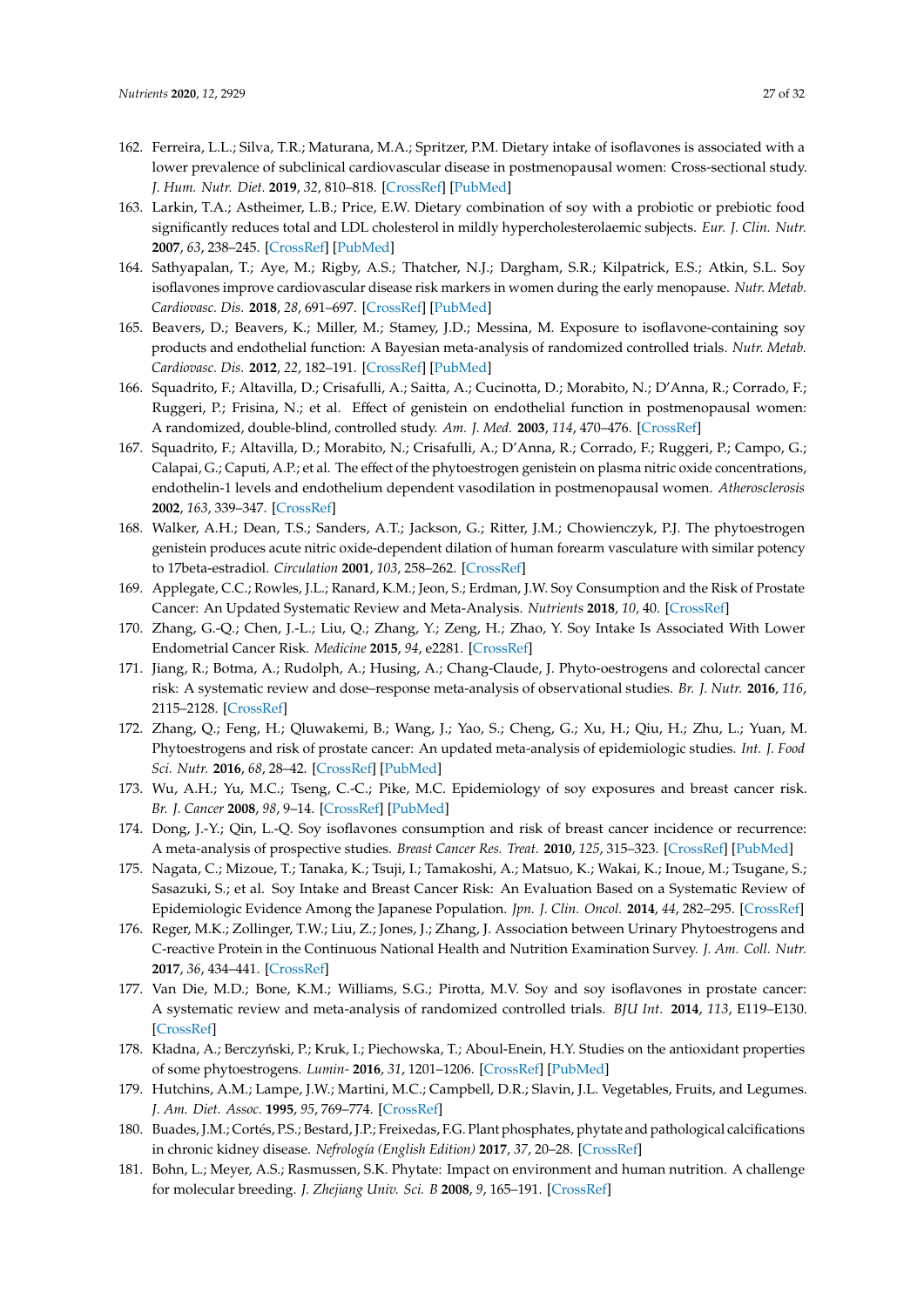162. Ferreira, L.L.; Silva, T.R.; Maturana, M.A.; Spritzer, P.M. Dietary intake of isoflavones is associated with a lower prevalence of subclinical cardiovascular disease in postmenopausal women: Cross-sectional study. *J. Hum. Nutr. Diet.* **2019**, *32*, 810–818. [CrossRef] [PubMed]
163. Larkin, T.A.; Astheimer, L.B.; Price, E.W. Dietary combination of soy with a probiotic or prebiotic food significantly reduces total and LDL cholesterol in mildly hypercholesterolaemic subjects. *Eur. J. Clin. Nutr.* **2007**, *63*, 238–245. [CrossRef] [PubMed]
164. Sathyapalan, T.; Aye, M.; Rigby, A.S.; Thatcher, N.J.; Dargham, S.R.; Kilpatrick, E.S.; Atkin, S.L. Soy isoflavones improve cardiovascular disease risk markers in women during the early menopause. *Nutr. Metab. Cardiovasc. Dis.* **2018**, *28*, 691–697. [CrossRef] [PubMed]
165. Beavers, D.; Beavers, K.; Miller, M.; Stamey, J.D.; Messina, M. Exposure to isoflavone-containing soy products and endothelial function: A Bayesian meta-analysis of randomized controlled trials. *Nutr. Metab. Cardiovasc. Dis.* **2012**, *22*, 182–191. [CrossRef] [PubMed]
166. Squadrito, F.; Altavilla, D.; Crisafulli, A.; Saitta, A.; Cucinotta, D.; Morabito, N.; D'Anna, R.; Corrado, F.; Ruggeri, P.; Frisina, N.; et al. Effect of genistein on endothelial function in postmenopausal women: A randomized, double-blind, controlled study. *Am. J. Med.* **2003**, *114*, 470–476. [CrossRef]
167. Squadrito, F.; Altavilla, D.; Morabito, N.; Crisafulli, A.; D'Anna, R.; Corrado, F.; Ruggeri, P.; Campo, G.; Calapai, G.; Caputi, A.P.; et al. The effect of the phytoestrogen genistein on plasma nitric oxide concentrations, endothelin-1 levels and endothelium dependent vasodilation in postmenopausal women. *Atherosclerosis* **2002**, *163*, 339–347. [CrossRef]
168. Walker, A.H.; Dean, T.S.; Sanders, A.T.; Jackson, G.; Ritter, J.M.; Chowienczyk, P.J. The phytoestrogen genistein produces acute nitric oxide-dependent dilation of human forearm vasculature with similar potency to 17beta-estradiol. *Circulation* **2001**, *103*, 258–262. [CrossRef]
169. Applegate, C.C.; Rowles, J.L.; Ranard, K.M.; Jeon, S.; Erdman, J.W. Soy Consumption and the Risk of Prostate Cancer: An Updated Systematic Review and Meta-Analysis. *Nutrients* **2018**, *10*, 40. [CrossRef]
170. Zhang, G.-Q.; Chen, J.-L.; Liu, Q.; Zhang, Y.; Zeng, H.; Zhao, Y. Soy Intake Is Associated With Lower Endometrial Cancer Risk. *Medicine* **2015**, *94*, e2281. [CrossRef]
171. Jiang, R.; Botma, A.; Rudolph, A.; Husing, A.; Chang-Claude, J. Phyto-oestrogens and colorectal cancer risk: A systematic review and dose–response meta-analysis of observational studies. *Br. J. Nutr.* **2016**, *116*, 2115–2128. [CrossRef]
172. Zhang, Q.; Feng, H.; Qluwakemi, B.; Wang, J.; Yao, S.; Cheng, G.; Xu, H.; Qiu, H.; Zhu, L.; Yuan, M. Phytoestrogens and risk of prostate cancer: An updated meta-analysis of epidemiologic studies. *Int. J. Food Sci. Nutr.* **2016**, *68*, 28–42. [CrossRef] [PubMed]
173. Wu, A.H.; Yu, M.C.; Tseng, C.-C.; Pike, M.C. Epidemiology of soy exposures and breast cancer risk. *Br. J. Cancer* **2008**, *98*, 9–14. [CrossRef] [PubMed]
174. Dong, J.-Y.; Qin, L.-Q. Soy isoflavones consumption and risk of breast cancer incidence or recurrence: A meta-analysis of prospective studies. *Breast Cancer Res. Treat.* **2010**, *125*, 315–323. [CrossRef] [PubMed]
175. Nagata, C.; Mizoue, T.; Tanaka, K.; Tsuji, I.; Tamakoshi, A.; Matsuo, K.; Wakai, K.; Inoue, M.; Tsugane, S.; Sasazuki, S.; et al. Soy Intake and Breast Cancer Risk: An Evaluation Based on a Systematic Review of Epidemiologic Evidence Among the Japanese Population. *Jpn. J. Clin. Oncol.* **2014**, *44*, 282–295. [CrossRef]
176. Reger, M.K.; Zollinger, T.W.; Liu, Z.; Jones, J.; Zhang, J. Association between Urinary Phytoestrogens and C-reactive Protein in the Continuous National Health and Nutrition Examination Survey. *J. Am. Coll. Nutr.* **2017**, *36*, 434–441. [CrossRef]
177. Van Die, M.D.; Bone, K.M.; Williams, S.G.; Pirotta, M.V. Soy and soy isoflavones in prostate cancer: A systematic review and meta-analysis of randomized controlled trials. *BJU Int.* **2014**, *113*, E119–E130. [CrossRef]
178. Kładna, A.; Berczyński, P.; Kruk, I.; Piechowska, T.; Aboul-Enein, H.Y. Studies on the antioxidant properties of some phytoestrogens. *Lumin-* **2016**, *31*, 1201–1206. [CrossRef] [PubMed]
179. Hutchins, A.M.; Lampe, J.W.; Martini, M.C.; Campbell, D.R.; Slavin, J.L. Vegetables, Fruits, and Legumes. *J. Am. Diet. Assoc.* **1995**, *95*, 769–774. [CrossRef]
180. Buades, J.M.; Cortés, P.S.; Bestard, J.P.; Freixedas, F.G. Plant phosphates, phytate and pathological calcifications in chronic kidney disease. *Nefrología (English Edition)* **2017**, *37*, 20–28. [CrossRef]
181. Bohn, L.; Meyer, A.S.; Rasmussen, S.K. Phytate: Impact on environment and human nutrition. A challenge for molecular breeding. *J. Zhejiang Univ. Sci. B* **2008**, *9*, 165–191. [CrossRef]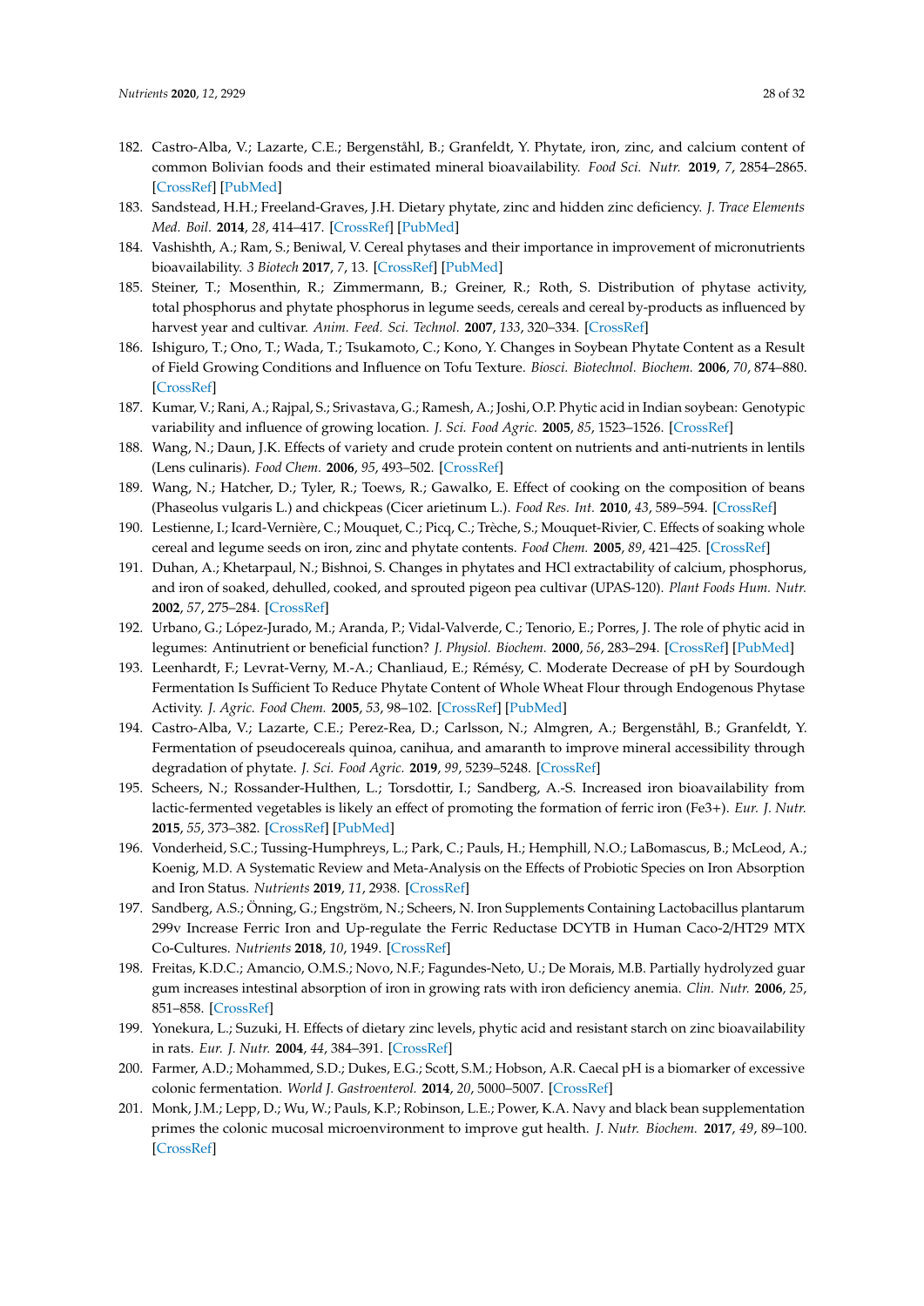182. Castro-Alba, V.; Lazarte, C.E.; Bergenståhl, B.; Granfeldt, Y. Phytate, iron, zinc, and calcium content of common Bolivian foods and their estimated mineral bioavailability. *Food Sci. Nutr.* **2019**, *7*, 2854–2865. [CrossRef] [PubMed]
183. Sandstead, H.H.; Freeland-Graves, J.H. Dietary phytate, zinc and hidden zinc deficiency. *J. Trace Elements Med. Boil.* **2014**, *28*, 414–417. [CrossRef] [PubMed]
184. Vashishth, A.; Ram, S.; Beniwal, V. Cereal phytases and their importance in improvement of micronutrients bioavailability. *3 Biotech* **2017**, *7*, 13. [CrossRef] [PubMed]
185. Steiner, T.; Mosenthin, R.; Zimmermann, B.; Greiner, R.; Roth, S. Distribution of phytase activity, total phosphorus and phytate phosphorus in legume seeds, cereals and cereal by-products as influenced by harvest year and cultivar. *Anim. Feed. Sci. Technol.* **2007**, *133*, 320–334. [CrossRef]
186. Ishiguro, T.; Ono, T.; Wada, T.; Tsukamoto, C.; Kono, Y. Changes in Soybean Phytate Content as a Result of Field Growing Conditions and Influence on Tofu Texture. *Biosci. Biotechnol. Biochem.* **2006**, *70*, 874–880. [CrossRef]
187. Kumar, V.; Rani, A.; Rajpal, S.; Srivastava, G.; Ramesh, A.; Joshi, O.P. Phytic acid in Indian soybean: Genotypic variability and influence of growing location. *J. Sci. Food Agric.* **2005**, *85*, 1523–1526. [CrossRef]
188. Wang, N.; Daun, J.K. Effects of variety and crude protein content on nutrients and anti-nutrients in lentils (Lens culinaris). *Food Chem.* **2006**, *95*, 493–502. [CrossRef]
189. Wang, N.; Hatcher, D.; Tyler, R.; Toews, R.; Gawalko, E. Effect of cooking on the composition of beans (Phaseolus vulgaris L.) and chickpeas (Cicer arietinum L.). *Food Res. Int.* **2010**, *43*, 589–594. [CrossRef]
190. Lestienne, I.; Icard-Vernière, C.; Mouquet, C.; Picq, C.; Trèche, S.; Mouquet-Rivier, C. Effects of soaking whole cereal and legume seeds on iron, zinc and phytate contents. *Food Chem.* **2005**, *89*, 421–425. [CrossRef]
191. Duhan, A.; Khetarpaul, N.; Bishnoi, S. Changes in phytates and HCl extractability of calcium, phosphorus, and iron of soaked, dehulled, cooked, and sprouted pigeon pea cultivar (UPAS-120). *Plant Foods Hum. Nutr.* **2002**, *57*, 275–284. [CrossRef]
192. Urbano, G.; López-Jurado, M.; Aranda, P.; Vidal-Valverde, C.; Tenorio, E.; Porres, J. The role of phytic acid in legumes: Antinutrient or beneficial function? *J. Physiol. Biochem.* **2000**, *56*, 283–294. [CrossRef] [PubMed]
193. Leenhardt, F.; Levrat-Verny, M.-A.; Chanliaud, E.; Rémésy, C. Moderate Decrease of pH by Sourdough Fermentation Is Sufficient To Reduce Phytate Content of Whole Wheat Flour through Endogenous Phytase Activity. *J. Agric. Food Chem.* **2005**, *53*, 98–102. [CrossRef] [PubMed]
194. Castro-Alba, V.; Lazarte, C.E.; Perez-Rea, D.; Carlsson, N.; Almgren, A.; Bergenståhl, B.; Granfeldt, Y. Fermentation of pseudocereals quinoa, canihua, and amaranth to improve mineral accessibility through degradation of phytate. *J. Sci. Food Agric.* **2019**, *99*, 5239–5248. [CrossRef]
195. Scheers, N.; Rossander-Hulthen, L.; Torsdottir, I.; Sandberg, A.-S. Increased iron bioavailability from lactic-fermented vegetables is likely an effect of promoting the formation of ferric iron ($Fe^{3+}$). *Eur. J. Nutr.* **2015**, *55*, 373–382. [CrossRef] [PubMed]
196. Vonderheid, S.C.; Tussing-Humphreys, L.; Park, C.; Pauls, H.; Hemphill, N.O.; LaBomascus, B.; McLeod, A.; Koenig, M.D. A Systematic Review and Meta-Analysis on the Effects of Probiotic Species on Iron Absorption and Iron Status. *Nutrients* **2019**, *11*, 2938. [CrossRef]
197. Sandberg, A.S.; Önning, G.; Engström, N.; Scheers, N. Iron Supplements Containing Lactobacillus plantarum 299v Increase Ferric Iron and Up-regulate the Ferric Reductase DCYTB in Human Caco-2/HT29 MTX Co-Cultures. *Nutrients* **2018**, *10*, 1949. [CrossRef]
198. Freitas, K.D.C.; Amancio, O.M.S.; Novo, N.F.; Fagundes-Neto, U.; De Morais, M.B. Partially hydrolyzed guar gum increases intestinal absorption of iron in growing rats with iron deficiency anemia. *Clin. Nutr.* **2006**, *25*, 851–858. [CrossRef]
199. Yonekura, L.; Suzuki, H. Effects of dietary zinc levels, phytic acid and resistant starch on zinc bioavailability in rats. *Eur. J. Nutr.* **2004**, *44*, 384–391. [CrossRef]
200. Farmer, A.D.; Mohammed, S.D.; Dukes, E.G.; Scott, S.M.; Hobson, A.R. Caecal pH is a biomarker of excessive colonic fermentation. *World J. Gastroenterol.* **2014**, *20*, 5000–5007. [CrossRef]
201. Monk, J.M.; Lepp, D.; Wu, W.; Pauls, K.P.; Robinson, L.E.; Power, K.A. Navy and black bean supplementation primes the colonic mucosal microenvironment to improve gut health. *J. Nutr. Biochem.* **2017**, *49*, 89–100. [CrossRef]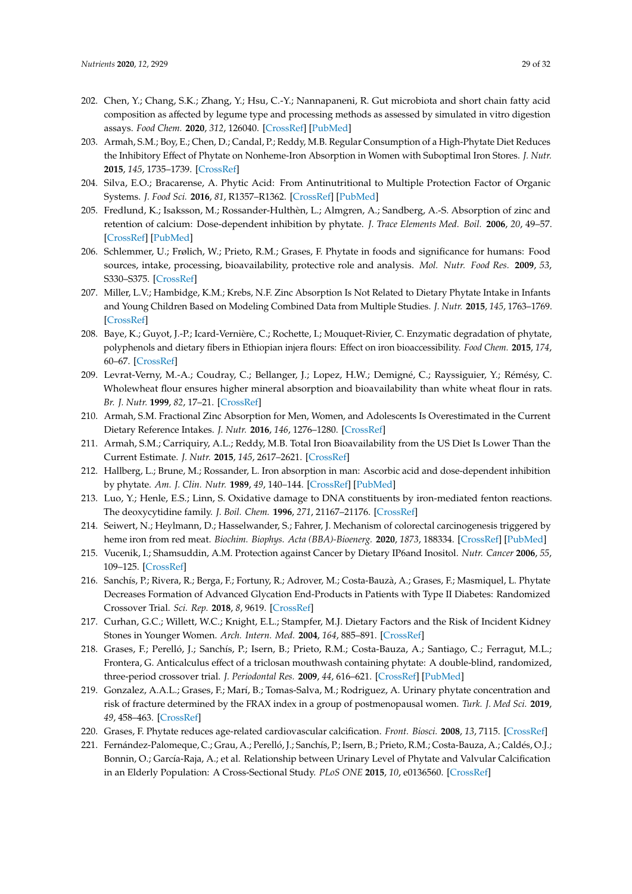202. Chen, Y.; Chang, S.K.; Zhang, Y.; Hsu, C.-Y.; Nannapaneni, R. Gut microbiota and short chain fatty acid composition as affected by legume type and processing methods as assessed by simulated in vitro digestion assays. *Food Chem.* **2020**, *312*, 126040. [CrossRef] [PubMed]
203. Armah, S.M.; Boy, E.; Chen, D.; Candal, P.; Reddy, M.B. Regular Consumption of a High-Phytate Diet Reduces the Inhibitory Effect of Phytate on Nonheme-Iron Absorption in Women with Suboptimal Iron Stores. *J. Nutr.* **2015**, *145*, 1735–1739. [CrossRef]
204. Silva, E.O.; Bracarense, A. Phytic Acid: From Antinutritional to Multiple Protection Factor of Organic Systems. *J. Food Sci.* **2016**, *81*, R1357–R1362. [CrossRef] [PubMed]
205. Fredlund, K.; Isaksson, M.; Rossander-Hulthèn, L.; Almgren, A.; Sandberg, A.-S. Absorption of zinc and retention of calcium: Dose-dependent inhibition by phytate. *J. Trace Elements Med. Boil.* **2006**, *20*, 49–57. [CrossRef] [PubMed]
206. Schlemmer, U.; Frølich, W.; Prieto, R.M.; Grases, F. Phytate in foods and significance for humans: Food sources, intake, processing, bioavailability, protective role and analysis. *Mol. Nutr. Food Res.* **2009**, *53*, S330–S375. [CrossRef]
207. Miller, L.V.; Hambidge, K.M.; Krebs, N.F. Zinc Absorption Is Not Related to Dietary Phytate Intake in Infants and Young Children Based on Modeling Combined Data from Multiple Studies. *J. Nutr.* **2015**, *145*, 1763–1769. [CrossRef]
208. Baye, K.; Guyot, J.-P.; Icard-Vernière, C.; Rochette, I.; Mouquet-Rivier, C. Enzymatic degradation of phytate, polyphenols and dietary fibers in Ethiopian injera flours: Effect on iron bioaccessibility. *Food Chem.* **2015**, *174*, 60–67. [CrossRef]
209. Levrat-Verny, M.-A.; Coudray, C.; Bellanger, J.; Lopez, H.W.; Demigné, C.; Rayssiguier, Y.; Rémésy, C. Wholewheat flour ensures higher mineral absorption and bioavailability than white wheat flour in rats. *Br. J. Nutr.* **1999**, *82*, 17–21. [CrossRef]
210. Armah, S.M. Fractional Zinc Absorption for Men, Women, and Adolescents Is Overestimated in the Current Dietary Reference Intakes. *J. Nutr.* **2016**, *146*, 1276–1280. [CrossRef]
211. Armah, S.M.; Carriquiry, A.L.; Reddy, M.B. Total Iron Bioavailability from the US Diet Is Lower Than the Current Estimate. *J. Nutr.* **2015**, *145*, 2617–2621. [CrossRef]
212. Hallberg, L.; Brune, M.; Rossander, L. Iron absorption in man: Ascorbic acid and dose-dependent inhibition by phytate. *Am. J. Clin. Nutr.* **1989**, *49*, 140–144. [CrossRef] [PubMed]
213. Luo, Y.; Henle, E.S.; Linn, S. Oxidative damage to DNA constituents by iron-mediated fenton reactions. The deoxycytidine family. *J. Boil. Chem.* **1996**, *271*, 21167–21176. [CrossRef]
214. Seiwert, N.; Heylmann, D.; Hasselwander, S.; Fahrer, J. Mechanism of colorectal carcinogenesis triggered by heme iron from red meat. *Biochim. Biophys. Acta (BBA)-Bioenerg.* **2020**, *1873*, 188334. [CrossRef] [PubMed]
215. Vucenik, I.; Shamsuddin, A.M. Protection against Cancer by Dietary IP6and Inositol. *Nutr. Cancer* **2006**, *55*, 109–125. [CrossRef]
216. Sanchís, P.; Rivera, R.; Berga, F.; Fortuny, R.; Adrover, M.; Costa-Bauzà, A.; Grases, F.; Masmiquel, L. Phytate Decreases Formation of Advanced Glycation End-Products in Patients with Type II Diabetes: Randomized Crossover Trial. *Sci. Rep.* **2018**, *8*, 9619. [CrossRef]
217. Curhan, G.C.; Willett, W.C.; Knight, E.L.; Stampfer, M.J. Dietary Factors and the Risk of Incident Kidney Stones in Younger Women. *Arch. Intern. Med.* **2004**, *164*, 885–891. [CrossRef]
218. Grases, F.; Perelló, J.; Sanchís, P.; Isern, B.; Prieto, R.M.; Costa-Bauza, A.; Santiago, C.; Ferragut, M.L.; Frontera, G. Anticalculus effect of a triclosan mouthwash containing phytate: A double-blind, randomized, three-period crossover trial. *J. Periodontal Res.* **2009**, *44*, 616–621. [CrossRef] [PubMed]
219. Gonzalez, A.A.L.; Grases, F.; Marí, B.; Tomas-Salva, M.; Rodriguez, A. Urinary phytate concentration and risk of fracture determined by the FRAX index in a group of postmenopausal women. *Turk. J. Med Sci.* **2019**, *49*, 458–463. [CrossRef]
220. Grases, F. Phytate reduces age-related cardiovascular calcification. *Front. Biosci.* **2008**, *13*, 7115. [CrossRef]
221. Fernández-Palomeque, C.; Grau, A.; Perelló, J.; Sanchís, P.; Isern, B.; Prieto, R.M.; Costa-Bauza, A.; Caldés, O.J.; Bonnin, O.; García-Raja, A.; et al. Relationship between Urinary Level of Phytate and Valvular Calcification in an Elderly Population: A Cross-Sectional Study. *PLoS ONE* **2015**, *10*, e0136560. [CrossRef]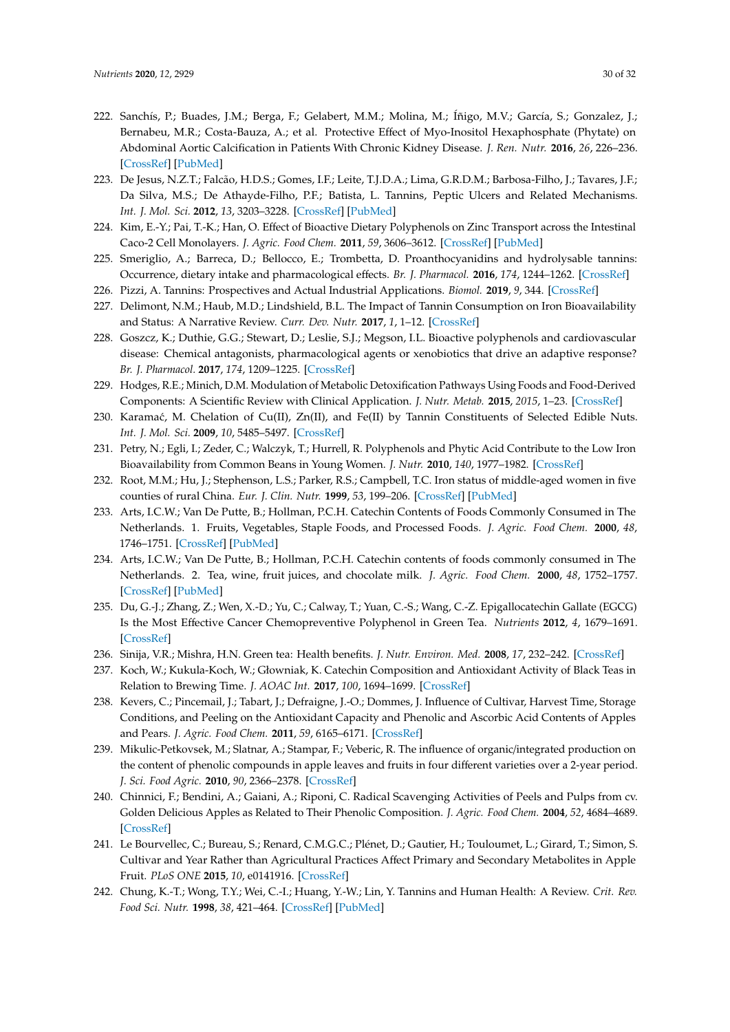222. Sanchís, P.; Buades, J.M.; Berga, F.; Gelabert, M.M.; Molina, M.; Íñigo, M.V.; García, S.; Gonzalez, J.; Bernabeu, M.R.; Costa-Bauza, A.; et al. Protective Effect of Myo-Inositol Hexaphosphate (Phytate) on Abdominal Aortic Calcification in Patients With Chronic Kidney Disease. *J. Ren. Nutr.* **2016**, *26*, 226–236. [CrossRef] [PubMed]
223. De Jesus, N.Z.T.; Falcão, H.D.S.; Gomes, I.F.; Leite, T.J.D.A.; Lima, G.R.D.M.; Barbosa-Filho, J.; Tavares, J.F.; Da Silva, M.S.; De Athayde-Filho, P.F.; Batista, L. Tannins, Peptic Ulcers and Related Mechanisms. *Int. J. Mol. Sci.* **2012**, *13*, 3203–3228. [CrossRef] [PubMed]
224. Kim, E.-Y.; Pai, T.-K.; Han, O. Effect of Bioactive Dietary Polyphenols on Zinc Transport across the Intestinal Caco-2 Cell Monolayers. *J. Agric. Food Chem.* **2011**, *59*, 3606–3612. [CrossRef] [PubMed]
225. Smeriglio, A.; Barreca, D.; Bellocco, E.; Trombetta, D. Proanthocyanidins and hydrolysable tannins: Occurrence, dietary intake and pharmacological effects. *Br. J. Pharmacol.* **2016**, *174*, 1244–1262. [CrossRef]
226. Pizzi, A. Tannins: Prospectives and Actual Industrial Applications. *Biomol.* **2019**, *9*, 344. [CrossRef]
227. Delimont, N.M.; Haub, M.D.; Lindshield, B.L. The Impact of Tannin Consumption on Iron Bioavailability and Status: A Narrative Review. *Curr. Dev. Nutr.* **2017**, *1*, 1–12. [CrossRef]
228. Goszcz, K.; Duthie, G.G.; Stewart, D.; Leslie, S.J.; Megson, I.L. Bioactive polyphenols and cardiovascular disease: Chemical antagonists, pharmacological agents or xenobiotics that drive an adaptive response? *Br. J. Pharmacol.* **2017**, *174*, 1209–1225. [CrossRef]
229. Hodges, R.E.; Minich, D.M. Modulation of Metabolic Detoxification Pathways Using Foods and Food-Derived Components: A Scientific Review with Clinical Application. *J. Nutr. Metab.* **2015**, *2015*, 1–23. [CrossRef]
230. Karamać, M. Chelation of Cu(II), Zn(II), and Fe(II) by Tannin Constituents of Selected Edible Nuts. *Int. J. Mol. Sci.* **2009**, *10*, 5485–5497. [CrossRef]
231. Petry, N.; Egli, I.; Zeder, C.; Walczyk, T.; Hurrell, R. Polyphenols and Phytic Acid Contribute to the Low Iron Bioavailability from Common Beans in Young Women. *J. Nutr.* **2010**, *140*, 1977–1982. [CrossRef]
232. Root, M.M.; Hu, J.; Stephenson, L.S.; Parker, R.S.; Campbell, T.C. Iron status of middle-aged women in five counties of rural China. *Eur. J. Clin. Nutr.* **1999**, *53*, 199–206. [CrossRef] [PubMed]
233. Arts, I.C.W.; Van De Putte, B.; Hollman, P.C.H. Catechin Contents of Foods Commonly Consumed in The Netherlands. 1. Fruits, Vegetables, Staple Foods, and Processed Foods. *J. Agric. Food Chem.* **2000**, *48*, 1746–1751. [CrossRef] [PubMed]
234. Arts, I.C.W.; Van De Putte, B.; Hollman, P.C.H. Catechin contents of foods commonly consumed in The Netherlands. 2. Tea, wine, fruit juices, and chocolate milk. *J. Agric. Food Chem.* **2000**, *48*, 1752–1757. [CrossRef] [PubMed]
235. Du, G.-J.; Zhang, Z.; Wen, X.-D.; Yu, C.; Calway, T.; Yuan, C.-S.; Wang, C.-Z. Epigallocatechin Gallate (EGCG) Is the Most Effective Cancer Chemopreventive Polyphenol in Green Tea. *Nutrients* **2012**, *4*, 1679–1691. [CrossRef]
236. Sinija, V.R.; Mishra, H.N. Green tea: Health benefits. *J. Nutr. Environ. Med.* **2008**, *17*, 232–242. [CrossRef]
237. Koch, W.; Kukula-Koch, W.; Głowniak, K. Catechin Composition and Antioxidant Activity of Black Teas in Relation to Brewing Time. *J. AOAC Int.* **2017**, *100*, 1694–1699. [CrossRef]
238. Kevers, C.; Pincemail, J.; Tabart, J.; Defraigne, J.-O.; Dommes, J. Influence of Cultivar, Harvest Time, Storage Conditions, and Peeling on the Antioxidant Capacity and Phenolic and Ascorbic Acid Contents of Apples and Pears. *J. Agric. Food Chem.* **2011**, *59*, 6165–6171. [CrossRef]
239. Mikulic-Petkovsek, M.; Slatnar, A.; Stampar, F.; Veberic, R. The influence of organic/integrated production on the content of phenolic compounds in apple leaves and fruits in four different varieties over a 2-year period. *J. Sci. Food Agric.* **2010**, *90*, 2366–2378. [CrossRef]
240. Chinnici, F.; Bendini, A.; Gaiani, A.; Riponi, C. Radical Scavenging Activities of Peels and Pulps from cv. Golden Delicious Apples as Related to Their Phenolic Composition. *J. Agric. Food Chem.* **2004**, *52*, 4684–4689. [CrossRef]
241. Le Bourvellec, C.; Bureau, S.; Renard, C.M.G.C.; Plénet, D.; Gautier, H.; Touloumet, L.; Girard, T.; Simon, S. Cultivar and Year Rather than Agricultural Practices Affect Primary and Secondary Metabolites in Apple Fruit. *PLoS ONE* **2015**, *10*, e0141916. [CrossRef]
242. Chung, K.-T.; Wong, T.Y.; Wei, C.-I.; Huang, Y.-W.; Lin, Y. Tannins and Human Health: A Review. *Crit. Rev. Food Sci. Nutr.* **1998**, *38*, 421–464. [CrossRef] [PubMed]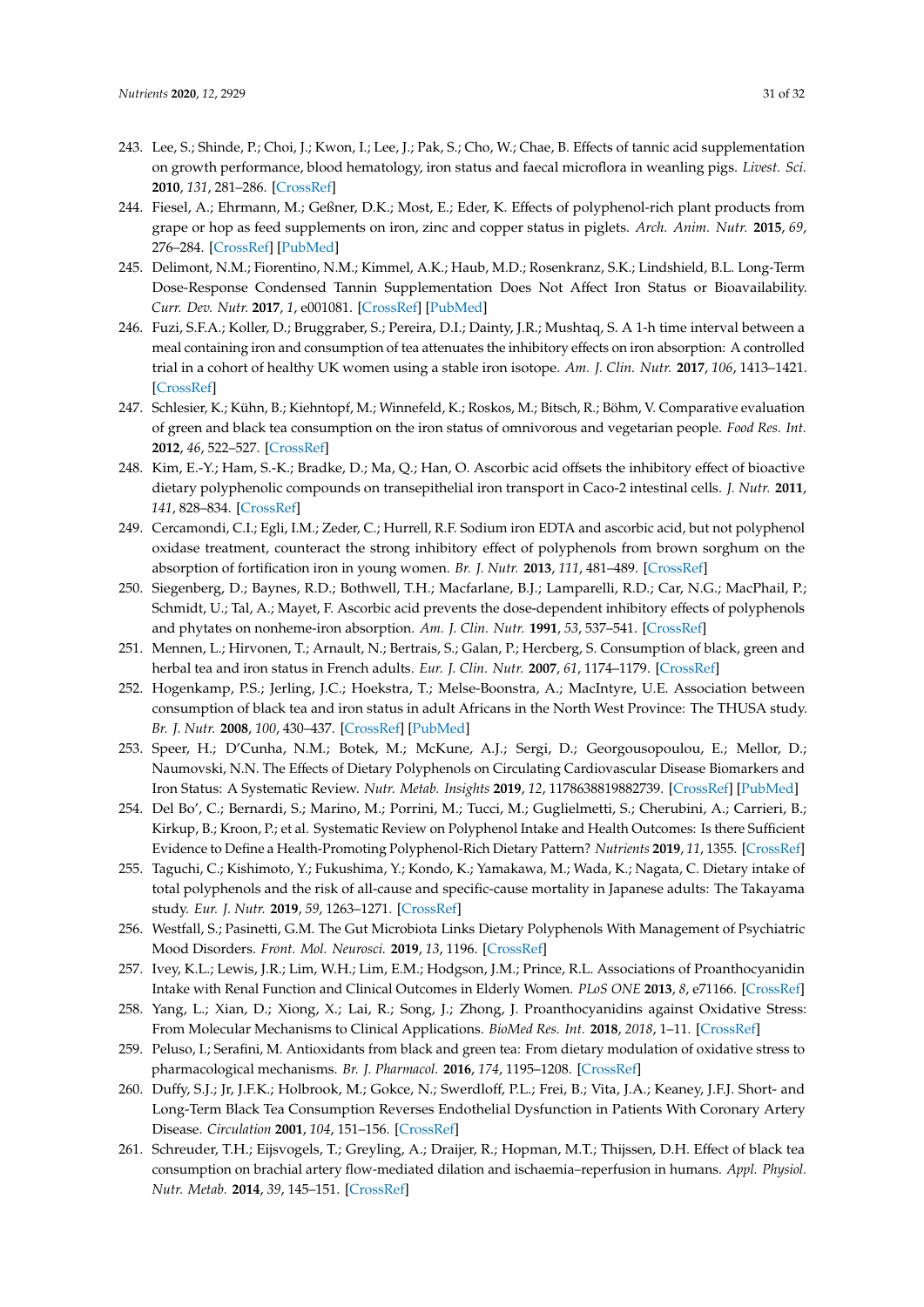243. Lee, S.; Shinde, P.; Choi, J.; Kwon, I.; Lee, J.; Pak, S.; Cho, W.; Chae, B. Effects of tannic acid supplementation on growth performance, blood hematology, iron status and faecal microflora in weanling pigs. *Livest. Sci.* **2010**, *131*, 281–286. [CrossRef]
244. Fiesel, A.; Ehrmann, M.; Geßner, D.K.; Most, E.; Eder, K. Effects of polyphenol-rich plant products from grape or hop as feed supplements on iron, zinc and copper status in piglets. *Arch. Anim. Nutr.* **2015**, *69*, 276–284. [CrossRef] [PubMed]
245. Delimont, N.M.; Fiorentino, N.M.; Kimmel, A.K.; Haub, M.D.; Rosenkranz, S.K.; Lindshield, B.L. Long-Term Dose-Response Condensed Tannin Supplementation Does Not Affect Iron Status or Bioavailability. *Curr. Dev. Nutr.* **2017**, *1*, e001081. [CrossRef] [PubMed]
246. Fuzi, S.F.A.; Koller, D.; Bruggraber, S.; Pereira, D.I.; Dainty, J.R.; Mushtaq, S. A 1-h time interval between a meal containing iron and consumption of tea attenuates the inhibitory effects on iron absorption: A controlled trial in a cohort of healthy UK women using a stable iron isotope. *Am. J. Clin. Nutr.* **2017**, *106*, 1413–1421. [CrossRef]
247. Schlesier, K.; Kühn, B.; Kiehntopf, M.; Winnefeld, K.; Roskos, M.; Bitsch, R.; Böhm, V. Comparative evaluation of green and black tea consumption on the iron status of omnivorous and vegetarian people. *Food Res. Int.* **2012**, *46*, 522–527. [CrossRef]
248. Kim, E.-Y.; Ham, S.-K.; Bradke, D.; Ma, Q.; Han, O. Ascorbic acid offsets the inhibitory effect of bioactive dietary polyphenolic compounds on transepithelial iron transport in Caco-2 intestinal cells. *J. Nutr.* **2011**, *141*, 828–834. [CrossRef]
249. Cercamondi, C.I.; Egli, I.M.; Zeder, C.; Hurrell, R.F. Sodium iron EDTA and ascorbic acid, but not polyphenol oxidase treatment, counteract the strong inhibitory effect of polyphenols from brown sorghum on the absorption of fortification iron in young women. *Br. J. Nutr.* **2013**, *111*, 481–489. [CrossRef]
250. Siegenberg, D.; Baynes, R.D.; Bothwell, T.H.; Macfarlane, B.J.; Lamparelli, R.D.; Car, N.G.; MacPhail, P.; Schmidt, U.; Tal, A.; Mayet, F. Ascorbic acid prevents the dose-dependent inhibitory effects of polyphenols and phytates on nonheme-iron absorption. *Am. J. Clin. Nutr.* **1991**, *53*, 537–541. [CrossRef]
251. Mennen, L.; Hirvonen, T.; Arnault, N.; Bertrais, S.; Galan, P.; Hercberg, S. Consumption of black, green and herbal tea and iron status in French adults. *Eur. J. Clin. Nutr.* **2007**, *61*, 1174–1179. [CrossRef]
252. Hogenkamp, P.S.; Jerling, J.C.; Hoekstra, T.; Melse-Boonstra, A.; MacIntyre, U.E. Association between consumption of black tea and iron status in adult Africans in the North West Province: The THUSA study. *Br. J. Nutr.* **2008**, *100*, 430–437. [CrossRef] [PubMed]
253. Speer, H.; D'Cunha, N.M.; Botek, M.; McKune, A.J.; Sergi, D.; Georgousopoulou, E.; Mellor, D.; Naumovski, N.N. The Effects of Dietary Polyphenols on Circulating Cardiovascular Disease Biomarkers and Iron Status: A Systematic Review. *Nutr. Metab. Insights* **2019**, *12*, 1178638819882739. [CrossRef] [PubMed]
254. Del Bo', C.; Bernardi, S.; Marino, M.; Porrini, M.; Tucci, M.; Guglielmetti, S.; Cherubini, A.; Carrieri, B.; Kirkup, B.; Kroon, P.; et al. Systematic Review on Polyphenol Intake and Health Outcomes: Is there Sufficient Evidence to Define a Health-Promoting Polyphenol-Rich Dietary Pattern? *Nutrients* **2019**, *11*, 1355. [CrossRef]
255. Taguchi, C.; Kishimoto, Y.; Fukushima, Y.; Kondo, K.; Yamakawa, M.; Wada, K.; Nagata, C. Dietary intake of total polyphenols and the risk of all-cause and specific-cause mortality in Japanese adults: The Takayama study. *Eur. J. Nutr.* **2019**, *59*, 1263–1271. [CrossRef]
256. Westfall, S.; Pasinetti, G.M. The Gut Microbiota Links Dietary Polyphenols With Management of Psychiatric Mood Disorders. *Front. Mol. Neurosci.* **2019**, *13*, 1196. [CrossRef]
257. Ivey, K.L.; Lewis, J.R.; Lim, W.H.; Lim, E.M.; Hodgson, J.M.; Prince, R.L. Associations of Proanthocyanidin Intake with Renal Function and Clinical Outcomes in Elderly Women. *PLoS ONE* **2013**, *8*, e71166. [CrossRef]
258. Yang, L.; Xian, D.; Xiong, X.; Lai, R.; Song, J.; Zhong, J. Proanthocyanidins against Oxidative Stress: From Molecular Mechanisms to Clinical Applications. *BioMed Res. Int.* **2018**, *2018*, 1–11. [CrossRef]
259. Peluso, I.; Serafini, M. Antioxidants from black and green tea: From dietary modulation of oxidative stress to pharmacological mechanisms. *Br. J. Pharmacol.* **2016**, *174*, 1195–1208. [CrossRef]
260. Duffy, S.J.; Jr, J.F.K.; Holbrook, M.; Gokce, N.; Swerdloff, P.L.; Frei, B.; Vita, J.A.; Keaney, J.F.J. Short- and Long-Term Black Tea Consumption Reverses Endothelial Dysfunction in Patients With Coronary Artery Disease. *Circulation* **2001**, *104*, 151–156. [CrossRef]
261. Schreuder, T.H.; Eijsvogels, T.; Greyling, A.; Draijer, R.; Hopman, M.T.; Thijssen, D.H. Effect of black tea consumption on brachial artery flow-mediated dilation and ischaemia–reperfusion in humans. *Appl. Physiol. Nutr. Metab.* **2014**, *39*, 145–151. [CrossRef]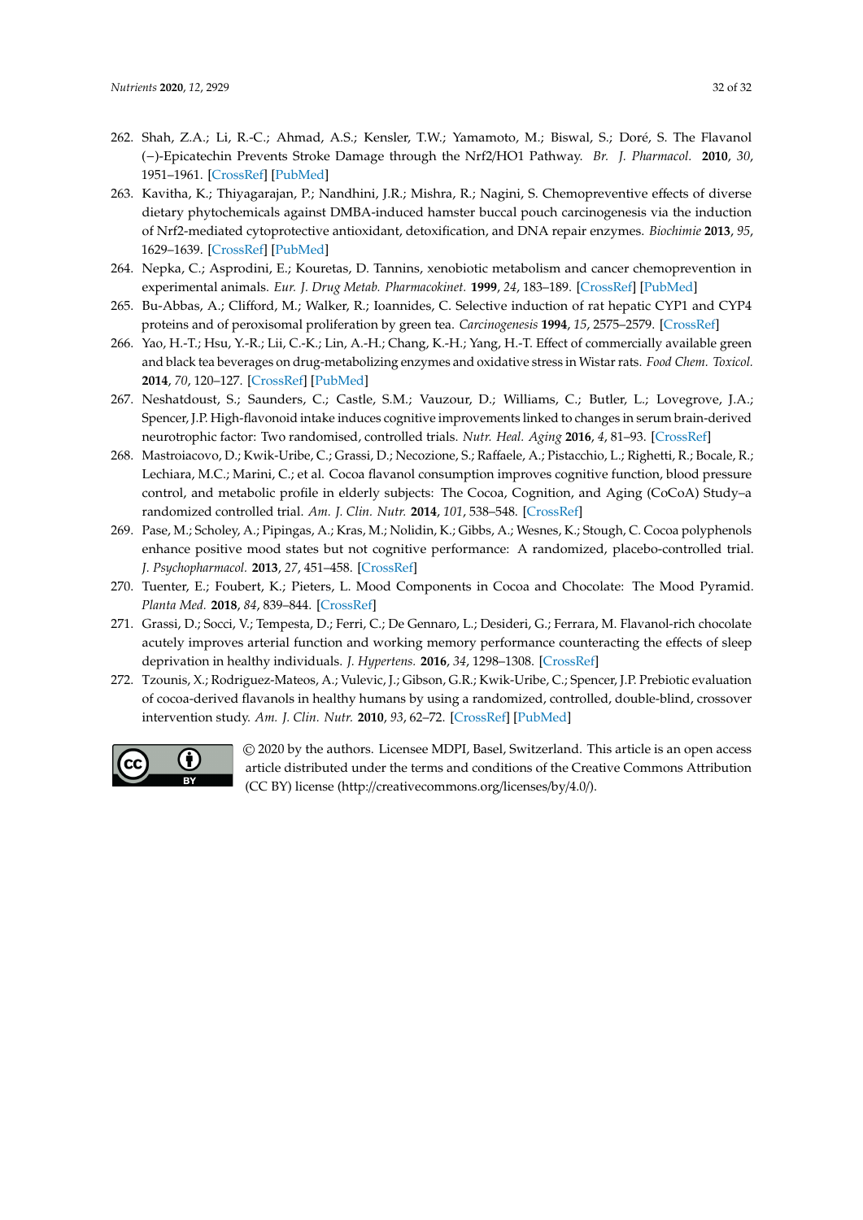262. Shah, Z.A.; Li, R.-C.; Ahmad, A.S.; Kensler, T.W.; Yamamoto, M.; Biswal, S.; Doré, S. The Flavanol (−)-Epicatechin Prevents Stroke Damage through the Nrf2/HO1 Pathway. *Br. J. Pharmacol.* **2010**, *30*, 1951–1961. [CrossRef] [PubMed]
263. Kavitha, K.; Thiyagarajan, P.; Nandhini, J.R.; Mishra, R.; Nagini, S. Chemopreventive effects of diverse dietary phytochemicals against DMBA-induced hamster buccal pouch carcinogenesis via the induction of Nrf2-mediated cytoprotective antioxidant, detoxification, and DNA repair enzymes. *Biochimie* **2013**, *95*, 1629–1639. [CrossRef] [PubMed]
264. Nepka, C.; Asprodini, E.; Kouretas, D. Tannins, xenobiotic metabolism and cancer chemoprevention in experimental animals. *Eur. J. Drug Metab. Pharmacokinet.* **1999**, *24*, 183–189. [CrossRef] [PubMed]
265. Bu-Abbas, A.; Clifford, M.; Walker, R.; Ioannides, C. Selective induction of rat hepatic CYP1 and CYP4 proteins and of peroxisomal proliferation by green tea. *Carcinogenesis* **1994**, *15*, 2575–2579. [CrossRef]
266. Yao, H.-T.; Hsu, Y.-R.; Lii, C.-K.; Lin, A.-H.; Chang, K.-H.; Yang, H.-T. Effect of commercially available green and black tea beverages on drug-metabolizing enzymes and oxidative stress in Wistar rats. *Food Chem. Toxicol.* **2014**, *70*, 120–127. [CrossRef] [PubMed]
267. Neshatdoust, S.; Saunders, C.; Castle, S.M.; Vauzour, D.; Williams, C.; Butler, L.; Lovegrove, J.A.; Spencer, J.P. High-flavonoid intake induces cognitive improvements linked to changes in serum brain-derived neurotrophic factor: Two randomised, controlled trials. *Nutr. Heal. Aging* **2016**, *4*, 81–93. [CrossRef]
268. Mastroiacovo, D.; Kwik-Uribe, C.; Grassi, D.; Necozione, S.; Raffaele, A.; Pistacchio, L.; Righetti, R.; Bocale, R.; Lechiara, M.C.; Marini, C.; et al. Cocoa flavanol consumption improves cognitive function, blood pressure control, and metabolic profile in elderly subjects: The Cocoa, Cognition, and Aging (CoCoA) Study–a randomized controlled trial. *Am. J. Clin. Nutr.* **2014**, *101*, 538–548. [CrossRef]
269. Pase, M.; Scholey, A.; Pipingas, A.; Kras, M.; Nolidin, K.; Gibbs, A.; Wesnes, K.; Stough, C. Cocoa polyphenols enhance positive mood states but not cognitive performance: A randomized, placebo-controlled trial. *J. Psychopharmacol.* **2013**, *27*, 451–458. [CrossRef]
270. Tuenter, E.; Foubert, K.; Pieters, L. Mood Components in Cocoa and Chocolate: The Mood Pyramid. *Planta Med.* **2018**, *84*, 839–844. [CrossRef]
271. Grassi, D.; Socci, V.; Tempesta, D.; Ferri, C.; De Gennaro, L.; Desideri, G.; Ferrara, M. Flavanol-rich chocolate acutely improves arterial function and working memory performance counteracting the effects of sleep deprivation in healthy individuals. *J. Hypertens.* **2016**, *34*, 1298–1308. [CrossRef]
272. Tzounis, X.; Rodriguez-Mateos, A.; Vulevic, J.; Gibson, G.R.; Kwik-Uribe, C.; Spencer, J.P. Prebiotic evaluation of cocoa-derived flavanols in healthy humans by using a randomized, controlled, double-blind, crossover intervention study. *Am. J. Clin. Nutr.* **2010**, *93*, 62–72. [CrossRef] [PubMed]

© 2020 by the authors. Licensee MDPI, Basel, Switzerland. This article is an open access article distributed under the terms and conditions of the Creative Commons Attribution (CC BY) license (http://creativecommons.org/licenses/by/4.0/).